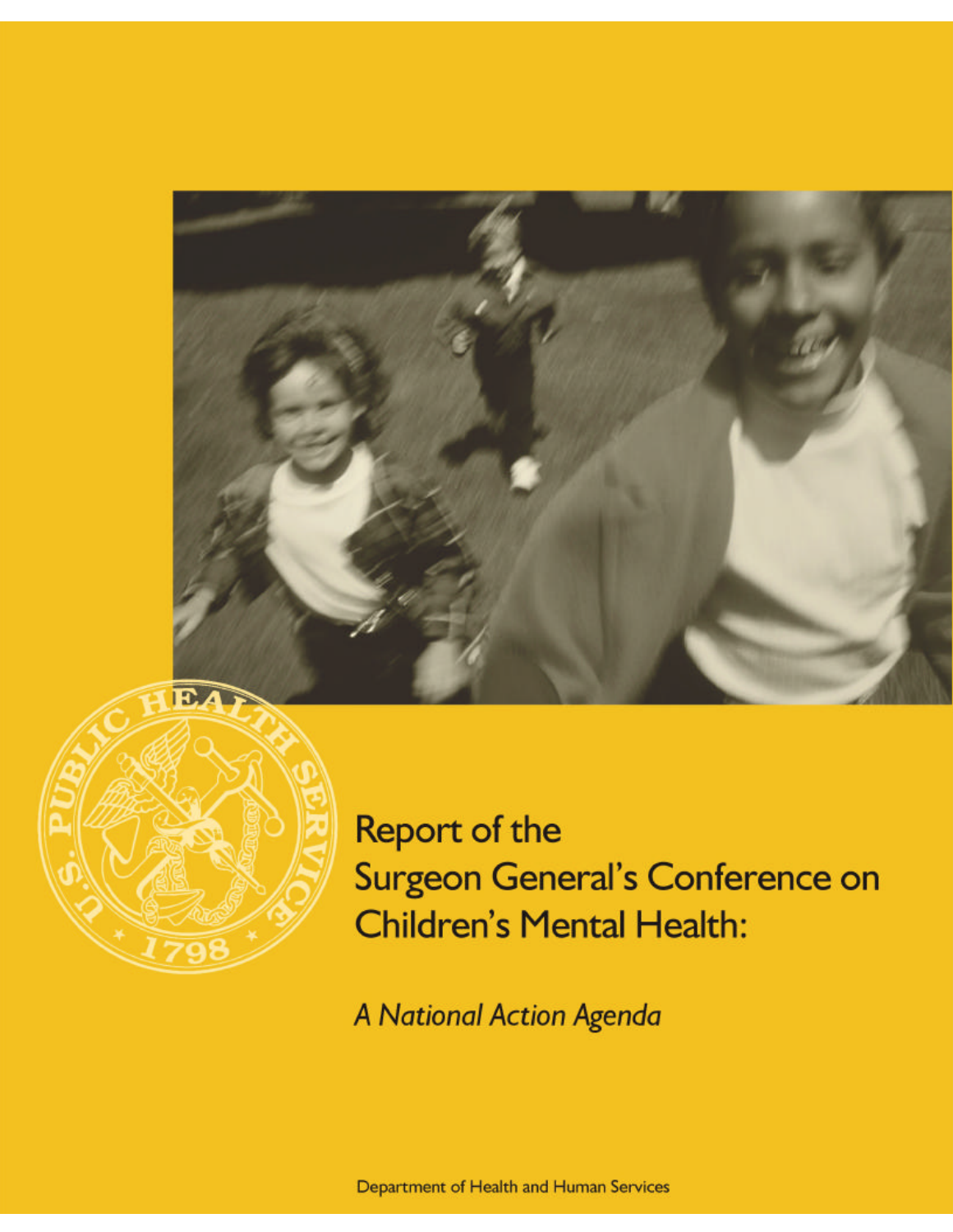# Report of the Surgeon General's Conference on Children's Mental Health:

*A National Action Agenda*

Department of Health and Human Services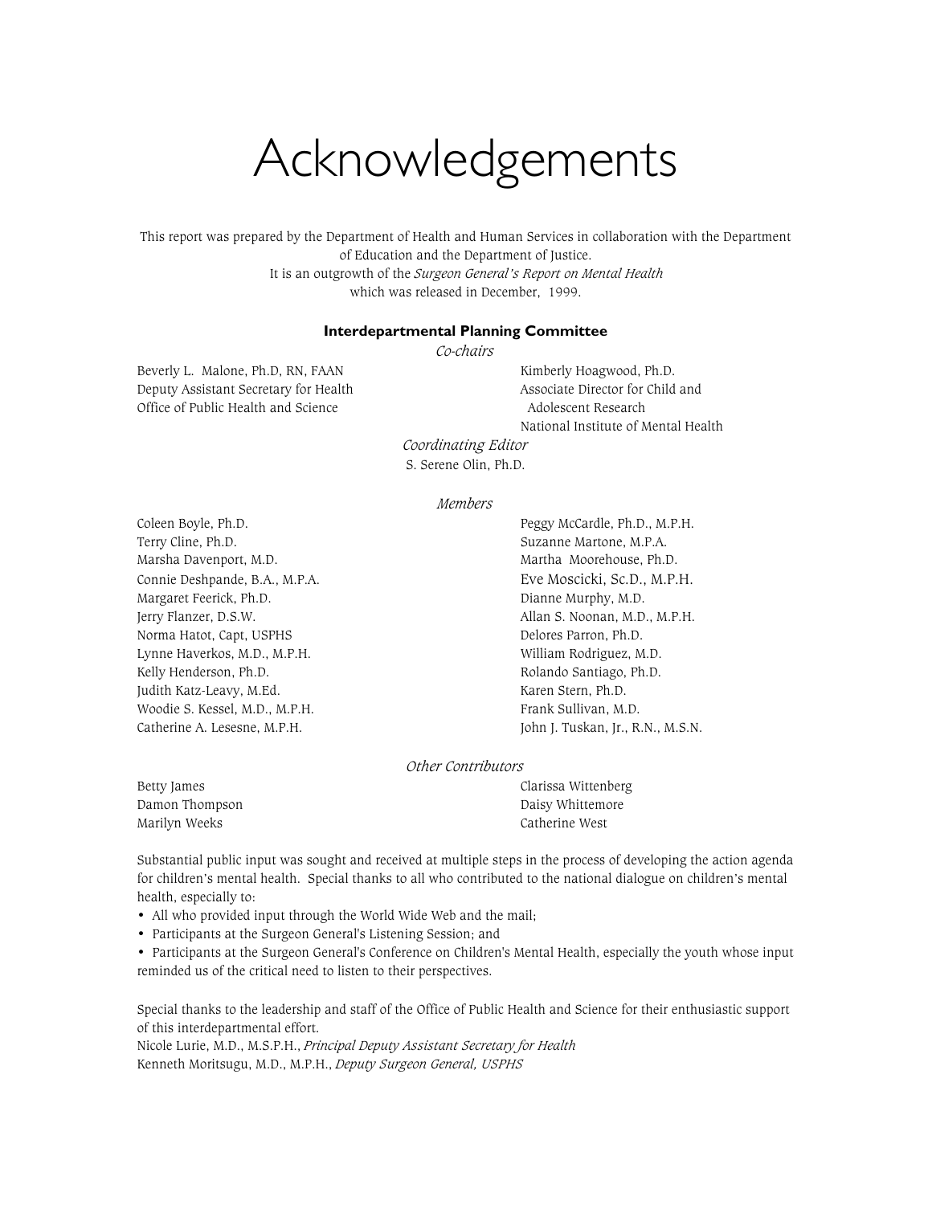# Acknowledgements

This report was prepared by the Department of Health and Human Services in collaboration with the Department of Education and the Department of Justice.
It is an outgrowth of the *Surgeon General's Report on Mental Health* which was released in December, 1999.

**Interdepartmental Planning Committee**

*Co-chairs*

Beverly L. Malone, Ph.D, RN, FAAN
Deputy Assistant Secretary for Health
Office of Public Health and Science

Kimberly Hoagwood, Ph.D.
Associate Director for Child and Adolescent Research
National Institute of Mental Health

*Coordinating Editor*

S. Serene Olin, Ph.D.

*Members*

Coleen Boyle, Ph.D.
Terry Cline, Ph.D.
Marsha Davenport, M.D.
Connie Deshpande, B.A., M.P.A.
Margaret Feerick, Ph.D.
Jerry Flanzer, D.S.W.
Norma Hatot, Capt, USPHS
Lynne Haverkos, M.D., M.P.H.
Kelly Henderson, Ph.D.
Judith Katz-Leavy, M.Ed.
Woodie S. Kessel, M.D., M.P.H.
Catherine A. Lesesne, M.P.H.
Peggy McCardle, Ph.D., M.P.H.
Suzanne Martone, M.P.A.
Martha Moorehouse, Ph.D.
Eve Moscicki, Sc.D., M.P.H.
Dianne Murphy, M.D.
Allan S. Noonan, M.D., M.P.H.
Delores Parron, Ph.D.
William Rodriguez, M.D.
Rolando Santiago, Ph.D.
Karen Stern, Ph.D.
Frank Sullivan, M.D.
John J. Tuskan, Jr., R.N., M.S.N.

*Other Contributors*

Betty James
Damon Thompson
Marilyn Weeks
Clarissa Wittenberg
Daisy Whittemore
Catherine West

Substantial public input was sought and received at multiple steps in the process of developing the action agenda for children's mental health. Special thanks to all who contributed to the national dialogue on children's mental health, especially to:

- All who provided input through the World Wide Web and the mail;
- Participants at the Surgeon General's Listening Session; and
- Participants at the Surgeon General's Conference on Children's Mental Health, especially the youth whose input reminded us of the critical need to listen to their perspectives.

Special thanks to the leadership and staff of the Office of Public Health and Science for their enthusiastic support of this interdepartmental effort.
Nicole Lurie, M.D., M.S.P.H., *Principal Deputy Assistant Secretary for Health*
Kenneth Moritsugu, M.D., M.P.H., *Deputy Surgeon General, USPHS*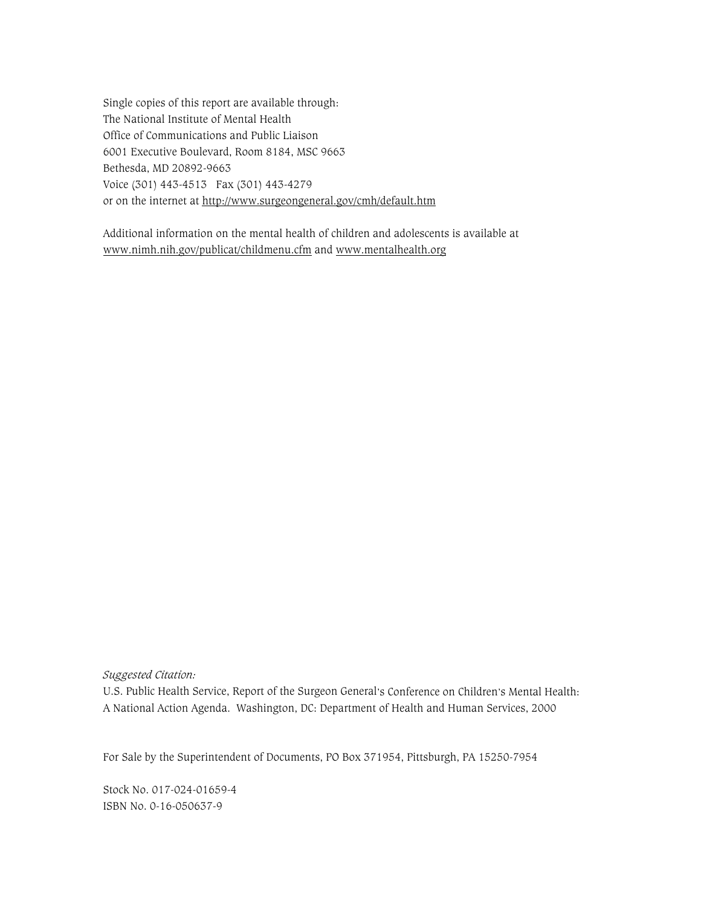Single copies of this report are available through:
The National Institute of Mental Health
Office of Communications and Public Liaison
6001 Executive Boulevard, Room 8184, MSC 9663
Bethesda, MD 20892-9663
Voice (301) 443-4513 Fax (301) 443-4279
or on the internet at http://www.surgeongeneral.gov/cmh/default.htm

Additional information on the mental health of children and adolescents is available at www.nimh.nih.gov/publicat/childmenu.cfm and www.mentalhealth.org

*Suggested Citation:*
U.S. Public Health Service, Report of the Surgeon General's Conference on Children's Mental Health: A National Action Agenda. Washington, DC: Department of Health and Human Services, 2000

For Sale by the Superintendent of Documents, PO Box 371954, Pittsburgh, PA 15250-7954

Stock No. 017-024-01659-4
ISBN No. 0-16-050637-9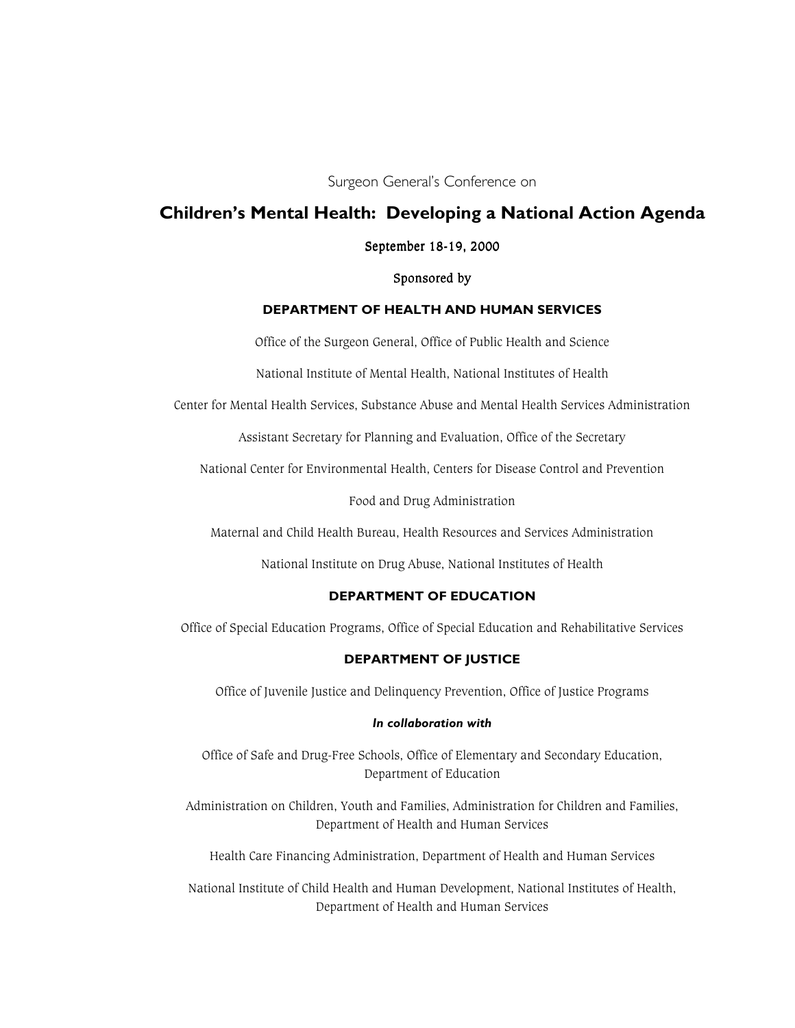Surgeon General's Conference on

# Children's Mental Health: Developing a National Action Agenda

September 18-19, 2000

Sponsored by

**DEPARTMENT OF HEALTH AND HUMAN SERVICES**

Office of the Surgeon General, Office of Public Health and Science

National Institute of Mental Health, National Institutes of Health

Center for Mental Health Services, Substance Abuse and Mental Health Services Administration

Assistant Secretary for Planning and Evaluation, Office of the Secretary

National Center for Environmental Health, Centers for Disease Control and Prevention

Food and Drug Administration

Maternal and Child Health Bureau, Health Resources and Services Administration

National Institute on Drug Abuse, National Institutes of Health

**DEPARTMENT OF EDUCATION**

Office of Special Education Programs, Office of Special Education and Rehabilitative Services

**DEPARTMENT OF JUSTICE**

Office of Juvenile Justice and Delinquency Prevention, Office of Justice Programs

***In collaboration with***

Office of Safe and Drug-Free Schools, Office of Elementary and Secondary Education, Department of Education

Administration on Children, Youth and Families, Administration for Children and Families, Department of Health and Human Services

Health Care Financing Administration, Department of Health and Human Services

National Institute of Child Health and Human Development, National Institutes of Health, Department of Health and Human Services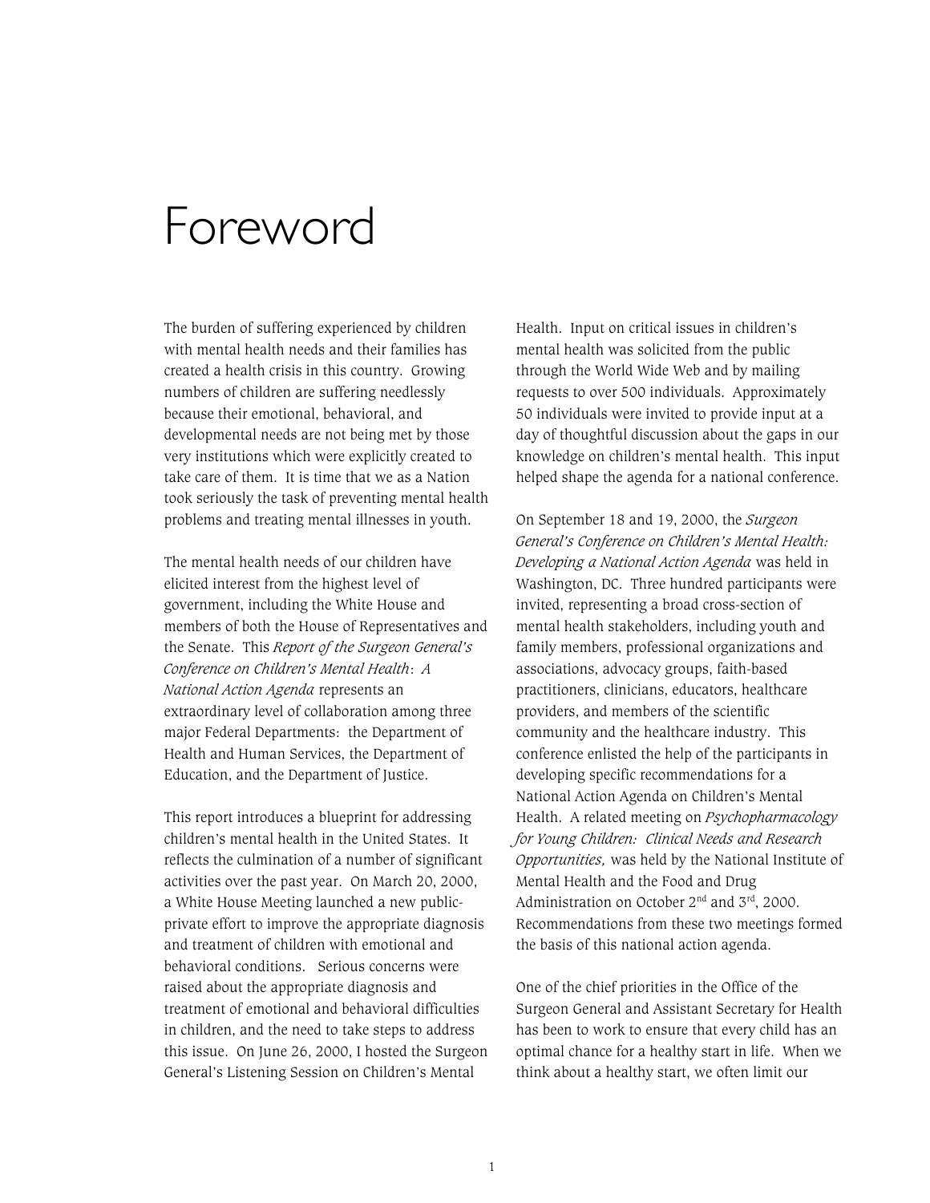# Foreword

The burden of suffering experienced by children with mental health needs and their families has created a health crisis in this country. Growing numbers of children are suffering needlessly because their emotional, behavioral, and developmental needs are not being met by those very institutions which were explicitly created to take care of them. It is time that we as a Nation took seriously the task of preventing mental health problems and treating mental illnesses in youth.

The mental health needs of our children have elicited interest from the highest level of government, including the White House and members of both the House of Representatives and the Senate. This *Report of the Surgeon General's Conference on Children's Mental Health*: *A National Action Agenda* represents an extraordinary level of collaboration among three major Federal Departments: the Department of Health and Human Services, the Department of Education, and the Department of Justice.

This report introduces a blueprint for addressing children's mental health in the United States. It reflects the culmination of a number of significant activities over the past year. On March 20, 2000, a White House Meeting launched a new public-private effort to improve the appropriate diagnosis and treatment of children with emotional and behavioral conditions. Serious concerns were raised about the appropriate diagnosis and treatment of emotional and behavioral difficulties in children, and the need to take steps to address this issue. On June 26, 2000, I hosted the Surgeon General's Listening Session on Children's Mental Health. Input on critical issues in children's mental health was solicited from the public through the World Wide Web and by mailing requests to over 500 individuals. Approximately 50 individuals were invited to provide input at a day of thoughtful discussion about the gaps in our knowledge on children's mental health. This input helped shape the agenda for a national conference.

On September 18 and 19, 2000, the *Surgeon General's Conference on Children's Mental Health: Developing a National Action Agenda* was held in Washington, DC. Three hundred participants were invited, representing a broad cross-section of mental health stakeholders, including youth and family members, professional organizations and associations, advocacy groups, faith-based practitioners, clinicians, educators, healthcare providers, and members of the scientific community and the healthcare industry. This conference enlisted the help of the participants in developing specific recommendations for a National Action Agenda on Children's Mental Health. A related meeting on *Psychopharmacology for Young Children: Clinical Needs and Research Opportunities,* was held by the National Institute of Mental Health and the Food and Drug Administration on October 2nd and 3rd, 2000. Recommendations from these two meetings formed the basis of this national action agenda.

One of the chief priorities in the Office of the Surgeon General and Assistant Secretary for Health has been to work to ensure that every child has an optimal chance for a healthy start in life. When we think about a healthy start, we often limit our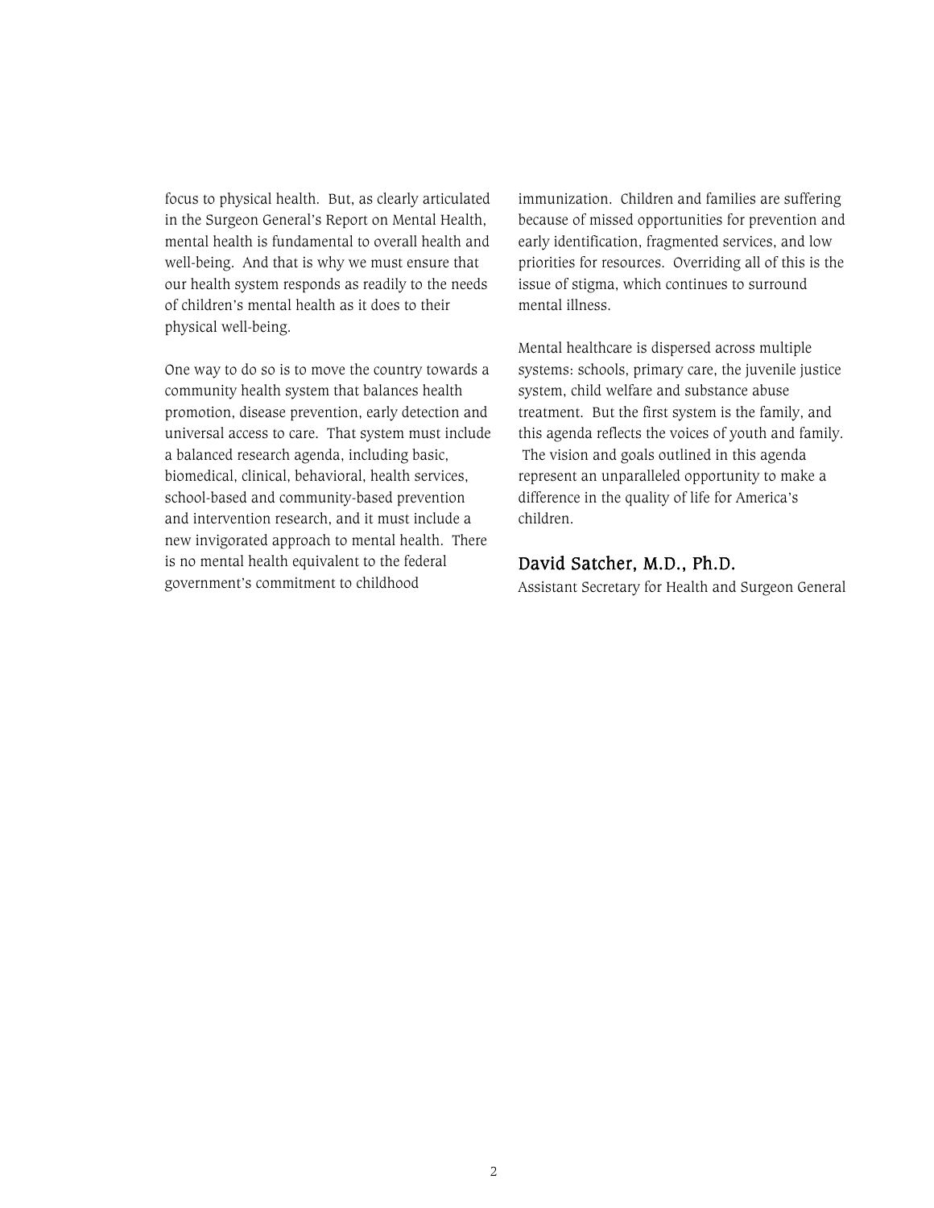focus to physical health. But, as clearly articulated in the Surgeon General's Report on Mental Health, mental health is fundamental to overall health and well-being. And that is why we must ensure that our health system responds as readily to the needs of children's mental health as it does to their physical well-being.

One way to do so is to move the country towards a community health system that balances health promotion, disease prevention, early detection and universal access to care. That system must include a balanced research agenda, including basic, biomedical, clinical, behavioral, health services, school-based and community-based prevention and intervention research, and it must include a new invigorated approach to mental health. There is no mental health equivalent to the federal government's commitment to childhood immunization. Children and families are suffering because of missed opportunities for prevention and early identification, fragmented services, and low priorities for resources. Overriding all of this is the issue of stigma, which continues to surround mental illness.

Mental healthcare is dispersed across multiple systems: schools, primary care, the juvenile justice system, child welfare and substance abuse treatment. But the first system is the family, and this agenda reflects the voices of youth and family. The vision and goals outlined in this agenda represent an unparalleled opportunity to make a difference in the quality of life for America's children.

**David Satcher, M.D., Ph.D.**
Assistant Secretary for Health and Surgeon General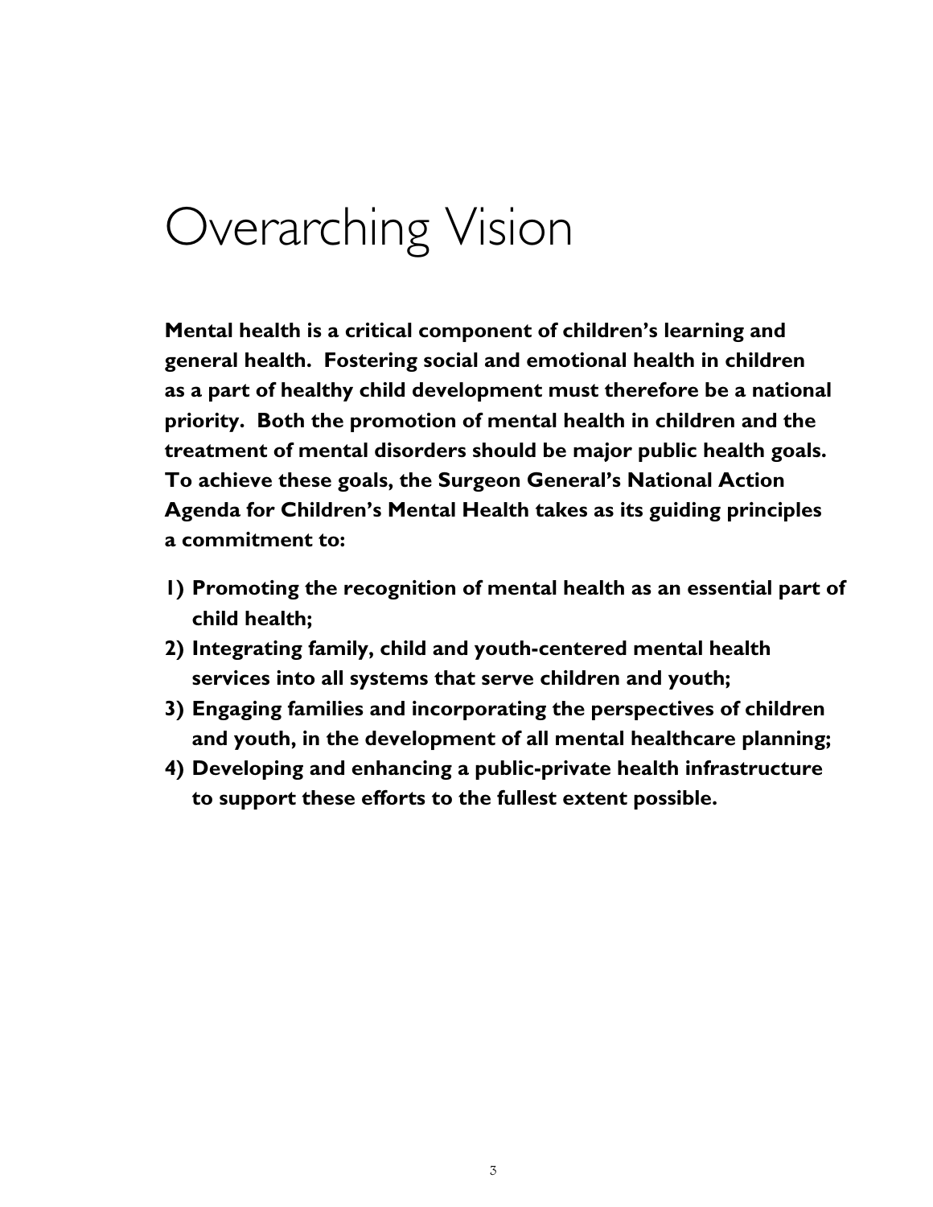# Overarching Vision

**Mental health is a critical component of children's learning and general health. Fostering social and emotional health in children as a part of healthy child development must therefore be a national priority. Both the promotion of mental health in children and the treatment of mental disorders should be major public health goals. To achieve these goals, the Surgeon General's National Action Agenda for Children's Mental Health takes as its guiding principles a commitment to:**

1) **Promoting the recognition of mental health as an essential part of child health;**
2) **Integrating family, child and youth-centered mental health services into all systems that serve children and youth;**
3) **Engaging families and incorporating the perspectives of children and youth, in the development of all mental healthcare planning;**
4) **Developing and enhancing a public-private health infrastructure to support these efforts to the fullest extent possible.**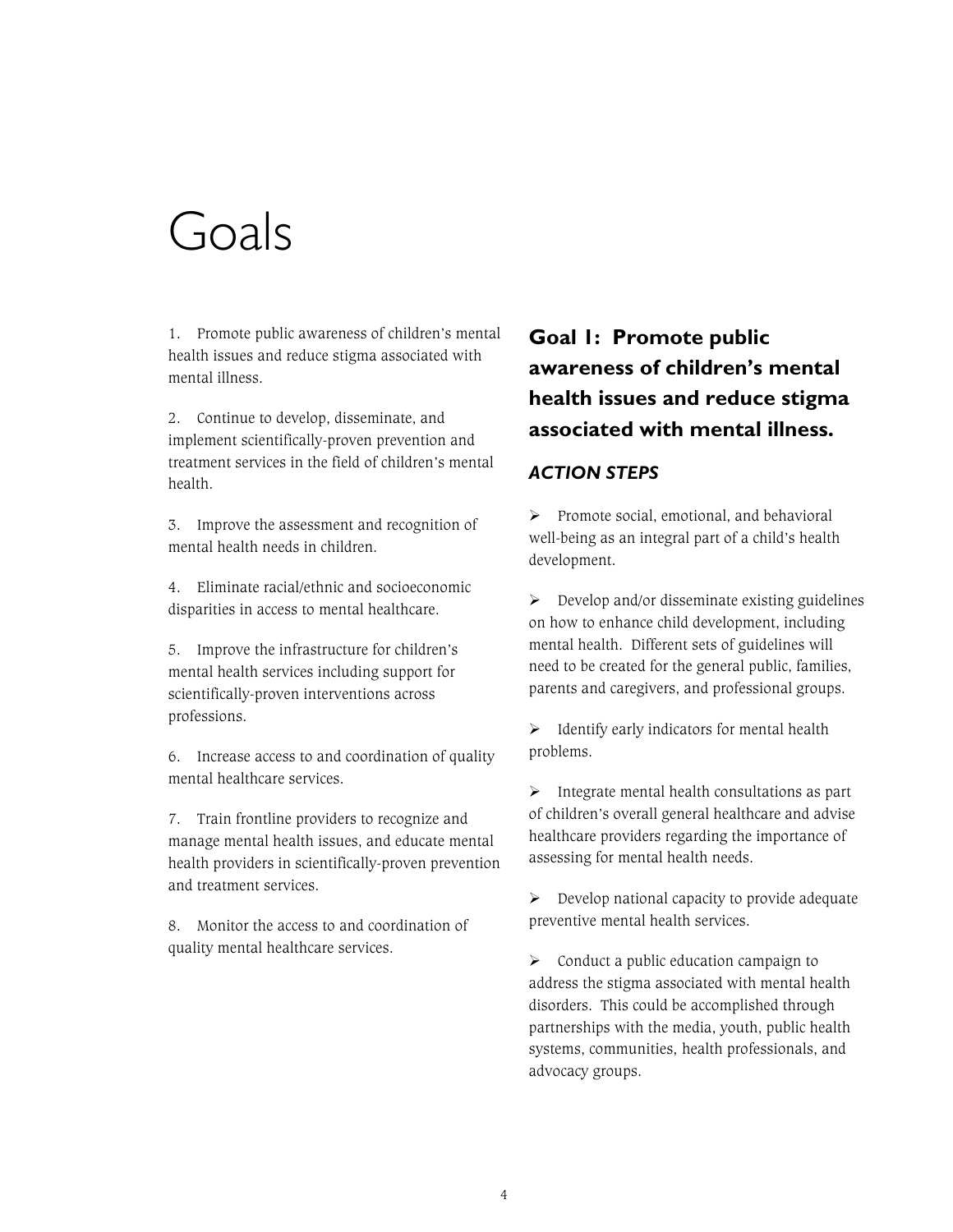# Goals

1. Promote public awareness of children's mental health issues and reduce stigma associated with mental illness.

2. Continue to develop, disseminate, and implement scientifically-proven prevention and treatment services in the field of children's mental health.

3. Improve the assessment and recognition of mental health needs in children.

4. Eliminate racial/ethnic and socioeconomic disparities in access to mental healthcare.

5. Improve the infrastructure for children's mental health services including support for scientifically-proven interventions across professions.

6. Increase access to and coordination of quality mental healthcare services.

7. Train frontline providers to recognize and manage mental health issues, and educate mental health providers in scientifically-proven prevention and treatment services.

8. Monitor the access to and coordination of quality mental healthcare services.

## Goal 1: Promote public awareness of children's mental health issues and reduce stigma associated with mental illness.

### *ACTION STEPS*

- Promote social, emotional, and behavioral well-being as an integral part of a child's health development.

- Develop and/or disseminate existing guidelines on how to enhance child development, including mental health. Different sets of guidelines will need to be created for the general public, families, parents and caregivers, and professional groups.

- Identify early indicators for mental health problems.

- Integrate mental health consultations as part of children's overall general healthcare and advise healthcare providers regarding the importance of assessing for mental health needs.

- Develop national capacity to provide adequate preventive mental health services.

- Conduct a public education campaign to address the stigma associated with mental health disorders. This could be accomplished through partnerships with the media, youth, public health systems, communities, health professionals, and advocacy groups.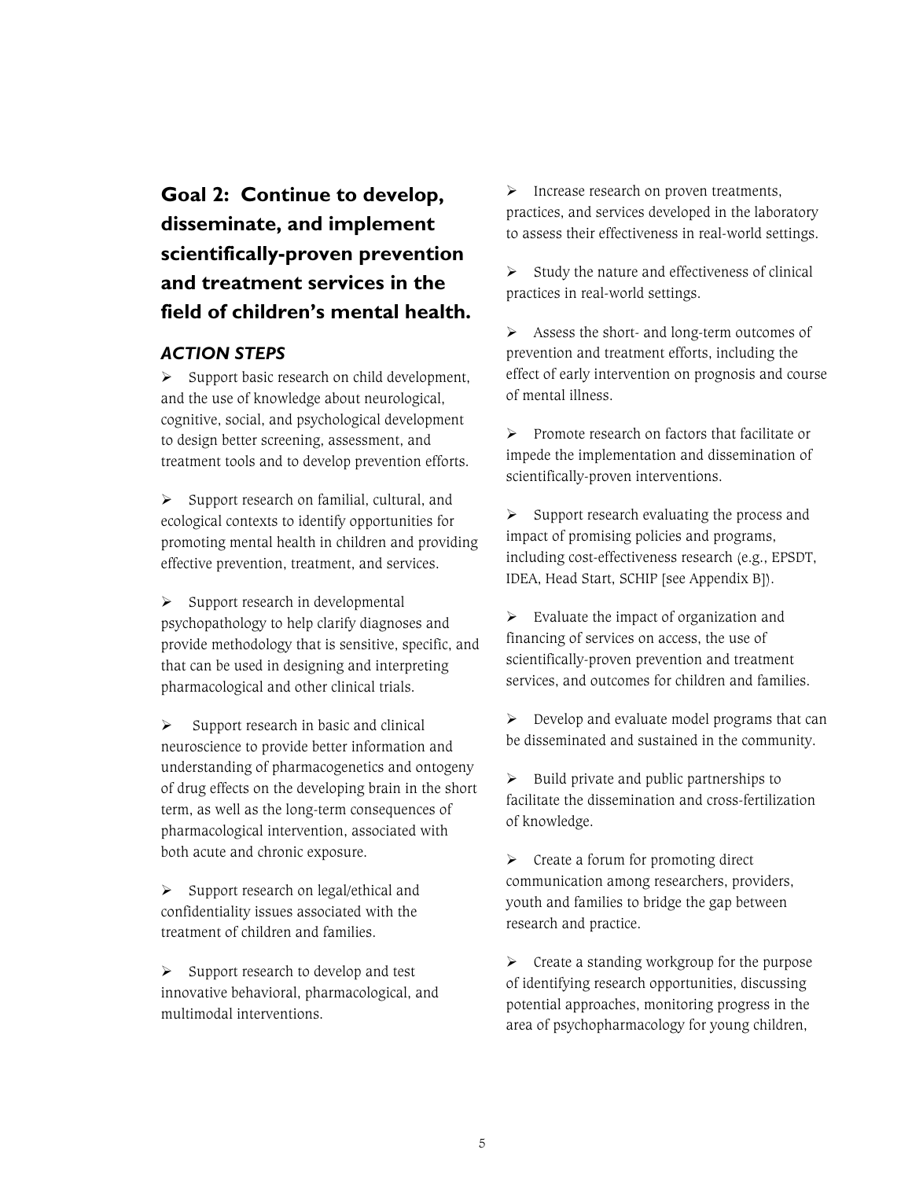## Goal 2: Continue to develop, disseminate, and implement scientifically-proven prevention and treatment services in the field of children's mental health.

### *ACTION STEPS*

- Support basic research on child development, and the use of knowledge about neurological, cognitive, social, and psychological development to design better screening, assessment, and treatment tools and to develop prevention efforts.

- Support research on familial, cultural, and ecological contexts to identify opportunities for promoting mental health in children and providing effective prevention, treatment, and services.

- Support research in developmental psychopathology to help clarify diagnoses and provide methodology that is sensitive, specific, and that can be used in designing and interpreting pharmacological and other clinical trials.

- Support research in basic and clinical neuroscience to provide better information and understanding of pharmacogenetics and ontogeny of drug effects on the developing brain in the short term, as well as the long-term consequences of pharmacological intervention, associated with both acute and chronic exposure.

- Support research on legal/ethical and confidentiality issues associated with the treatment of children and families.

- Support research to develop and test innovative behavioral, pharmacological, and multimodal interventions.

- Increase research on proven treatments, practices, and services developed in the laboratory to assess their effectiveness in real-world settings.

- Study the nature and effectiveness of clinical practices in real-world settings.

- Assess the short- and long-term outcomes of prevention and treatment efforts, including the effect of early intervention on prognosis and course of mental illness.

- Promote research on factors that facilitate or impede the implementation and dissemination of scientifically-proven interventions.

- Support research evaluating the process and impact of promising policies and programs, including cost-effectiveness research (e.g., EPSDT, IDEA, Head Start, SCHIP [see Appendix B]).

- Evaluate the impact of organization and financing of services on access, the use of scientifically-proven prevention and treatment services, and outcomes for children and families.

- Develop and evaluate model programs that can be disseminated and sustained in the community.

- Build private and public partnerships to facilitate the dissemination and cross-fertilization of knowledge.

- Create a forum for promoting direct communication among researchers, providers, youth and families to bridge the gap between research and practice.

- Create a standing workgroup for the purpose of identifying research opportunities, discussing potential approaches, monitoring progress in the area of psychopharmacology for young children,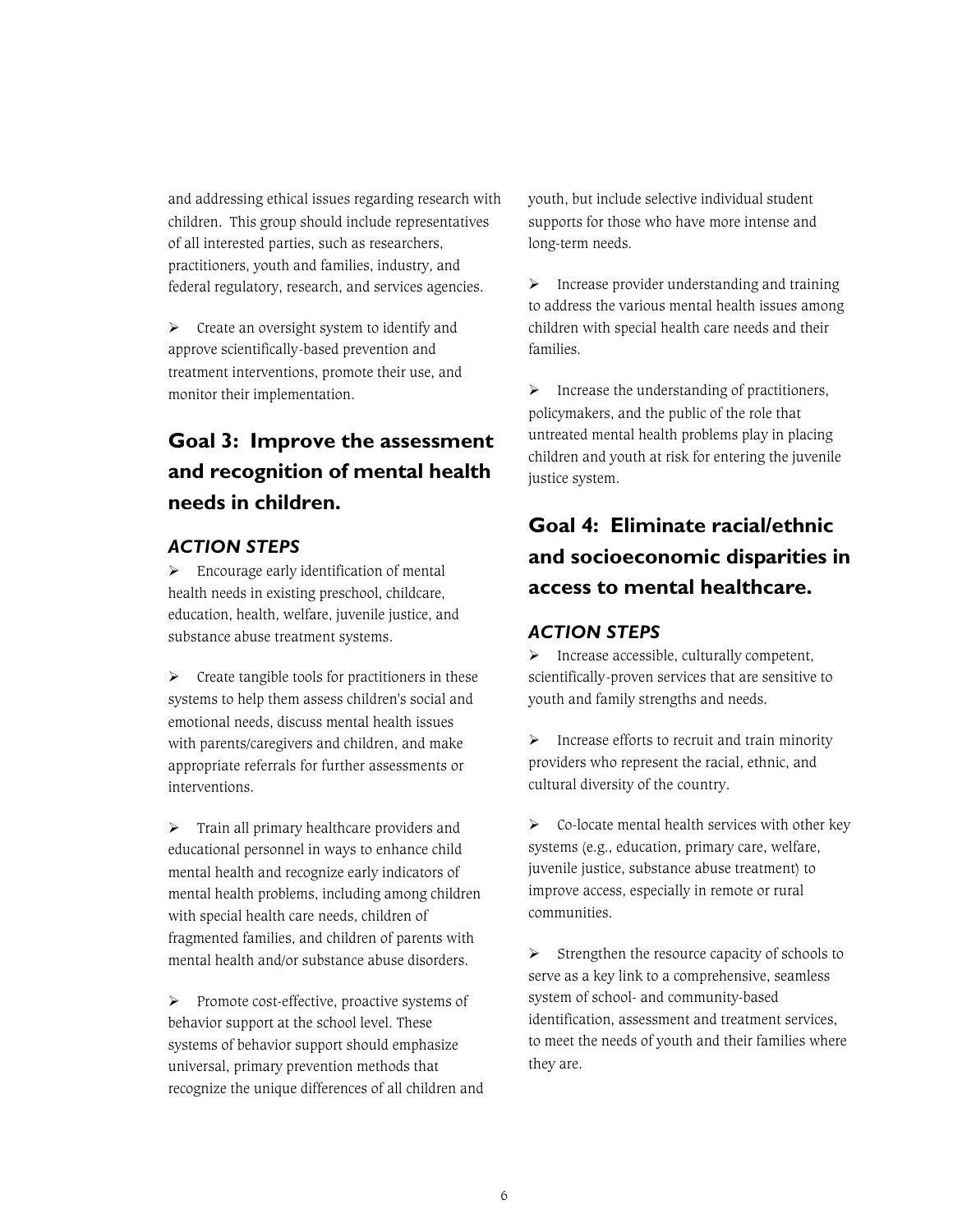and addressing ethical issues regarding research with children. This group should include representatives of all interested parties, such as researchers, practitioners, youth and families, industry, and federal regulatory, research, and services agencies.

- Create an oversight system to identify and approve scientifically-based prevention and treatment interventions, promote their use, and monitor their implementation.

## Goal 3: Improve the assessment and recognition of mental health needs in children.

### *ACTION STEPS*

- Encourage early identification of mental health needs in existing preschool, childcare, education, health, welfare, juvenile justice, and substance abuse treatment systems.

- Create tangible tools for practitioners in these systems to help them assess children's social and emotional needs, discuss mental health issues with parents/caregivers and children, and make appropriate referrals for further assessments or interventions.

- Train all primary healthcare providers and educational personnel in ways to enhance child mental health and recognize early indicators of mental health problems, including among children with special health care needs, children of fragmented families, and children of parents with mental health and/or substance abuse disorders.

- Promote cost-effective, proactive systems of behavior support at the school level. These systems of behavior support should emphasize universal, primary prevention methods that recognize the unique differences of all children and youth, but include selective individual student supports for those who have more intense and long-term needs.

- Increase provider understanding and training to address the various mental health issues among children with special health care needs and their families.

- Increase the understanding of practitioners, policymakers, and the public of the role that untreated mental health problems play in placing children and youth at risk for entering the juvenile justice system.

## Goal 4: Eliminate racial/ethnic and socioeconomic disparities in access to mental healthcare.

### *ACTION STEPS*

- Increase accessible, culturally competent, scientifically-proven services that are sensitive to youth and family strengths and needs.

- Increase efforts to recruit and train minority providers who represent the racial, ethnic, and cultural diversity of the country.

- Co-locate mental health services with other key systems (e.g., education, primary care, welfare, juvenile justice, substance abuse treatment) to improve access, especially in remote or rural communities.

- Strengthen the resource capacity of schools to serve as a key link to a comprehensive, seamless system of school- and community-based identification, assessment and treatment services, to meet the needs of youth and their families where they are.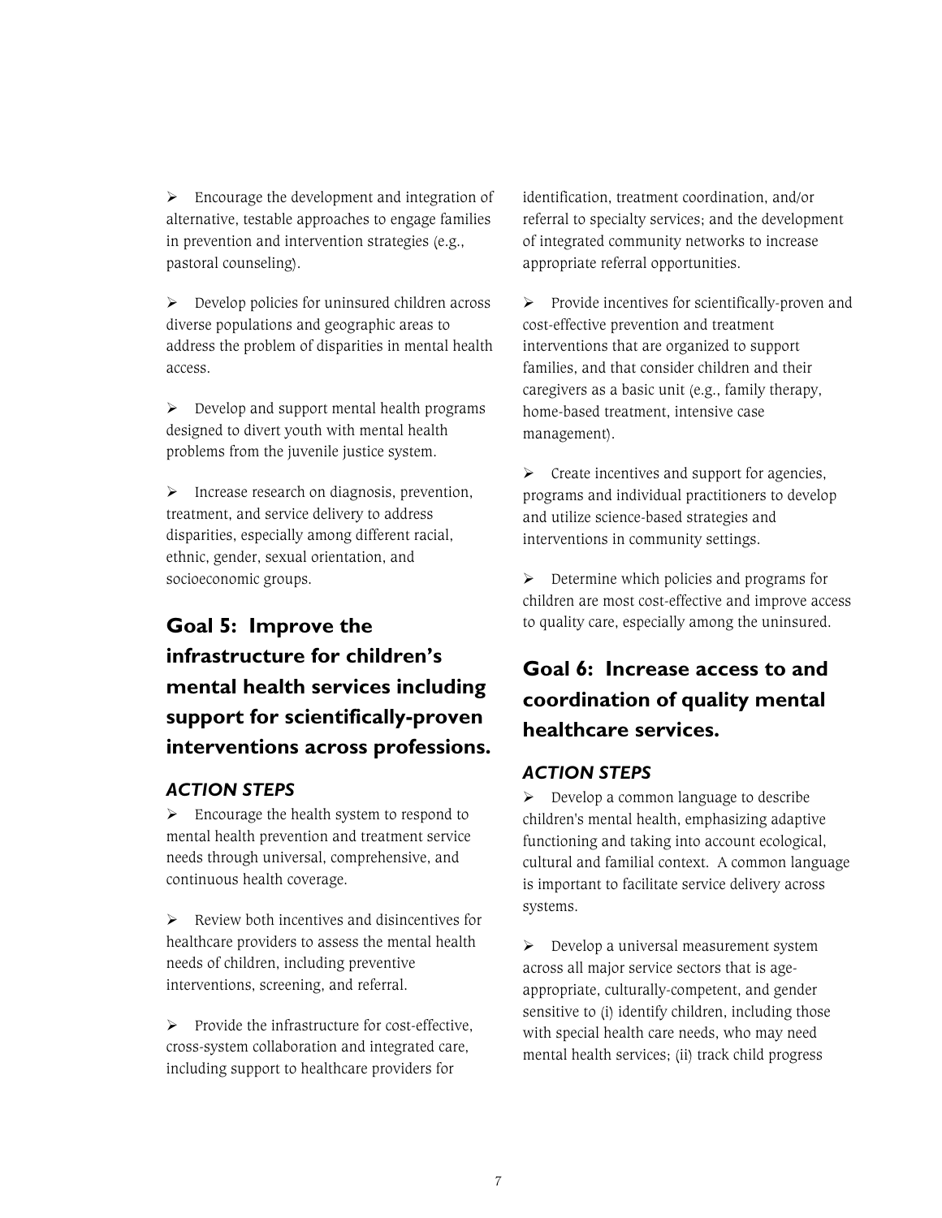- Encourage the development and integration of alternative, testable approaches to engage families in prevention and intervention strategies (e.g., pastoral counseling).

- Develop policies for uninsured children across diverse populations and geographic areas to address the problem of disparities in mental health access.

- Develop and support mental health programs designed to divert youth with mental health problems from the juvenile justice system.

- Increase research on diagnosis, prevention, treatment, and service delivery to address disparities, especially among different racial, ethnic, gender, sexual orientation, and socioeconomic groups.

## Goal 5: Improve the infrastructure for children's mental health services including support for scientifically-proven interventions across professions.

### *ACTION STEPS*

- Encourage the health system to respond to mental health prevention and treatment service needs through universal, comprehensive, and continuous health coverage.

- Review both incentives and disincentives for healthcare providers to assess the mental health needs of children, including preventive interventions, screening, and referral.

- Provide the infrastructure for cost-effective, cross-system collaboration and integrated care, including support to healthcare providers for identification, treatment coordination, and/or referral to specialty services; and the development of integrated community networks to increase appropriate referral opportunities.

- Provide incentives for scientifically-proven and cost-effective prevention and treatment interventions that are organized to support families, and that consider children and their caregivers as a basic unit (e.g., family therapy, home-based treatment, intensive case management).

- Create incentives and support for agencies, programs and individual practitioners to develop and utilize science-based strategies and interventions in community settings.

- Determine which policies and programs for children are most cost-effective and improve access to quality care, especially among the uninsured.

## Goal 6: Increase access to and coordination of quality mental healthcare services.

### *ACTION STEPS*

- Develop a common language to describe children's mental health, emphasizing adaptive functioning and taking into account ecological, cultural and familial context. A common language is important to facilitate service delivery across systems.

- Develop a universal measurement system across all major service sectors that is age-appropriate, culturally-competent, and gender sensitive to (i) identify children, including those with special health care needs, who may need mental health services; (ii) track child progress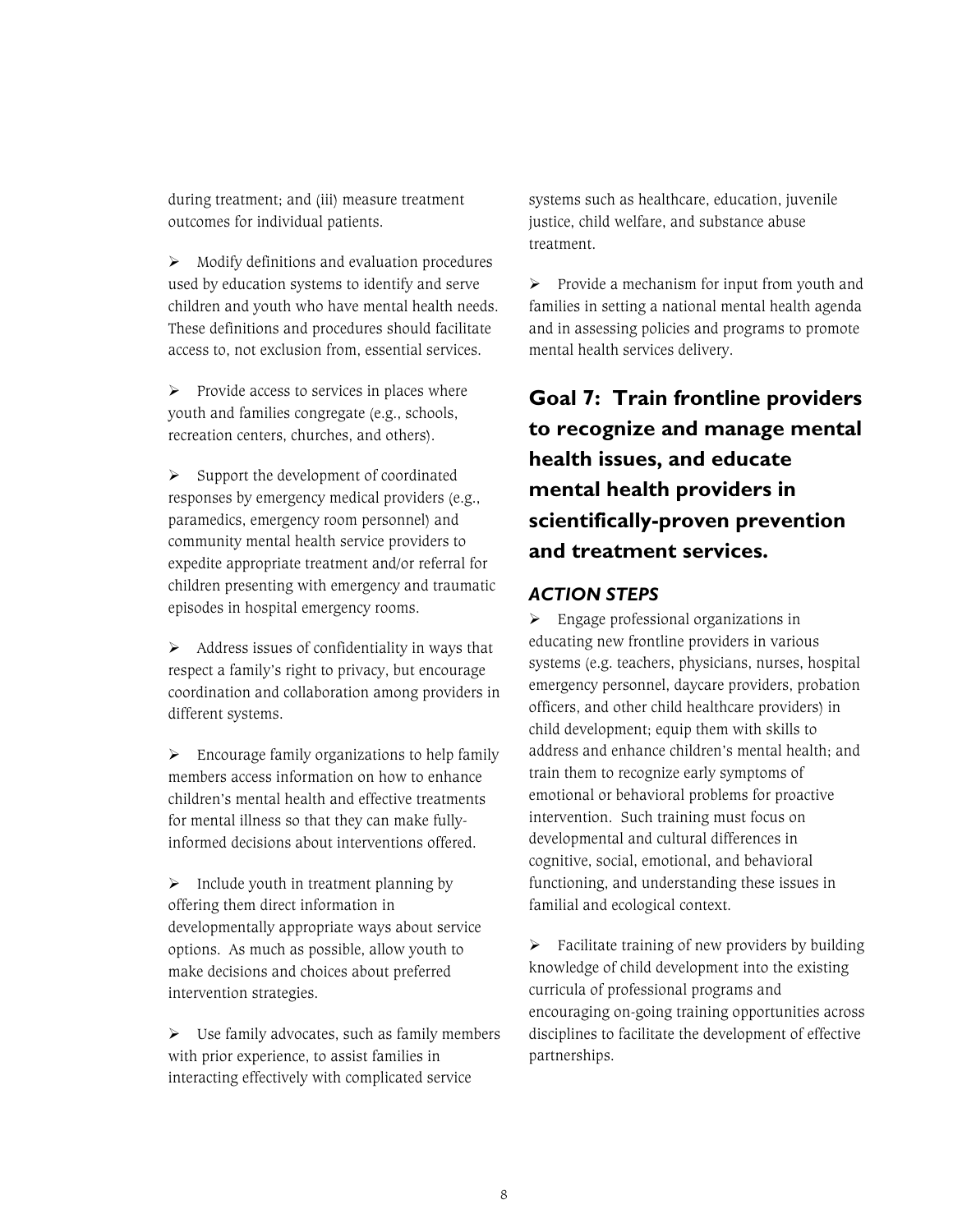during treatment; and (iii) measure treatment outcomes for individual patients.

- Modify definitions and evaluation procedures used by education systems to identify and serve children and youth who have mental health needs. These definitions and procedures should facilitate access to, not exclusion from, essential services.

- Provide access to services in places where youth and families congregate (e.g., schools, recreation centers, churches, and others).

- Support the development of coordinated responses by emergency medical providers (e.g., paramedics, emergency room personnel) and community mental health service providers to expedite appropriate treatment and/or referral for children presenting with emergency and traumatic episodes in hospital emergency rooms.

- Address issues of confidentiality in ways that respect a family's right to privacy, but encourage coordination and collaboration among providers in different systems.

- Encourage family organizations to help family members access information on how to enhance children's mental health and effective treatments for mental illness so that they can make fully-informed decisions about interventions offered.

- Include youth in treatment planning by offering them direct information in developmentally appropriate ways about service options. As much as possible, allow youth to make decisions and choices about preferred intervention strategies.

- Use family advocates, such as family members with prior experience, to assist families in interacting effectively with complicated service systems such as healthcare, education, juvenile justice, child welfare, and substance abuse treatment.

- Provide a mechanism for input from youth and families in setting a national mental health agenda and in assessing policies and programs to promote mental health services delivery.

## Goal 7: Train frontline providers to recognize and manage mental health issues, and educate mental health providers in scientifically-proven prevention and treatment services.

### *ACTION STEPS*

- Engage professional organizations in educating new frontline providers in various systems (e.g. teachers, physicians, nurses, hospital emergency personnel, daycare providers, probation officers, and other child healthcare providers) in child development; equip them with skills to address and enhance children's mental health; and train them to recognize early symptoms of emotional or behavioral problems for proactive intervention. Such training must focus on developmental and cultural differences in cognitive, social, emotional, and behavioral functioning, and understanding these issues in familial and ecological context.

- Facilitate training of new providers by building knowledge of child development into the existing curricula of professional programs and encouraging on-going training opportunities across disciplines to facilitate the development of effective partnerships.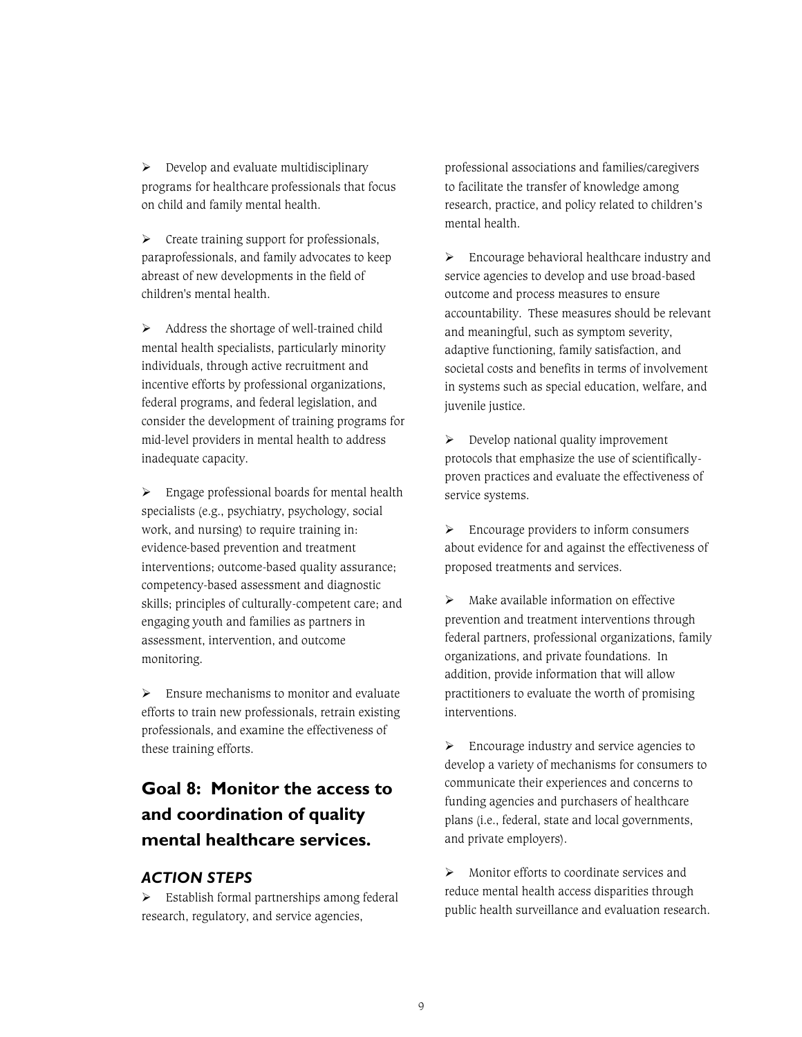- Develop and evaluate multidisciplinary programs for healthcare professionals that focus on child and family mental health.

- Create training support for professionals, paraprofessionals, and family advocates to keep abreast of new developments in the field of children's mental health.

- Address the shortage of well-trained child mental health specialists, particularly minority individuals, through active recruitment and incentive efforts by professional organizations, federal programs, and federal legislation, and consider the development of training programs for mid-level providers in mental health to address inadequate capacity.

- Engage professional boards for mental health specialists (e.g., psychiatry, psychology, social work, and nursing) to require training in: evidence-based prevention and treatment interventions; outcome-based quality assurance; competency-based assessment and diagnostic skills; principles of culturally-competent care; and engaging youth and families as partners in assessment, intervention, and outcome monitoring.

- Ensure mechanisms to monitor and evaluate efforts to train new professionals, retrain existing professionals, and examine the effectiveness of these training efforts.

## Goal 8: Monitor the access to and coordination of quality mental healthcare services.

### *ACTION STEPS*

- Establish formal partnerships among federal research, regulatory, and service agencies, professional associations and families/caregivers to facilitate the transfer of knowledge among research, practice, and policy related to children's mental health.

- Encourage behavioral healthcare industry and service agencies to develop and use broad-based outcome and process measures to ensure accountability. These measures should be relevant and meaningful, such as symptom severity, adaptive functioning, family satisfaction, and societal costs and benefits in terms of involvement in systems such as special education, welfare, and juvenile justice.

- Develop national quality improvement protocols that emphasize the use of scientifically-proven practices and evaluate the effectiveness of service systems.

- Encourage providers to inform consumers about evidence for and against the effectiveness of proposed treatments and services.

- Make available information on effective prevention and treatment interventions through federal partners, professional organizations, family organizations, and private foundations. In addition, provide information that will allow practitioners to evaluate the worth of promising interventions.

- Encourage industry and service agencies to develop a variety of mechanisms for consumers to communicate their experiences and concerns to funding agencies and purchasers of healthcare plans (i.e., federal, state and local governments, and private employers).

- Monitor efforts to coordinate services and reduce mental health access disparities through public health surveillance and evaluation research.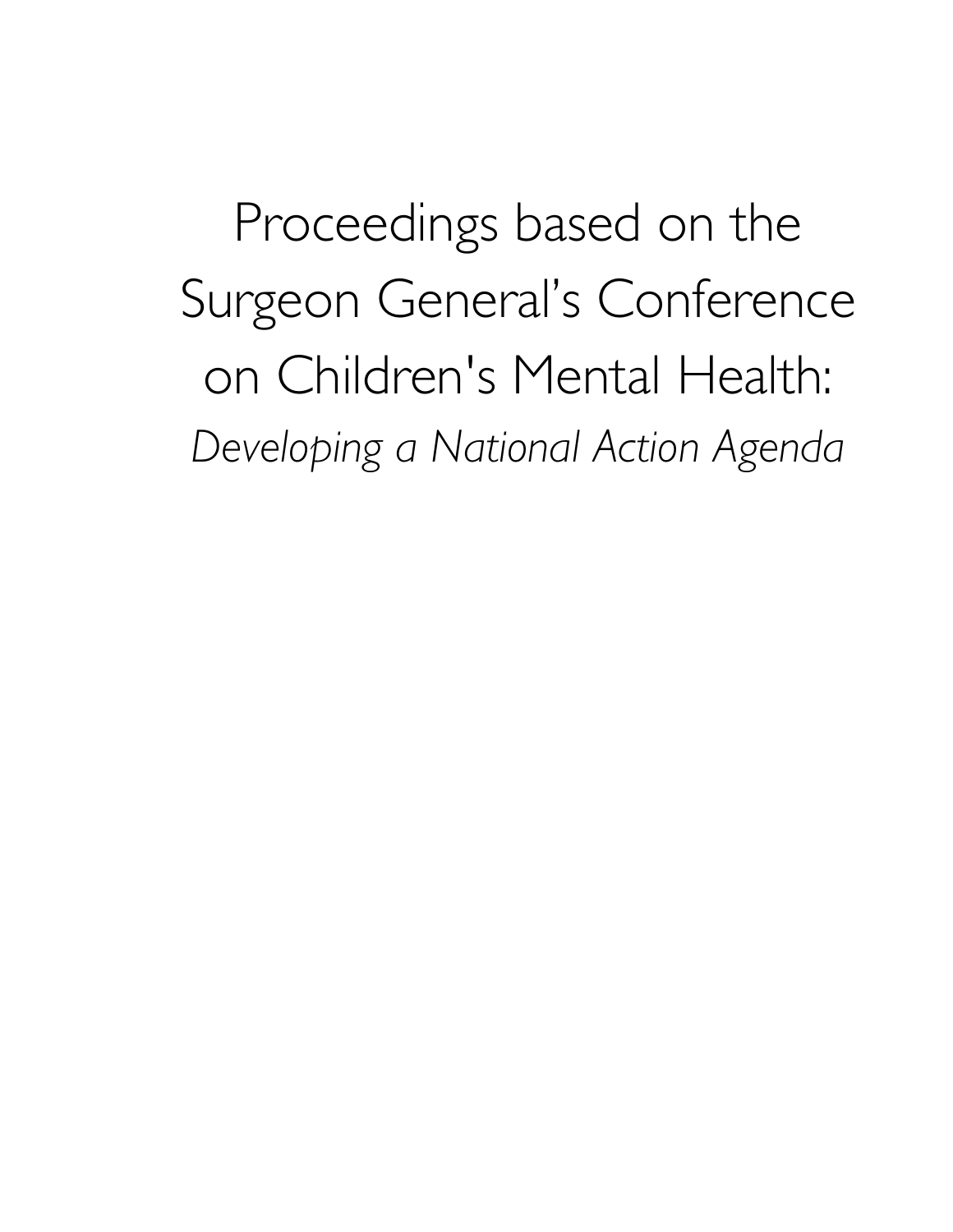# Proceedings based on the Surgeon General's Conference on Children's Mental Health:

*Developing a National Action Agenda*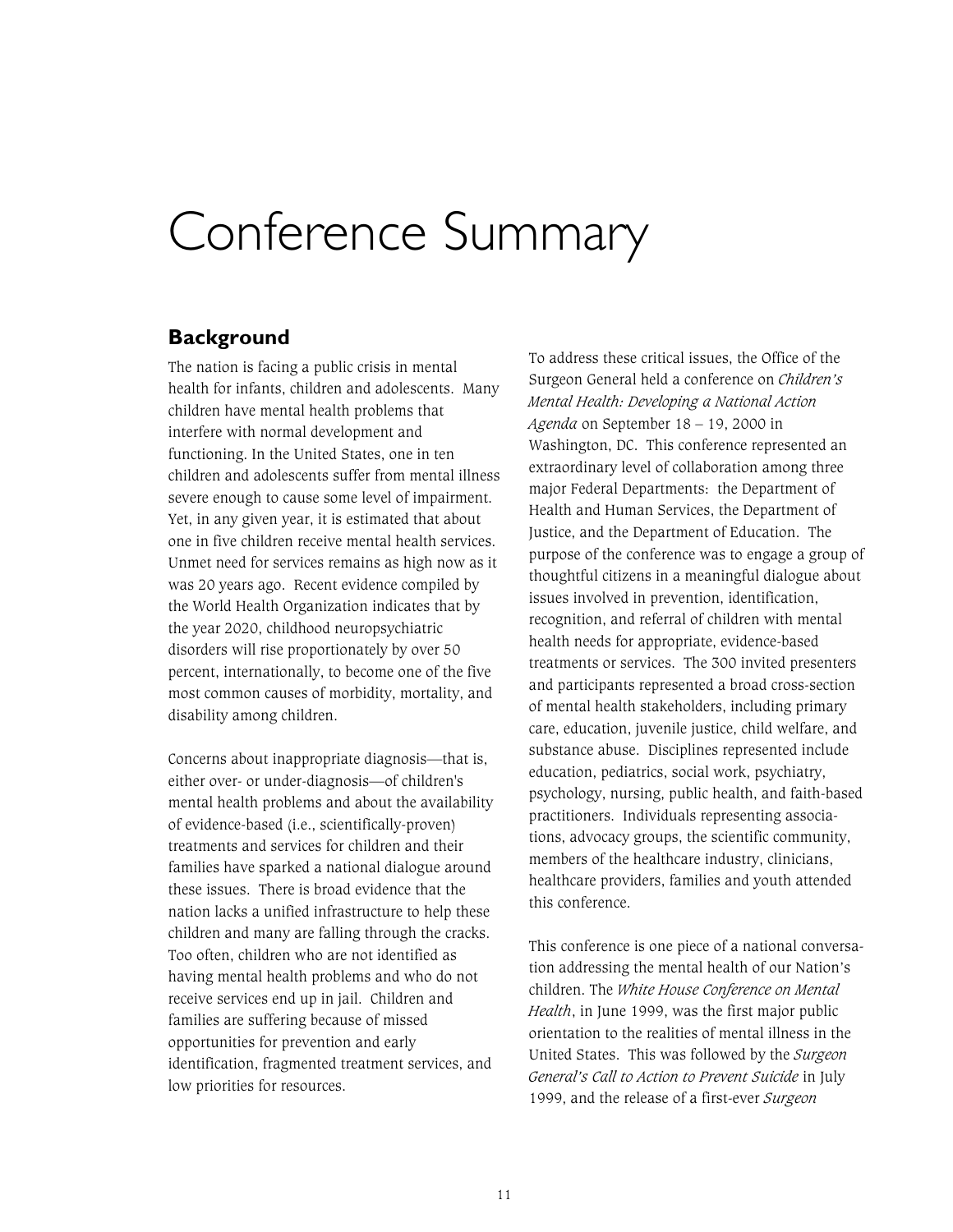# Conference Summary

## Background

The nation is facing a public crisis in mental health for infants, children and adolescents. Many children have mental health problems that interfere with normal development and functioning. In the United States, one in ten children and adolescents suffer from mental illness severe enough to cause some level of impairment. Yet, in any given year, it is estimated that about one in five children receive mental health services. Unmet need for services remains as high now as it was 20 years ago. Recent evidence compiled by the World Health Organization indicates that by the year 2020, childhood neuropsychiatric disorders will rise proportionately by over 50 percent, internationally, to become one of the five most common causes of morbidity, mortality, and disability among children.

Concerns about inappropriate diagnosis—that is, either over- or under-diagnosis—of children's mental health problems and about the availability of evidence-based (i.e., scientifically-proven) treatments and services for children and their families have sparked a national dialogue around these issues. There is broad evidence that the nation lacks a unified infrastructure to help these children and many are falling through the cracks. Too often, children who are not identified as having mental health problems and who do not receive services end up in jail. Children and families are suffering because of missed opportunities for prevention and early identification, fragmented treatment services, and low priorities for resources.

To address these critical issues, the Office of the Surgeon General held a conference on *Children's Mental Health: Developing a National Action Agenda* on September 18 – 19, 2000 in Washington, DC. This conference represented an extraordinary level of collaboration among three major Federal Departments: the Department of Health and Human Services, the Department of Justice, and the Department of Education. The purpose of the conference was to engage a group of thoughtful citizens in a meaningful dialogue about issues involved in prevention, identification, recognition, and referral of children with mental health needs for appropriate, evidence-based treatments or services. The 300 invited presenters and participants represented a broad cross-section of mental health stakeholders, including primary care, education, juvenile justice, child welfare, and substance abuse. Disciplines represented include education, pediatrics, social work, psychiatry, psychology, nursing, public health, and faith-based practitioners. Individuals representing associations, advocacy groups, the scientific community, members of the healthcare industry, clinicians, healthcare providers, families and youth attended this conference.

This conference is one piece of a national conversation addressing the mental health of our Nation's children. The *White House Conference on Mental Health*, in June 1999, was the first major public orientation to the realities of mental illness in the United States. This was followed by the *Surgeon General's Call to Action to Prevent Suicide* in July 1999, and the release of a first-ever *Surgeon*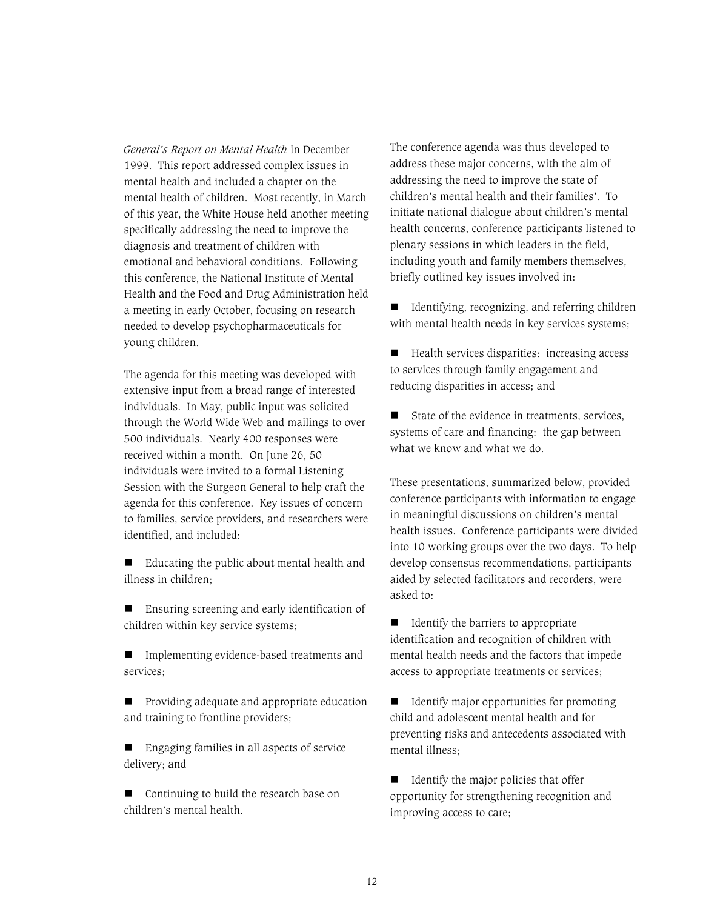*General's Report on Mental Health* in December 1999. This report addressed complex issues in mental health and included a chapter on the mental health of children. Most recently, in March of this year, the White House held another meeting specifically addressing the need to improve the diagnosis and treatment of children with emotional and behavioral conditions. Following this conference, the National Institute of Mental Health and the Food and Drug Administration held a meeting in early October, focusing on research needed to develop psychopharmaceuticals for young children.

The agenda for this meeting was developed with extensive input from a broad range of interested individuals. In May, public input was solicited through the World Wide Web and mailings to over 500 individuals. Nearly 400 responses were received within a month. On June 26, 50 individuals were invited to a formal Listening Session with the Surgeon General to help craft the agenda for this conference. Key issues of concern to families, service providers, and researchers were identified, and included:

- Educating the public about mental health and illness in children;
- Ensuring screening and early identification of children within key service systems;
- Implementing evidence-based treatments and services;
- Providing adequate and appropriate education and training to frontline providers;
- Engaging families in all aspects of service delivery; and
- Continuing to build the research base on children's mental health.

The conference agenda was thus developed to address these major concerns, with the aim of addressing the need to improve the state of children's mental health and their families'. To initiate national dialogue about children's mental health concerns, conference participants listened to plenary sessions in which leaders in the field, including youth and family members themselves, briefly outlined key issues involved in:

- Identifying, recognizing, and referring children with mental health needs in key services systems;
- Health services disparities: increasing access to services through family engagement and reducing disparities in access; and
- State of the evidence in treatments, services, systems of care and financing: the gap between what we know and what we do.

These presentations, summarized below, provided conference participants with information to engage in meaningful discussions on children's mental health issues. Conference participants were divided into 10 working groups over the two days. To help develop consensus recommendations, participants aided by selected facilitators and recorders, were asked to:

- Identify the barriers to appropriate identification and recognition of children with mental health needs and the factors that impede access to appropriate treatments or services;
- Identify major opportunities for promoting child and adolescent mental health and for preventing risks and antecedents associated with mental illness;
- Identify the major policies that offer opportunity for strengthening recognition and improving access to care;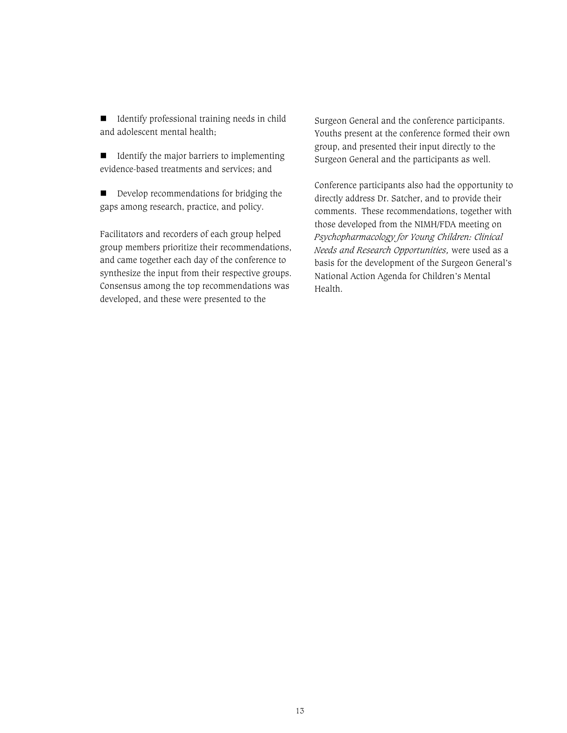- Identify professional training needs in child and adolescent mental health;
- Identify the major barriers to implementing evidence-based treatments and services; and
- Develop recommendations for bridging the gaps among research, practice, and policy.

Facilitators and recorders of each group helped group members prioritize their recommendations, and came together each day of the conference to synthesize the input from their respective groups. Consensus among the top recommendations was developed, and these were presented to the Surgeon General and the conference participants. Youths present at the conference formed their own group, and presented their input directly to the Surgeon General and the participants as well.

Conference participants also had the opportunity to directly address Dr. Satcher, and to provide their comments. These recommendations, together with those developed from the NIMH/FDA meeting on *Psychopharmacology for Young Children: Clinical Needs and Research Opportunities,* were used as a basis for the development of the Surgeon General's National Action Agenda for Children's Mental Health.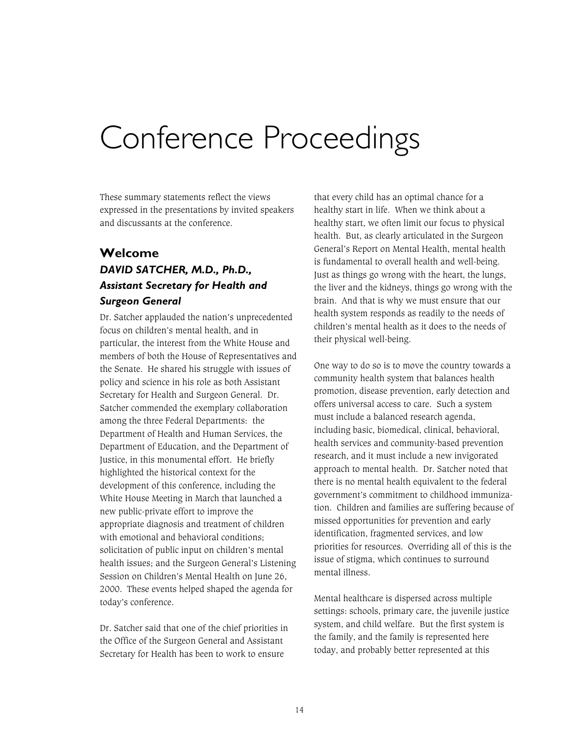# Conference Proceedings

These summary statements reflect the views expressed in the presentations by invited speakers and discussants at the conference.

## Welcome

### *DAVID SATCHER, M.D., Ph.D., Assistant Secretary for Health and Surgeon General*

Dr. Satcher applauded the nation's unprecedented focus on children's mental health, and in particular, the interest from the White House and members of both the House of Representatives and the Senate. He shared his struggle with issues of policy and science in his role as both Assistant Secretary for Health and Surgeon General. Dr. Satcher commended the exemplary collaboration among the three Federal Departments: the Department of Health and Human Services, the Department of Education, and the Department of Justice, in this monumental effort. He briefly highlighted the historical context for the development of this conference, including the White House Meeting in March that launched a new public-private effort to improve the appropriate diagnosis and treatment of children with emotional and behavioral conditions; solicitation of public input on children's mental health issues; and the Surgeon General's Listening Session on Children's Mental Health on June 26, 2000. These events helped shaped the agenda for today's conference.

Dr. Satcher said that one of the chief priorities in the Office of the Surgeon General and Assistant Secretary for Health has been to work to ensure that every child has an optimal chance for a healthy start in life. When we think about a healthy start, we often limit our focus to physical health. But, as clearly articulated in the Surgeon General's Report on Mental Health, mental health is fundamental to overall health and well-being. Just as things go wrong with the heart, the lungs, the liver and the kidneys, things go wrong with the brain. And that is why we must ensure that our health system responds as readily to the needs of children's mental health as it does to the needs of their physical well-being.

One way to do so is to move the country towards a community health system that balances health promotion, disease prevention, early detection and offers universal access to care. Such a system must include a balanced research agenda, including basic, biomedical, clinical, behavioral, health services and community-based prevention research, and it must include a new invigorated approach to mental health. Dr. Satcher noted that there is no mental health equivalent to the federal government's commitment to childhood immunization. Children and families are suffering because of missed opportunities for prevention and early identification, fragmented services, and low priorities for resources. Overriding all of this is the issue of stigma, which continues to surround mental illness.

Mental healthcare is dispersed across multiple settings: schools, primary care, the juvenile justice system, and child welfare. But the first system is the family, and the family is represented here today, and probably better represented at this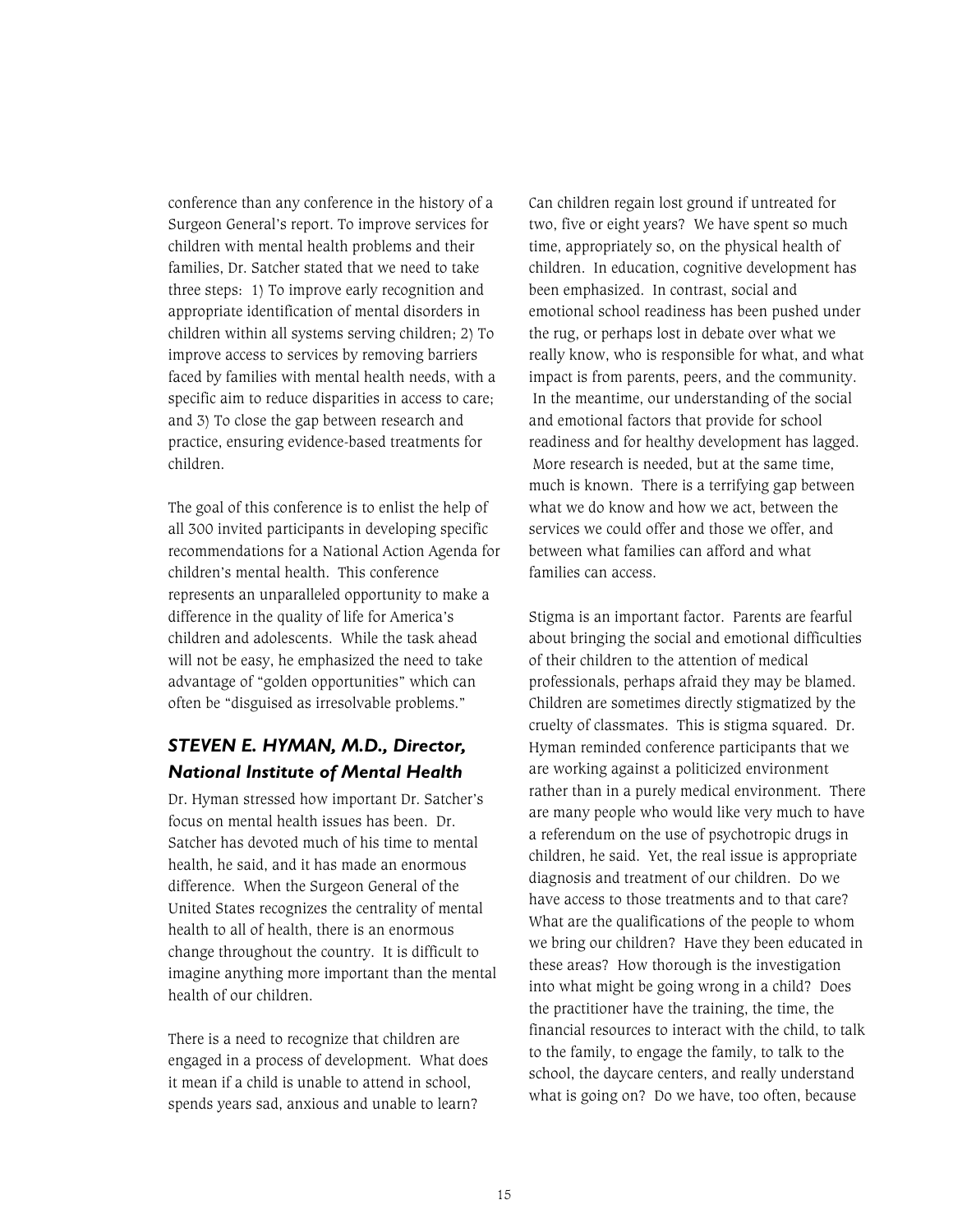conference than any conference in the history of a Surgeon General's report. To improve services for children with mental health problems and their families, Dr. Satcher stated that we need to take three steps: 1) To improve early recognition and appropriate identification of mental disorders in children within all systems serving children; 2) To improve access to services by removing barriers faced by families with mental health needs, with a specific aim to reduce disparities in access to care; and 3) To close the gap between research and practice, ensuring evidence-based treatments for children.

The goal of this conference is to enlist the help of all 300 invited participants in developing specific recommendations for a National Action Agenda for children's mental health. This conference represents an unparalleled opportunity to make a difference in the quality of life for America's children and adolescents. While the task ahead will not be easy, he emphasized the need to take advantage of "golden opportunities" which can often be "disguised as irresolvable problems."

### *STEVEN E. HYMAN, M.D., Director, National Institute of Mental Health*

Dr. Hyman stressed how important Dr. Satcher's focus on mental health issues has been. Dr. Satcher has devoted much of his time to mental health, he said, and it has made an enormous difference. When the Surgeon General of the United States recognizes the centrality of mental health to all of health, there is an enormous change throughout the country. It is difficult to imagine anything more important than the mental health of our children.

There is a need to recognize that children are engaged in a process of development. What does it mean if a child is unable to attend in school, spends years sad, anxious and unable to learn? Can children regain lost ground if untreated for two, five or eight years? We have spent so much time, appropriately so, on the physical health of children. In education, cognitive development has been emphasized. In contrast, social and emotional school readiness has been pushed under the rug, or perhaps lost in debate over what we really know, who is responsible for what, and what impact is from parents, peers, and the community. In the meantime, our understanding of the social and emotional factors that provide for school readiness and for healthy development has lagged. More research is needed, but at the same time, much is known. There is a terrifying gap between what we do know and how we act, between the services we could offer and those we offer, and between what families can afford and what families can access.

Stigma is an important factor. Parents are fearful about bringing the social and emotional difficulties of their children to the attention of medical professionals, perhaps afraid they may be blamed. Children are sometimes directly stigmatized by the cruelty of classmates. This is stigma squared. Dr. Hyman reminded conference participants that we are working against a politicized environment rather than in a purely medical environment. There are many people who would like very much to have a referendum on the use of psychotropic drugs in children, he said. Yet, the real issue is appropriate diagnosis and treatment of our children. Do we have access to those treatments and to that care? What are the qualifications of the people to whom we bring our children? Have they been educated in these areas? How thorough is the investigation into what might be going wrong in a child? Does the practitioner have the training, the time, the financial resources to interact with the child, to talk to the family, to engage the family, to talk to the school, the daycare centers, and really understand what is going on? Do we have, too often, because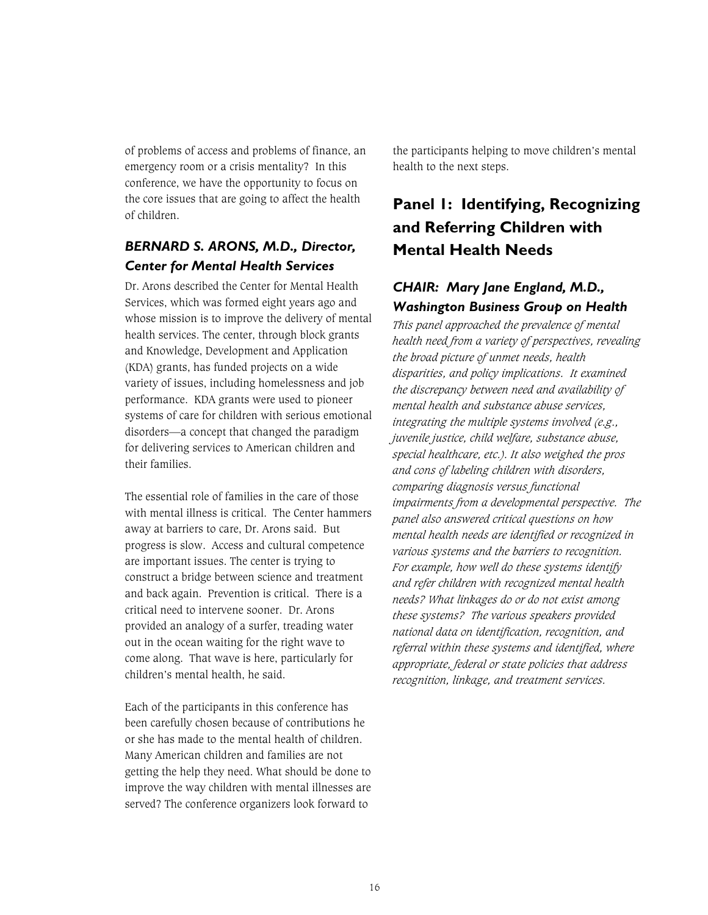of problems of access and problems of finance, an emergency room or a crisis mentality? In this conference, we have the opportunity to focus on the core issues that are going to affect the health of children.

### *BERNARD S. ARONS, M.D., Director, Center for Mental Health Services*

Dr. Arons described the Center for Mental Health Services, which was formed eight years ago and whose mission is to improve the delivery of mental health services. The center, through block grants and Knowledge, Development and Application (KDA) grants, has funded projects on a wide variety of issues, including homelessness and job performance. KDA grants were used to pioneer systems of care for children with serious emotional disorders—a concept that changed the paradigm for delivering services to American children and their families.

The essential role of families in the care of those with mental illness is critical. The Center hammers away at barriers to care, Dr. Arons said. But progress is slow. Access and cultural competence are important issues. The center is trying to construct a bridge between science and treatment and back again. Prevention is critical. There is a critical need to intervene sooner. Dr. Arons provided an analogy of a surfer, treading water out in the ocean waiting for the right wave to come along. That wave is here, particularly for children's mental health, he said.

Each of the participants in this conference has been carefully chosen because of contributions he or she has made to the mental health of children. Many American children and families are not getting the help they need. What should be done to improve the way children with mental illnesses are served? The conference organizers look forward to the participants helping to move children's mental health to the next steps.

## Panel 1: Identifying, Recognizing and Referring Children with Mental Health Needs

### *CHAIR: Mary Jane England, M.D., Washington Business Group on Health*

*This panel approached the prevalence of mental health need from a variety of perspectives, revealing the broad picture of unmet needs, health disparities, and policy implications. It examined the discrepancy between need and availability of mental health and substance abuse services, integrating the multiple systems involved (e.g., juvenile justice, child welfare, substance abuse, special healthcare, etc.). It also weighed the pros and cons of labeling children with disorders, comparing diagnosis versus functional impairments from a developmental perspective. The panel also answered critical questions on how mental health needs are identified or recognized in various systems and the barriers to recognition. For example, how well do these systems identify and refer children with recognized mental health needs? What linkages do or do not exist among these systems? The various speakers provided national data on identification, recognition, and referral within these systems and identified, where appropriate, federal or state policies that address recognition, linkage, and treatment services.*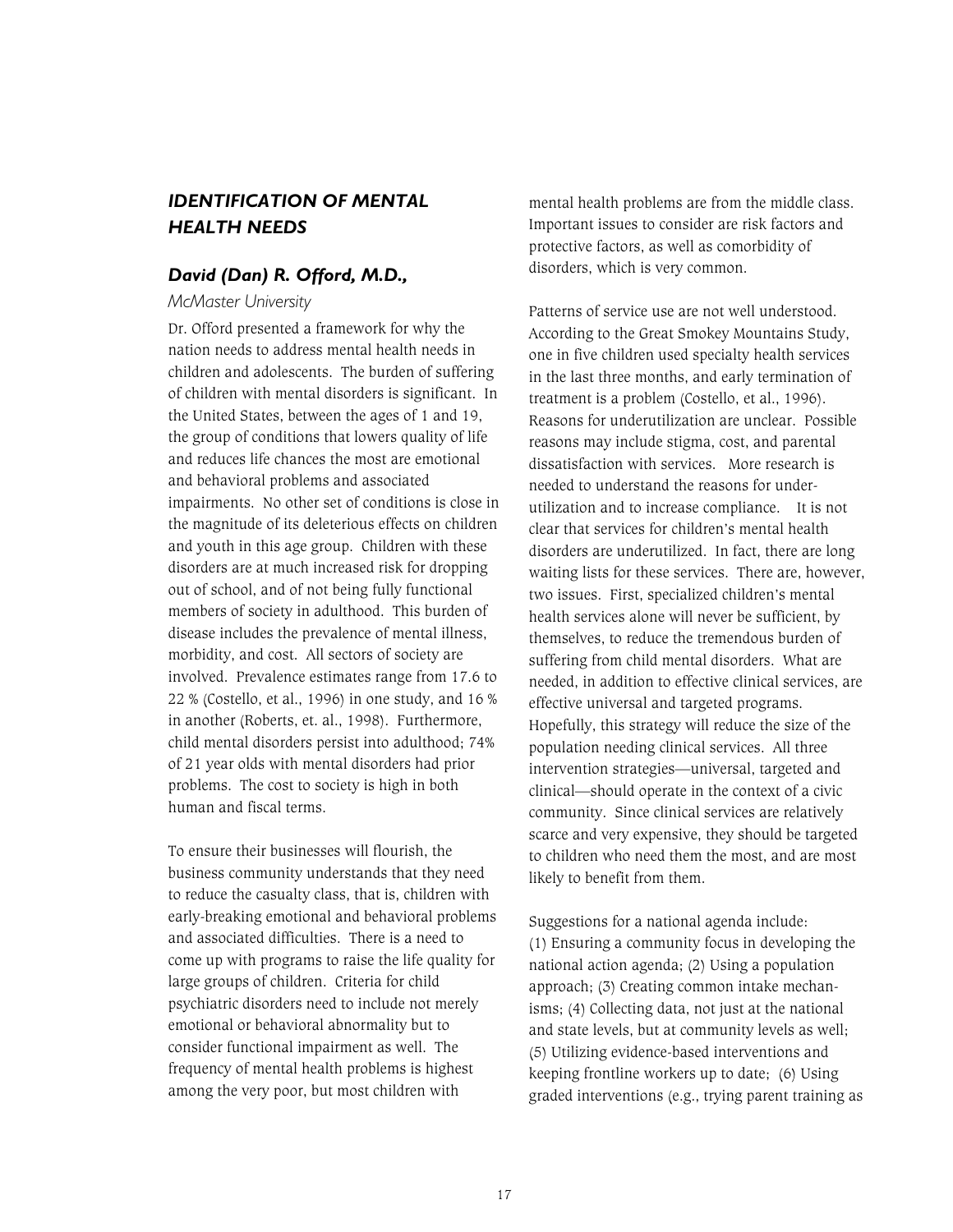## *IDENTIFICATION OF MENTAL HEALTH NEEDS*

### *David (Dan) R. Offord, M.D.,*

*McMaster University*

Dr. Offord presented a framework for why the nation needs to address mental health needs in children and adolescents. The burden of suffering of children with mental disorders is significant. In the United States, between the ages of 1 and 19, the group of conditions that lowers quality of life and reduces life chances the most are emotional and behavioral problems and associated impairments. No other set of conditions is close in the magnitude of its deleterious effects on children and youth in this age group. Children with these disorders are at much increased risk for dropping out of school, and of not being fully functional members of society in adulthood. This burden of disease includes the prevalence of mental illness, morbidity, and cost. All sectors of society are involved. Prevalence estimates range from 17.6 to 22 % (Costello, et al., 1996) in one study, and 16 % in another (Roberts, et. al., 1998). Furthermore, child mental disorders persist into adulthood; 74% of 21 year olds with mental disorders had prior problems. The cost to society is high in both human and fiscal terms.

To ensure their businesses will flourish, the business community understands that they need to reduce the casualty class, that is, children with early-breaking emotional and behavioral problems and associated difficulties. There is a need to come up with programs to raise the life quality for large groups of children. Criteria for child psychiatric disorders need to include not merely emotional or behavioral abnormality but to consider functional impairment as well. The frequency of mental health problems is highest among the very poor, but most children with mental health problems are from the middle class. Important issues to consider are risk factors and protective factors, as well as comorbidity of disorders, which is very common.

Patterns of service use are not well understood. According to the Great Smokey Mountains Study, one in five children used specialty health services in the last three months, and early termination of treatment is a problem (Costello, et al., 1996). Reasons for underutilization are unclear. Possible reasons may include stigma, cost, and parental dissatisfaction with services. More research is needed to understand the reasons for under-utilization and to increase compliance. It is not clear that services for children's mental health disorders are underutilized. In fact, there are long waiting lists for these services. There are, however, two issues. First, specialized children's mental health services alone will never be sufficient, by themselves, to reduce the tremendous burden of suffering from child mental disorders. What are needed, in addition to effective clinical services, are effective universal and targeted programs. Hopefully, this strategy will reduce the size of the population needing clinical services. All three intervention strategies—universal, targeted and clinical—should operate in the context of a civic community. Since clinical services are relatively scarce and very expensive, they should be targeted to children who need them the most, and are most likely to benefit from them.

Suggestions for a national agenda include: (1) Ensuring a community focus in developing the national action agenda; (2) Using a population approach; (3) Creating common intake mechanisms; (4) Collecting data, not just at the national and state levels, but at community levels as well; (5) Utilizing evidence-based interventions and keeping frontline workers up to date; (6) Using graded interventions (e.g., trying parent training as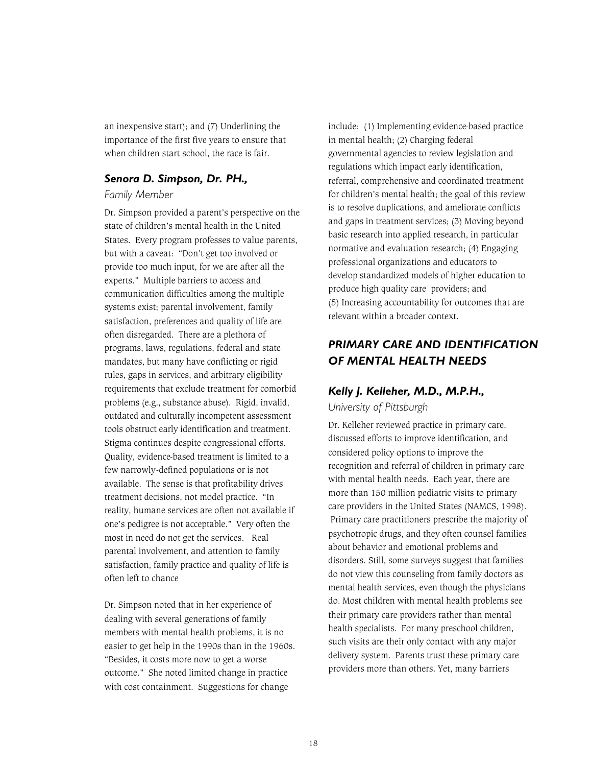an inexpensive start); and (7) Underlining the importance of the first five years to ensure that when children start school, the race is fair.

### *Senora D. Simpson, Dr. PH.,*

*Family Member*

Dr. Simpson provided a parent's perspective on the state of children's mental health in the United States. Every program professes to value parents, but with a caveat: "Don't get too involved or provide too much input, for we are after all the experts." Multiple barriers to access and communication difficulties among the multiple systems exist; parental involvement, family satisfaction, preferences and quality of life are often disregarded. There are a plethora of programs, laws, regulations, federal and state mandates, but many have conflicting or rigid rules, gaps in services, and arbitrary eligibility requirements that exclude treatment for comorbid problems (e.g., substance abuse). Rigid, invalid, outdated and culturally incompetent assessment tools obstruct early identification and treatment. Stigma continues despite congressional efforts. Quality, evidence-based treatment is limited to a few narrowly-defined populations or is not available. The sense is that profitability drives treatment decisions, not model practice. "In reality, humane services are often not available if one's pedigree is not acceptable." Very often the most in need do not get the services. Real parental involvement, and attention to family satisfaction, family practice and quality of life is often left to chance

Dr. Simpson noted that in her experience of dealing with several generations of family members with mental health problems, it is no easier to get help in the 1990s than in the 1960s. "Besides, it costs more now to get a worse outcome." She noted limited change in practice with cost containment. Suggestions for change include: (1) Implementing evidence-based practice in mental health; (2) Charging federal governmental agencies to review legislation and regulations which impact early identification, referral, comprehensive and coordinated treatment for children's mental health; the goal of this review is to resolve duplications, and ameliorate conflicts and gaps in treatment services; (3) Moving beyond basic research into applied research, in particular normative and evaluation research; (4) Engaging professional organizations and educators to develop standardized models of higher education to produce high quality care providers; and (5) Increasing accountability for outcomes that are relevant within a broader context.

## *PRIMARY CARE AND IDENTIFICATION OF MENTAL HEALTH NEEDS*

### *Kelly J. Kelleher, M.D., M.P.H.,*

*University of Pittsburgh*

Dr. Kelleher reviewed practice in primary care, discussed efforts to improve identification, and considered policy options to improve the recognition and referral of children in primary care with mental health needs. Each year, there are more than 150 million pediatric visits to primary care providers in the United States (NAMCS, 1998). Primary care practitioners prescribe the majority of psychotropic drugs, and they often counsel families about behavior and emotional problems and disorders. Still, some surveys suggest that families do not view this counseling from family doctors as mental health services, even though the physicians do. Most children with mental health problems see their primary care providers rather than mental health specialists. For many preschool children, such visits are their only contact with any major delivery system. Parents trust these primary care providers more than others. Yet, many barriers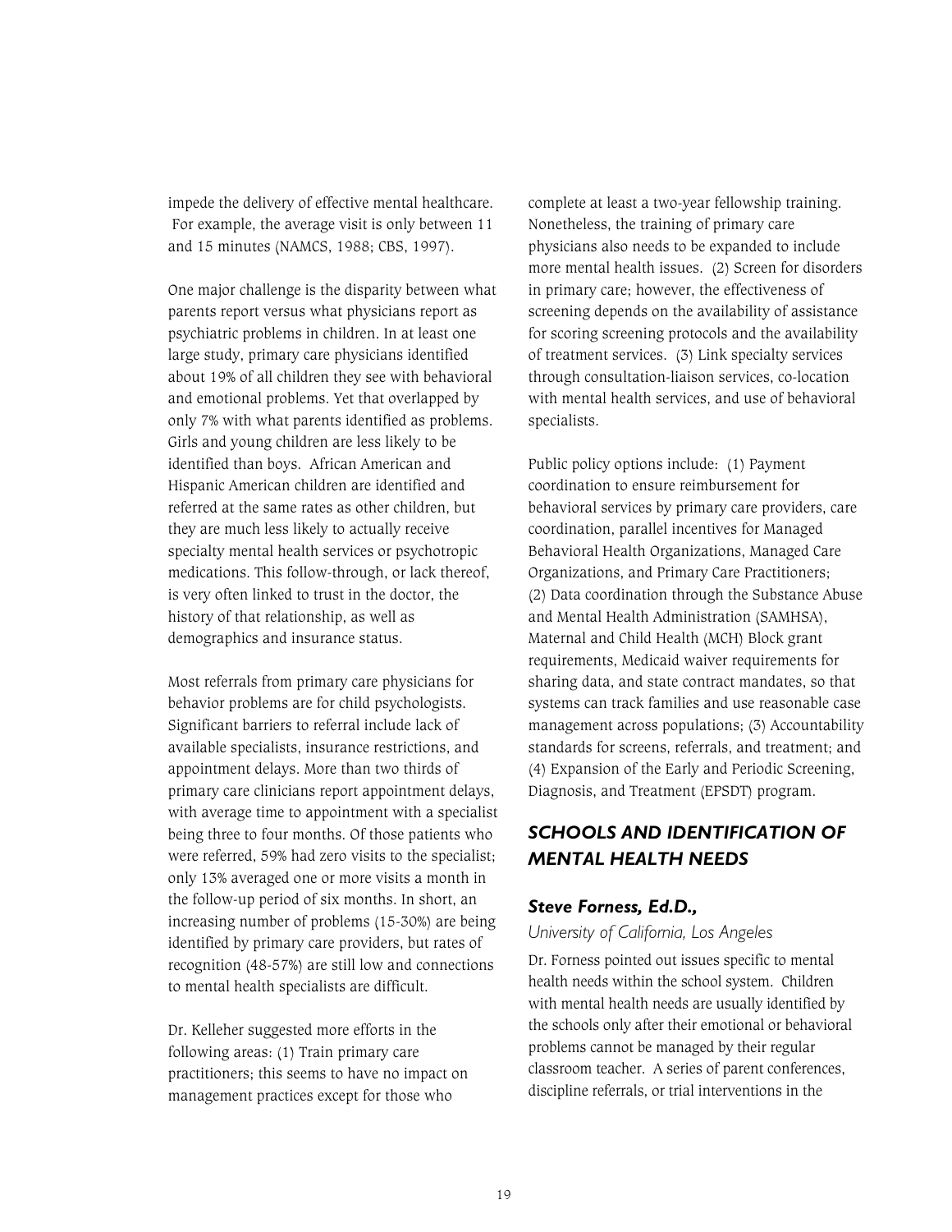impede the delivery of effective mental healthcare. For example, the average visit is only between 11 and 15 minutes (NAMCS, 1988; CBS, 1997).

One major challenge is the disparity between what parents report versus what physicians report as psychiatric problems in children. In at least one large study, primary care physicians identified about 19% of all children they see with behavioral and emotional problems. Yet that overlapped by only 7% with what parents identified as problems. Girls and young children are less likely to be identified than boys. African American and Hispanic American children are identified and referred at the same rates as other children, but they are much less likely to actually receive specialty mental health services or psychotropic medications. This follow-through, or lack thereof, is very often linked to trust in the doctor, the history of that relationship, as well as demographics and insurance status.

Most referrals from primary care physicians for behavior problems are for child psychologists. Significant barriers to referral include lack of available specialists, insurance restrictions, and appointment delays. More than two thirds of primary care clinicians report appointment delays, with average time to appointment with a specialist being three to four months. Of those patients who were referred, 59% had zero visits to the specialist; only 13% averaged one or more visits a month in the follow-up period of six months. In short, an increasing number of problems (15-30%) are being identified by primary care providers, but rates of recognition (48-57%) are still low and connections to mental health specialists are difficult.

Dr. Kelleher suggested more efforts in the following areas: (1) Train primary care practitioners; this seems to have no impact on management practices except for those who complete at least a two-year fellowship training. Nonetheless, the training of primary care physicians also needs to be expanded to include more mental health issues. (2) Screen for disorders in primary care; however, the effectiveness of screening depends on the availability of assistance for scoring screening protocols and the availability of treatment services. (3) Link specialty services through consultation-liaison services, co-location with mental health services, and use of behavioral specialists.

Public policy options include: (1) Payment coordination to ensure reimbursement for behavioral services by primary care providers, care coordination, parallel incentives for Managed Behavioral Health Organizations, Managed Care Organizations, and Primary Care Practitioners; (2) Data coordination through the Substance Abuse and Mental Health Administration (SAMHSA), Maternal and Child Health (MCH) Block grant requirements, Medicaid waiver requirements for sharing data, and state contract mandates, so that systems can track families and use reasonable case management across populations; (3) Accountability standards for screens, referrals, and treatment; and (4) Expansion of the Early and Periodic Screening, Diagnosis, and Treatment (EPSDT) program.

## *SCHOOLS AND IDENTIFICATION OF MENTAL HEALTH NEEDS*

### *Steve Forness, Ed.D.,*

*University of California, Los Angeles*

Dr. Forness pointed out issues specific to mental health needs within the school system. Children with mental health needs are usually identified by the schools only after their emotional or behavioral problems cannot be managed by their regular classroom teacher. A series of parent conferences, discipline referrals, or trial interventions in the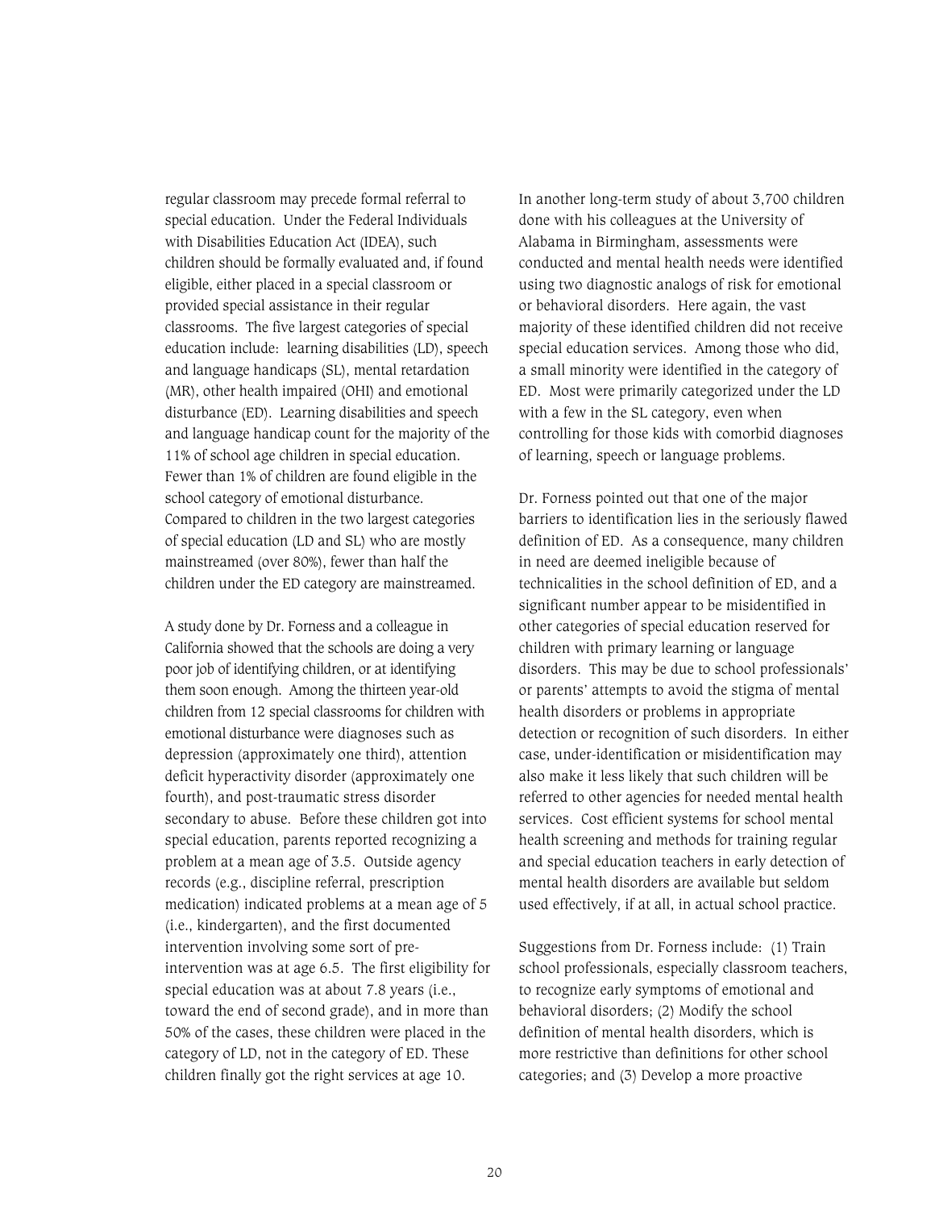regular classroom may precede formal referral to special education. Under the Federal Individuals with Disabilities Education Act (IDEA), such children should be formally evaluated and, if found eligible, either placed in a special classroom or provided special assistance in their regular classrooms. The five largest categories of special education include: learning disabilities (LD), speech and language handicaps (SL), mental retardation (MR), other health impaired (OHI) and emotional disturbance (ED). Learning disabilities and speech and language handicap count for the majority of the 11% of school age children in special education. Fewer than 1% of children are found eligible in the school category of emotional disturbance. Compared to children in the two largest categories of special education (LD and SL) who are mostly mainstreamed (over 80%), fewer than half the children under the ED category are mainstreamed.

A study done by Dr. Forness and a colleague in California showed that the schools are doing a very poor job of identifying children, or at identifying them soon enough. Among the thirteen year-old children from 12 special classrooms for children with emotional disturbance were diagnoses such as depression (approximately one third), attention deficit hyperactivity disorder (approximately one fourth), and post-traumatic stress disorder secondary to abuse. Before these children got into special education, parents reported recognizing a problem at a mean age of 3.5. Outside agency records (e.g., discipline referral, prescription medication) indicated problems at a mean age of 5 (i.e., kindergarten), and the first documented intervention involving some sort of pre-intervention was at age 6.5. The first eligibility for special education was at about 7.8 years (i.e., toward the end of second grade), and in more than 50% of the cases, these children were placed in the category of LD, not in the category of ED. These children finally got the right services at age 10.

In another long-term study of about 3,700 children done with his colleagues at the University of Alabama in Birmingham, assessments were conducted and mental health needs were identified using two diagnostic analogs of risk for emotional or behavioral disorders. Here again, the vast majority of these identified children did not receive special education services. Among those who did, a small minority were identified in the category of ED. Most were primarily categorized under the LD with a few in the SL category, even when controlling for those kids with comorbid diagnoses of learning, speech or language problems.

Dr. Forness pointed out that one of the major barriers to identification lies in the seriously flawed definition of ED. As a consequence, many children in need are deemed ineligible because of technicalities in the school definition of ED, and a significant number appear to be misidentified in other categories of special education reserved for children with primary learning or language disorders. This may be due to school professionals' or parents' attempts to avoid the stigma of mental health disorders or problems in appropriate detection or recognition of such disorders. In either case, under-identification or misidentification may also make it less likely that such children will be referred to other agencies for needed mental health services. Cost efficient systems for school mental health screening and methods for training regular and special education teachers in early detection of mental health disorders are available but seldom used effectively, if at all, in actual school practice.

Suggestions from Dr. Forness include: (1) Train school professionals, especially classroom teachers, to recognize early symptoms of emotional and behavioral disorders; (2) Modify the school definition of mental health disorders, which is more restrictive than definitions for other school categories; and (3) Develop a more proactive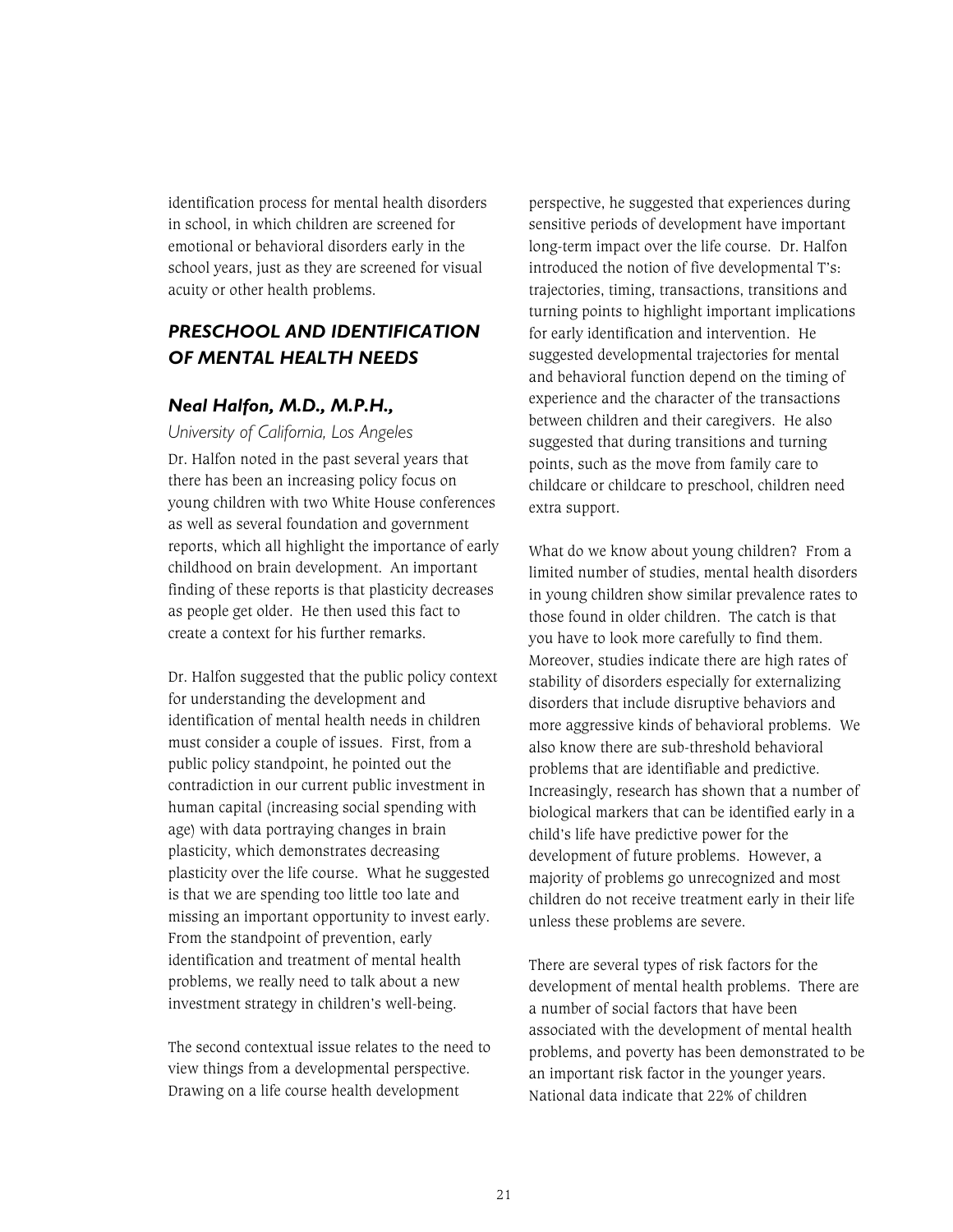identification process for mental health disorders in school, in which children are screened for emotional or behavioral disorders early in the school years, just as they are screened for visual acuity or other health problems.

## PRESCHOOL AND IDENTIFICATION OF MENTAL HEALTH NEEDS

### Neal Halfon, M.D., M.P.H.,

*University of California, Los Angeles*

Dr. Halfon noted in the past several years that there has been an increasing policy focus on young children with two White House conferences as well as several foundation and government reports, which all highlight the importance of early childhood on brain development. An important finding of these reports is that plasticity decreases as people get older. He then used this fact to create a context for his further remarks.

Dr. Halfon suggested that the public policy context for understanding the development and identification of mental health needs in children must consider a couple of issues. First, from a public policy standpoint, he pointed out the contradiction in our current public investment in human capital (increasing social spending with age) with data portraying changes in brain plasticity, which demonstrates decreasing plasticity over the life course. What he suggested is that we are spending too little too late and missing an important opportunity to invest early. From the standpoint of prevention, early identification and treatment of mental health problems, we really need to talk about a new investment strategy in children's well-being.

The second contextual issue relates to the need to view things from a developmental perspective. Drawing on a life course health development perspective, he suggested that experiences during sensitive periods of development have important long-term impact over the life course. Dr. Halfon introduced the notion of five developmental T's: trajectories, timing, transactions, transitions and turning points to highlight important implications for early identification and intervention. He suggested developmental trajectories for mental and behavioral function depend on the timing of experience and the character of the transactions between children and their caregivers. He also suggested that during transitions and turning points, such as the move from family care to childcare or childcare to preschool, children need extra support.

What do we know about young children? From a limited number of studies, mental health disorders in young children show similar prevalence rates to those found in older children. The catch is that you have to look more carefully to find them. Moreover, studies indicate there are high rates of stability of disorders especially for externalizing disorders that include disruptive behaviors and more aggressive kinds of behavioral problems. We also know there are sub-threshold behavioral problems that are identifiable and predictive. Increasingly, research has shown that a number of biological markers that can be identified early in a child's life have predictive power for the development of future problems. However, a majority of problems go unrecognized and most children do not receive treatment early in their life unless these problems are severe.

There are several types of risk factors for the development of mental health problems. There are a number of social factors that have been associated with the development of mental health problems, and poverty has been demonstrated to be an important risk factor in the younger years. National data indicate that 22% of children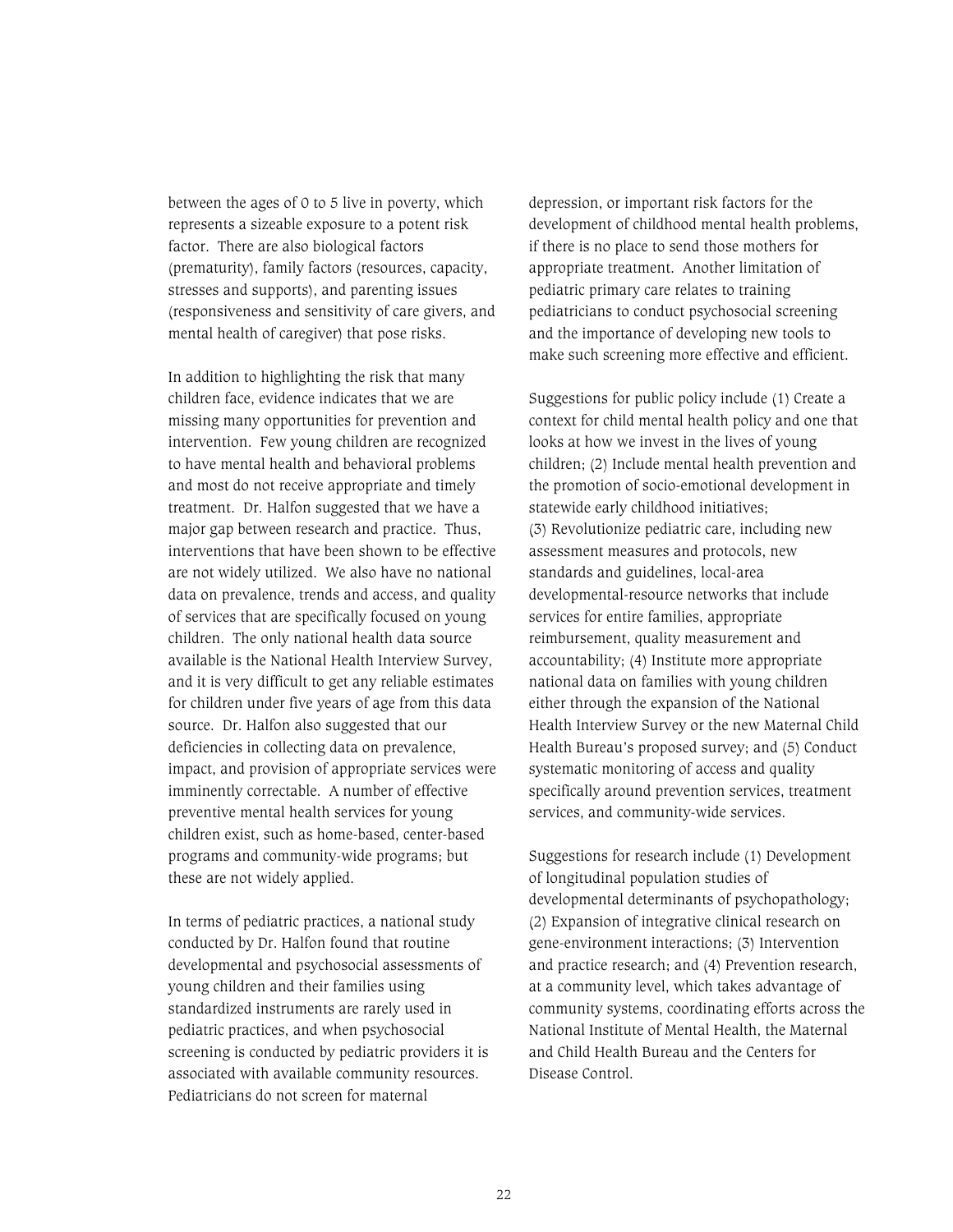between the ages of 0 to 5 live in poverty, which represents a sizeable exposure to a potent risk factor. There are also biological factors (prematurity), family factors (resources, capacity, stresses and supports), and parenting issues (responsiveness and sensitivity of care givers, and mental health of caregiver) that pose risks.

In addition to highlighting the risk that many children face, evidence indicates that we are missing many opportunities for prevention and intervention. Few young children are recognized to have mental health and behavioral problems and most do not receive appropriate and timely treatment. Dr. Halfon suggested that we have a major gap between research and practice. Thus, interventions that have been shown to be effective are not widely utilized. We also have no national data on prevalence, trends and access, and quality of services that are specifically focused on young children. The only national health data source available is the National Health Interview Survey, and it is very difficult to get any reliable estimates for children under five years of age from this data source. Dr. Halfon also suggested that our deficiencies in collecting data on prevalence, impact, and provision of appropriate services were imminently correctable. A number of effective preventive mental health services for young children exist, such as home-based, center-based programs and community-wide programs; but these are not widely applied.

In terms of pediatric practices, a national study conducted by Dr. Halfon found that routine developmental and psychosocial assessments of young children and their families using standardized instruments are rarely used in pediatric practices, and when psychosocial screening is conducted by pediatric providers it is associated with available community resources. Pediatricians do not screen for maternal depression, or important risk factors for the development of childhood mental health problems, if there is no place to send those mothers for appropriate treatment. Another limitation of pediatric primary care relates to training pediatricians to conduct psychosocial screening and the importance of developing new tools to make such screening more effective and efficient.

Suggestions for public policy include (1) Create a context for child mental health policy and one that looks at how we invest in the lives of young children; (2) Include mental health prevention and the promotion of socio-emotional development in statewide early childhood initiatives; (3) Revolutionize pediatric care, including new assessment measures and protocols, new standards and guidelines, local-area developmental-resource networks that include services for entire families, appropriate reimbursement, quality measurement and accountability; (4) Institute more appropriate national data on families with young children either through the expansion of the National Health Interview Survey or the new Maternal Child Health Bureau's proposed survey; and (5) Conduct systematic monitoring of access and quality specifically around prevention services, treatment services, and community-wide services.

Suggestions for research include (1) Development of longitudinal population studies of developmental determinants of psychopathology; (2) Expansion of integrative clinical research on gene-environment interactions; (3) Intervention and practice research; and (4) Prevention research, at a community level, which takes advantage of community systems, coordinating efforts across the National Institute of Mental Health, the Maternal and Child Health Bureau and the Centers for Disease Control.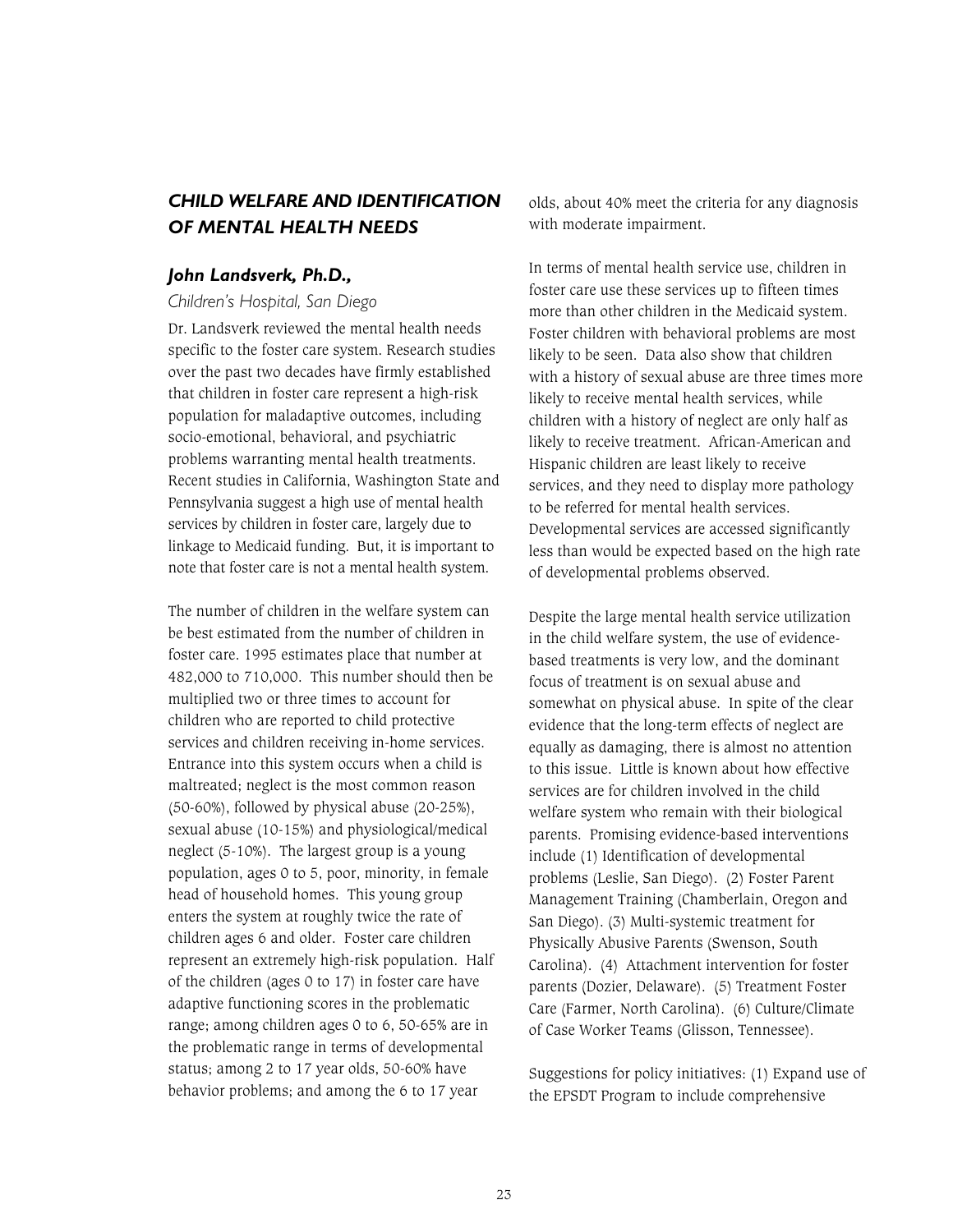## *CHILD WELFARE AND IDENTIFICATION OF MENTAL HEALTH NEEDS*

### *John Landsverk, Ph.D.,*

*Children's Hospital, San Diego*

Dr. Landsverk reviewed the mental health needs specific to the foster care system. Research studies over the past two decades have firmly established that children in foster care represent a high-risk population for maladaptive outcomes, including socio-emotional, behavioral, and psychiatric problems warranting mental health treatments. Recent studies in California, Washington State and Pennsylvania suggest a high use of mental health services by children in foster care, largely due to linkage to Medicaid funding. But, it is important to note that foster care is not a mental health system.

The number of children in the welfare system can be best estimated from the number of children in foster care. 1995 estimates place that number at 482,000 to 710,000. This number should then be multiplied two or three times to account for children who are reported to child protective services and children receiving in-home services. Entrance into this system occurs when a child is maltreated; neglect is the most common reason (50-60%), followed by physical abuse (20-25%), sexual abuse (10-15%) and physiological/medical neglect (5-10%). The largest group is a young population, ages 0 to 5, poor, minority, in female head of household homes. This young group enters the system at roughly twice the rate of children ages 6 and older. Foster care children represent an extremely high-risk population. Half of the children (ages 0 to 17) in foster care have adaptive functioning scores in the problematic range; among children ages 0 to 6, 50-65% are in the problematic range in terms of developmental status; among 2 to 17 year olds, 50-60% have behavior problems; and among the 6 to 17 year olds, about 40% meet the criteria for any diagnosis with moderate impairment.

In terms of mental health service use, children in foster care use these services up to fifteen times more than other children in the Medicaid system. Foster children with behavioral problems are most likely to be seen. Data also show that children with a history of sexual abuse are three times more likely to receive mental health services, while children with a history of neglect are only half as likely to receive treatment. African-American and Hispanic children are least likely to receive services, and they need to display more pathology to be referred for mental health services. Developmental services are accessed significantly less than would be expected based on the high rate of developmental problems observed.

Despite the large mental health service utilization in the child welfare system, the use of evidence-based treatments is very low, and the dominant focus of treatment is on sexual abuse and somewhat on physical abuse. In spite of the clear evidence that the long-term effects of neglect are equally as damaging, there is almost no attention to this issue. Little is known about how effective services are for children involved in the child welfare system who remain with their biological parents. Promising evidence-based interventions include (1) Identification of developmental problems (Leslie, San Diego). (2) Foster Parent Management Training (Chamberlain, Oregon and San Diego). (3) Multi-systemic treatment for Physically Abusive Parents (Swenson, South Carolina). (4) Attachment intervention for foster parents (Dozier, Delaware). (5) Treatment Foster Care (Farmer, North Carolina). (6) Culture/Climate of Case Worker Teams (Glisson, Tennessee).

Suggestions for policy initiatives: (1) Expand use of the EPSDT Program to include comprehensive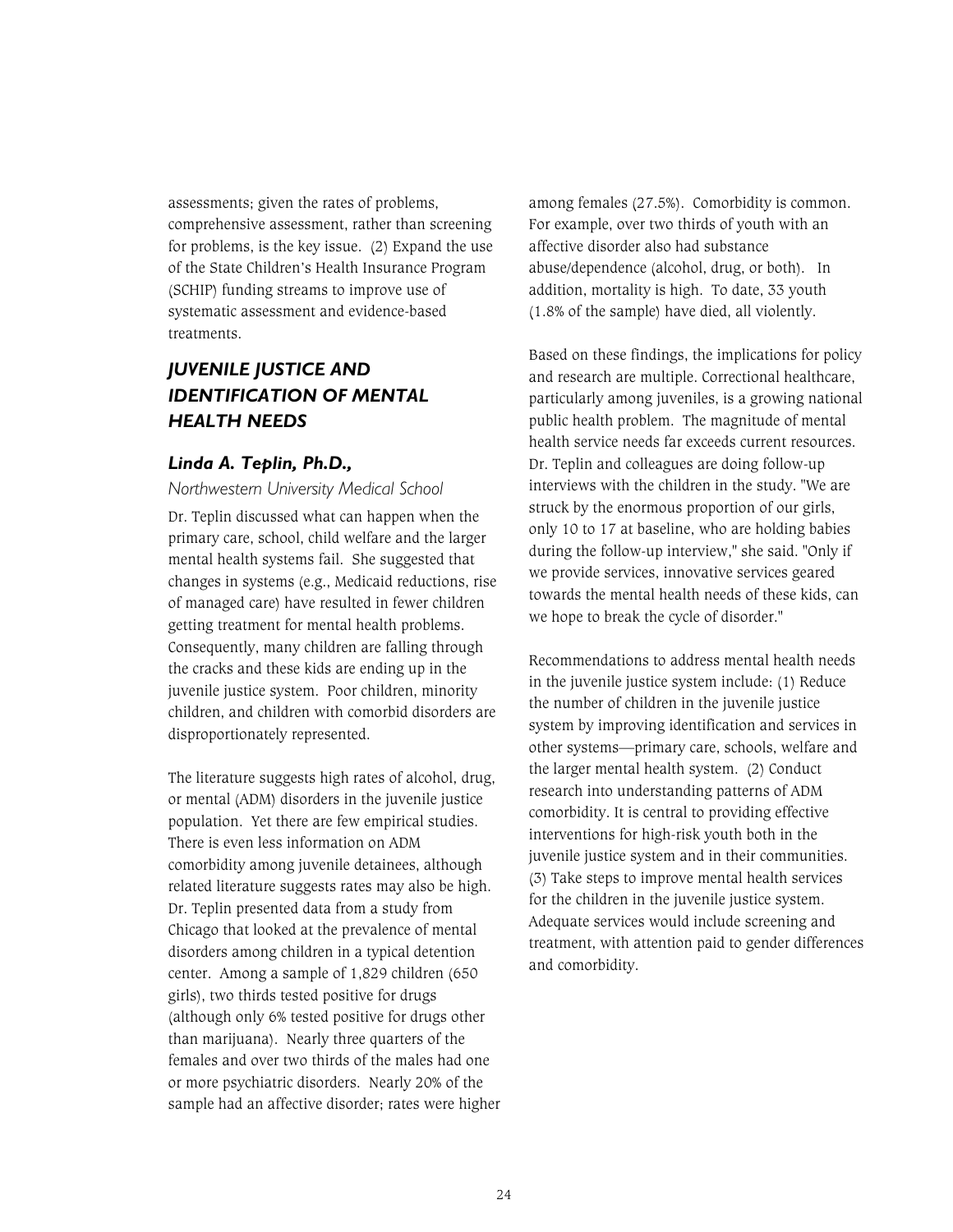assessments; given the rates of problems, comprehensive assessment, rather than screening for problems, is the key issue. (2) Expand the use of the State Children's Health Insurance Program (SCHIP) funding streams to improve use of systematic assessment and evidence-based treatments.

## *JUVENILE JUSTICE AND IDENTIFICATION OF MENTAL HEALTH NEEDS*

### *Linda A. Teplin, Ph.D.,*

*Northwestern University Medical School*

Dr. Teplin discussed what can happen when the primary care, school, child welfare and the larger mental health systems fail. She suggested that changes in systems (e.g., Medicaid reductions, rise of managed care) have resulted in fewer children getting treatment for mental health problems. Consequently, many children are falling through the cracks and these kids are ending up in the juvenile justice system. Poor children, minority children, and children with comorbid disorders are disproportionately represented.

The literature suggests high rates of alcohol, drug, or mental (ADM) disorders in the juvenile justice population. Yet there are few empirical studies. There is even less information on ADM comorbidity among juvenile detainees, although related literature suggests rates may also be high. Dr. Teplin presented data from a study from Chicago that looked at the prevalence of mental disorders among children in a typical detention center. Among a sample of 1,829 children (650 girls), two thirds tested positive for drugs (although only 6% tested positive for drugs other than marijuana). Nearly three quarters of the females and over two thirds of the males had one or more psychiatric disorders. Nearly 20% of the sample had an affective disorder; rates were higher among females (27.5%). Comorbidity is common. For example, over two thirds of youth with an affective disorder also had substance abuse/dependence (alcohol, drug, or both). In addition, mortality is high. To date, 33 youth (1.8% of the sample) have died, all violently.

Based on these findings, the implications for policy and research are multiple. Correctional healthcare, particularly among juveniles, is a growing national public health problem. The magnitude of mental health service needs far exceeds current resources. Dr. Teplin and colleagues are doing follow-up interviews with the children in the study. "We are struck by the enormous proportion of our girls, only 10 to 17 at baseline, who are holding babies during the follow-up interview," she said. "Only if we provide services, innovative services geared towards the mental health needs of these kids, can we hope to break the cycle of disorder."

Recommendations to address mental health needs in the juvenile justice system include: (1) Reduce the number of children in the juvenile justice system by improving identification and services in other systems—primary care, schools, welfare and the larger mental health system. (2) Conduct research into understanding patterns of ADM comorbidity. It is central to providing effective interventions for high-risk youth both in the juvenile justice system and in their communities. (3) Take steps to improve mental health services for the children in the juvenile justice system. Adequate services would include screening and treatment, with attention paid to gender differences and comorbidity.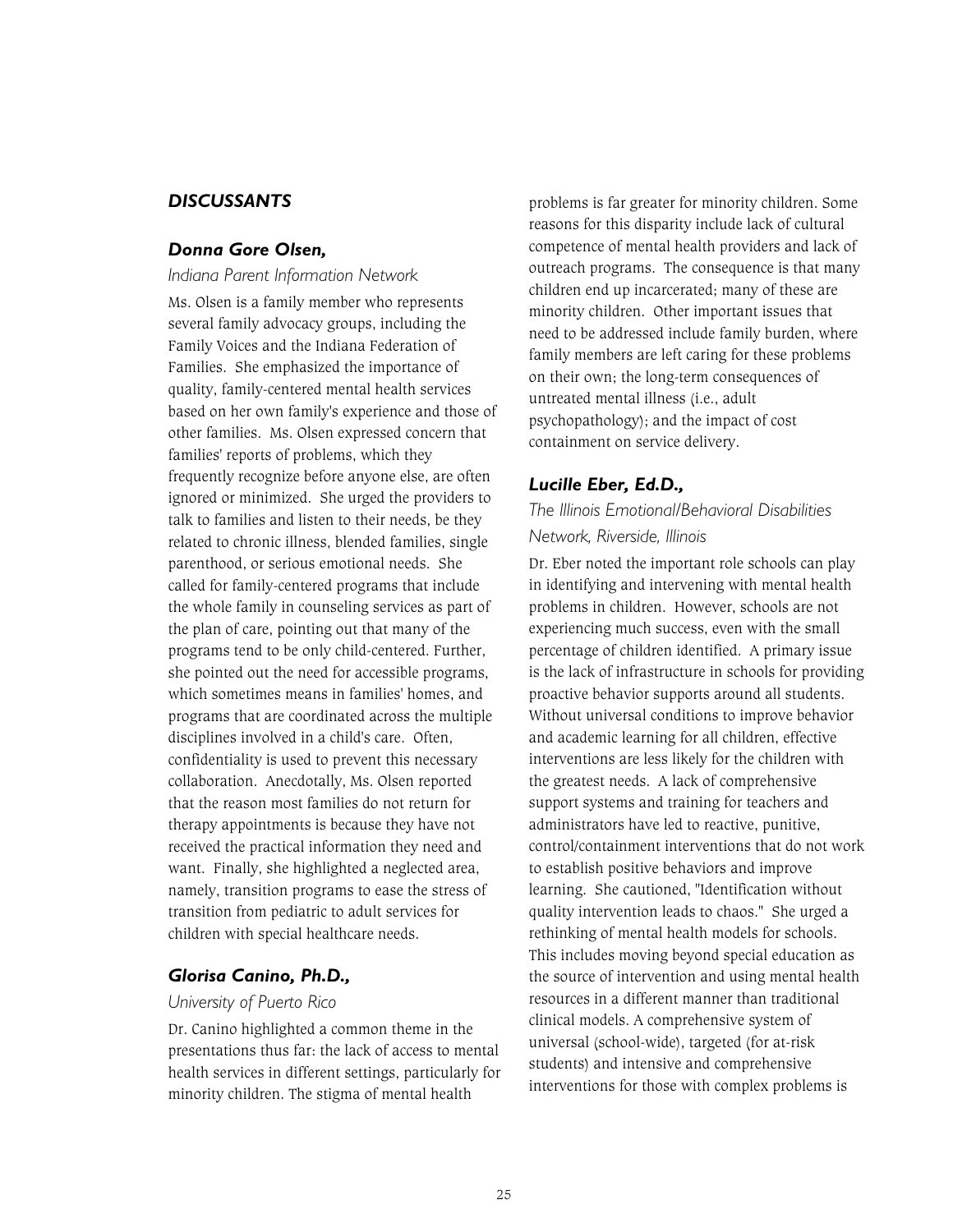## *DISCUSSANTS*

### *Donna Gore Olsen,*

*Indiana Parent Information Network*

Ms. Olsen is a family member who represents several family advocacy groups, including the Family Voices and the Indiana Federation of Families. She emphasized the importance of quality, family-centered mental health services based on her own family's experience and those of other families. Ms. Olsen expressed concern that families' reports of problems, which they frequently recognize before anyone else, are often ignored or minimized. She urged the providers to talk to families and listen to their needs, be they related to chronic illness, blended families, single parenthood, or serious emotional needs. She called for family-centered programs that include the whole family in counseling services as part of the plan of care, pointing out that many of the programs tend to be only child-centered. Further, she pointed out the need for accessible programs, which sometimes means in families' homes, and programs that are coordinated across the multiple disciplines involved in a child's care. Often, confidentiality is used to prevent this necessary collaboration. Anecdotally, Ms. Olsen reported that the reason most families do not return for therapy appointments is because they have not received the practical information they need and want. Finally, she highlighted a neglected area, namely, transition programs to ease the stress of transition from pediatric to adult services for children with special healthcare needs.

### *Glorisa Canino, Ph.D.,*

*University of Puerto Rico*

Dr. Canino highlighted a common theme in the presentations thus far: the lack of access to mental health services in different settings, particularly for minority children. The stigma of mental health problems is far greater for minority children. Some reasons for this disparity include lack of cultural competence of mental health providers and lack of outreach programs. The consequence is that many children end up incarcerated; many of these are minority children. Other important issues that need to be addressed include family burden, where family members are left caring for these problems on their own; the long-term consequences of untreated mental illness (i.e., adult psychopathology); and the impact of cost containment on service delivery.

### *Lucille Eber, Ed.D.,*

*The Illinois Emotional/Behavioral Disabilities Network, Riverside, Illinois*

Dr. Eber noted the important role schools can play in identifying and intervening with mental health problems in children. However, schools are not experiencing much success, even with the small percentage of children identified. A primary issue is the lack of infrastructure in schools for providing proactive behavior supports around all students. Without universal conditions to improve behavior and academic learning for all children, effective interventions are less likely for the children with the greatest needs. A lack of comprehensive support systems and training for teachers and administrators have led to reactive, punitive, control/containment interventions that do not work to establish positive behaviors and improve learning. She cautioned, "Identification without quality intervention leads to chaos." She urged a rethinking of mental health models for schools. This includes moving beyond special education as the source of intervention and using mental health resources in a different manner than traditional clinical models. A comprehensive system of universal (school-wide), targeted (for at-risk students) and intensive and comprehensive interventions for those with complex problems is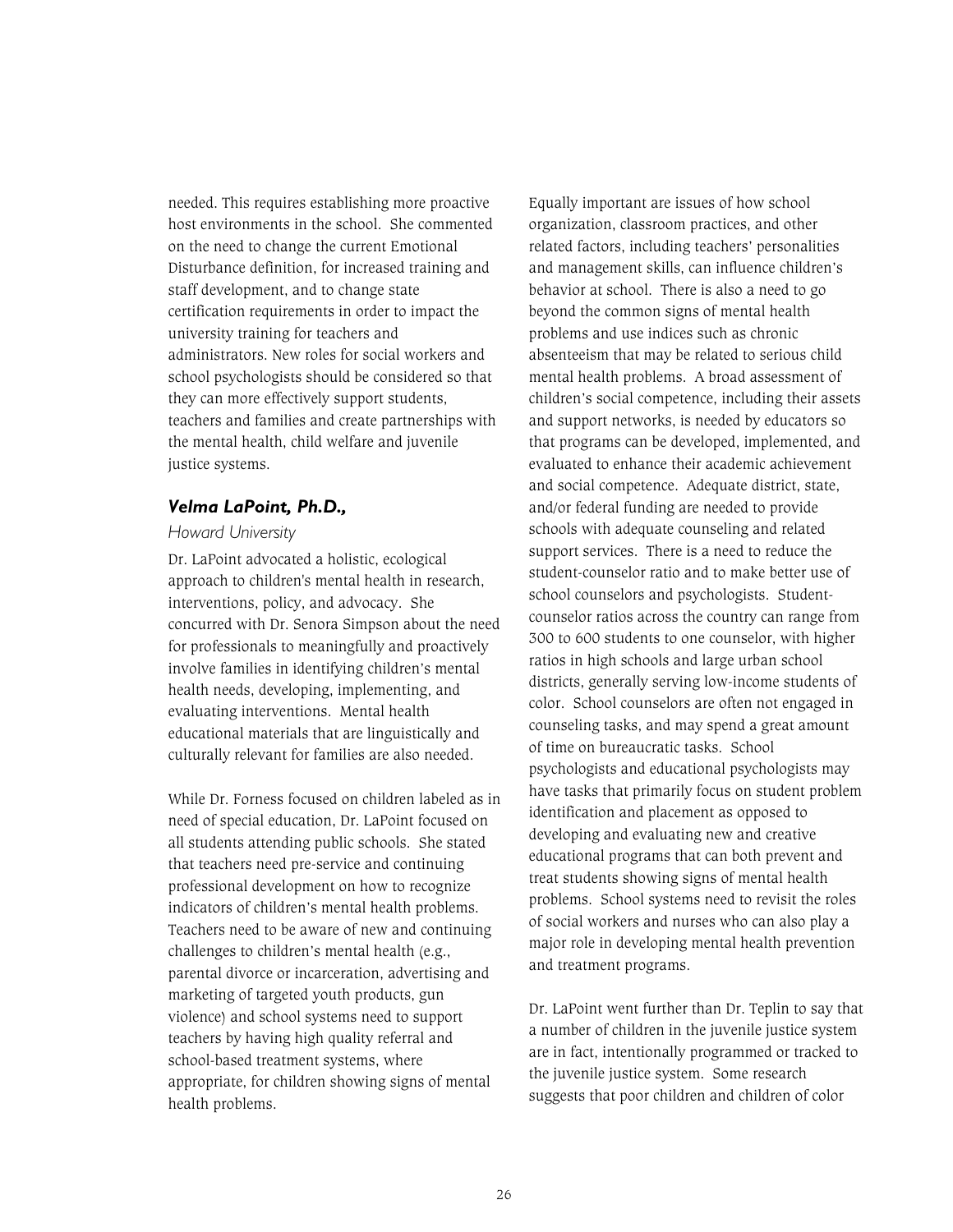needed. This requires establishing more proactive host environments in the school. She commented on the need to change the current Emotional Disturbance definition, for increased training and staff development, and to change state certification requirements in order to impact the university training for teachers and administrators. New roles for social workers and school psychologists should be considered so that they can more effectively support students, teachers and families and create partnerships with the mental health, child welfare and juvenile justice systems.

### *Velma LaPoint, Ph.D.,*

*Howard University*

Dr. LaPoint advocated a holistic, ecological approach to children's mental health in research, interventions, policy, and advocacy. She concurred with Dr. Senora Simpson about the need for professionals to meaningfully and proactively involve families in identifying children's mental health needs, developing, implementing, and evaluating interventions. Mental health educational materials that are linguistically and culturally relevant for families are also needed.

While Dr. Forness focused on children labeled as in need of special education, Dr. LaPoint focused on all students attending public schools. She stated that teachers need pre-service and continuing professional development on how to recognize indicators of children's mental health problems. Teachers need to be aware of new and continuing challenges to children's mental health (e.g., parental divorce or incarceration, advertising and marketing of targeted youth products, gun violence) and school systems need to support teachers by having high quality referral and school-based treatment systems, where appropriate, for children showing signs of mental health problems.

Equally important are issues of how school organization, classroom practices, and other related factors, including teachers' personalities and management skills, can influence children's behavior at school. There is also a need to go beyond the common signs of mental health problems and use indices such as chronic absenteeism that may be related to serious child mental health problems. A broad assessment of children's social competence, including their assets and support networks, is needed by educators so that programs can be developed, implemented, and evaluated to enhance their academic achievement and social competence. Adequate district, state, and/or federal funding are needed to provide schools with adequate counseling and related support services. There is a need to reduce the student-counselor ratio and to make better use of school counselors and psychologists. Student-counselor ratios across the country can range from 300 to 600 students to one counselor, with higher ratios in high schools and large urban school districts, generally serving low-income students of color. School counselors are often not engaged in counseling tasks, and may spend a great amount of time on bureaucratic tasks. School psychologists and educational psychologists may have tasks that primarily focus on student problem identification and placement as opposed to developing and evaluating new and creative educational programs that can both prevent and treat students showing signs of mental health problems. School systems need to revisit the roles of social workers and nurses who can also play a major role in developing mental health prevention and treatment programs.

Dr. LaPoint went further than Dr. Teplin to say that a number of children in the juvenile justice system are in fact, intentionally programmed or tracked to the juvenile justice system. Some research suggests that poor children and children of color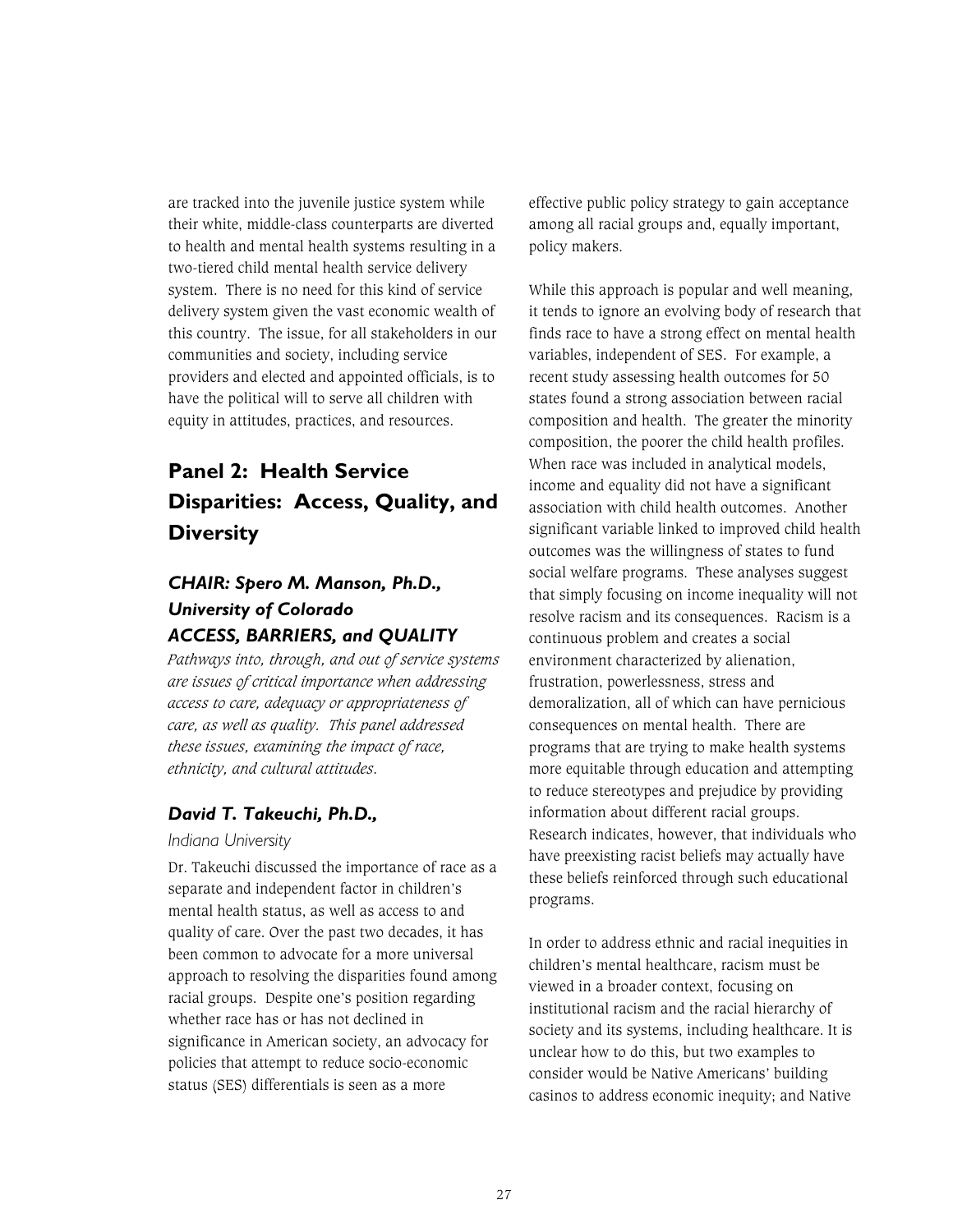are tracked into the juvenile justice system while their white, middle-class counterparts are diverted to health and mental health systems resulting in a two-tiered child mental health service delivery system. There is no need for this kind of service delivery system given the vast economic wealth of this country. The issue, for all stakeholders in our communities and society, including service providers and elected and appointed officials, is to have the political will to serve all children with equity in attitudes, practices, and resources.

## Panel 2: Health Service Disparities: Access, Quality, and Diversity

### *CHAIR: Spero M. Manson, Ph.D., University of Colorado*
### *ACCESS, BARRIERS, and QUALITY*

*Pathways into, through, and out of service systems are issues of critical importance when addressing access to care, adequacy or appropriateness of care, as well as quality. This panel addressed these issues, examining the impact of race, ethnicity, and cultural attitudes.*

### *David T. Takeuchi, Ph.D.,*

*Indiana University*

Dr. Takeuchi discussed the importance of race as a separate and independent factor in children's mental health status, as well as access to and quality of care. Over the past two decades, it has been common to advocate for a more universal approach to resolving the disparities found among racial groups. Despite one's position regarding whether race has or has not declined in significance in American society, an advocacy for policies that attempt to reduce socio-economic status (SES) differentials is seen as a more effective public policy strategy to gain acceptance among all racial groups and, equally important, policy makers.

While this approach is popular and well meaning, it tends to ignore an evolving body of research that finds race to have a strong effect on mental health variables, independent of SES. For example, a recent study assessing health outcomes for 50 states found a strong association between racial composition and health. The greater the minority composition, the poorer the child health profiles. When race was included in analytical models, income and equality did not have a significant association with child health outcomes. Another significant variable linked to improved child health outcomes was the willingness of states to fund social welfare programs. These analyses suggest that simply focusing on income inequality will not resolve racism and its consequences. Racism is a continuous problem and creates a social environment characterized by alienation, frustration, powerlessness, stress and demoralization, all of which can have pernicious consequences on mental health. There are programs that are trying to make health systems more equitable through education and attempting to reduce stereotypes and prejudice by providing information about different racial groups. Research indicates, however, that individuals who have preexisting racist beliefs may actually have these beliefs reinforced through such educational programs.

In order to address ethnic and racial inequities in children's mental healthcare, racism must be viewed in a broader context, focusing on institutional racism and the racial hierarchy of society and its systems, including healthcare. It is unclear how to do this, but two examples to consider would be Native Americans' building casinos to address economic inequity; and Native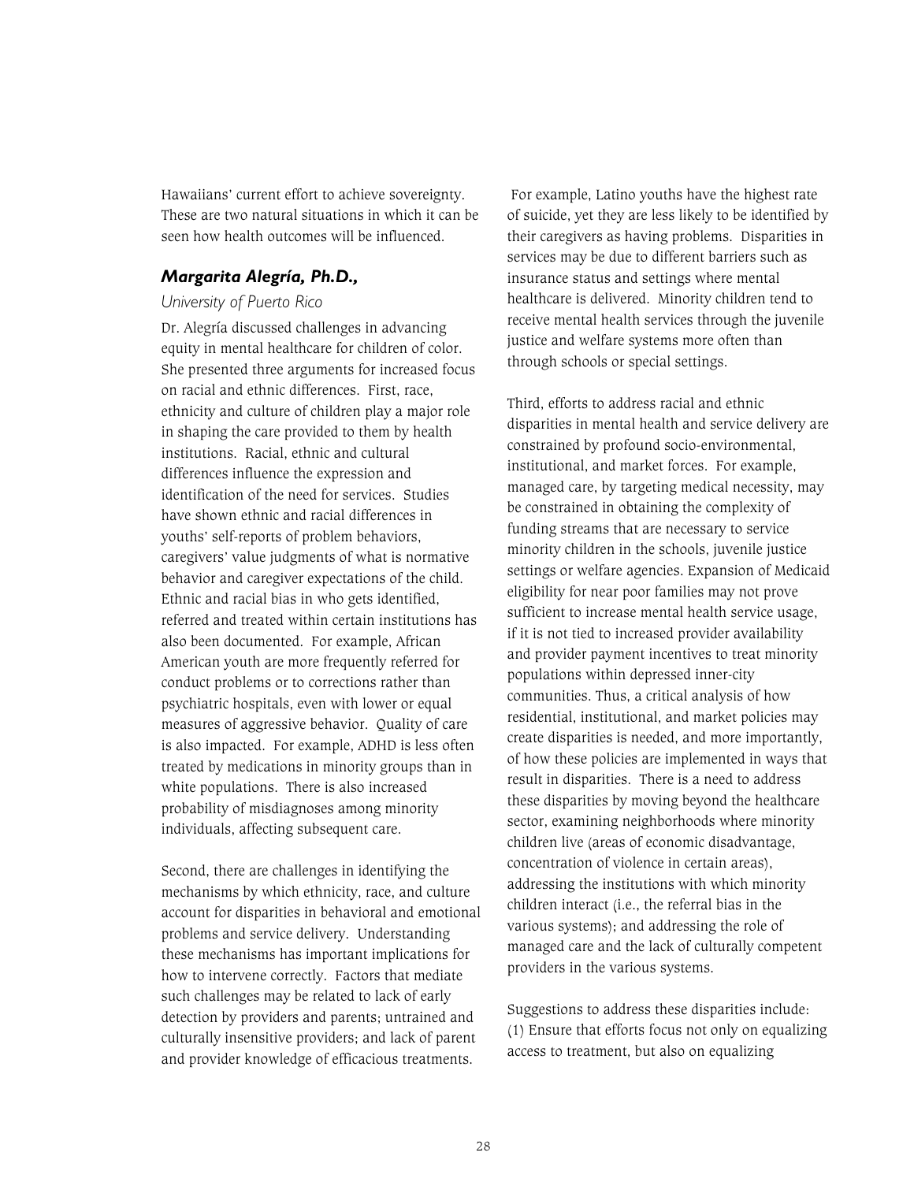Hawaiians' current effort to achieve sovereignty. These are two natural situations in which it can be seen how health outcomes will be influenced.

### *Margarita Alegría, Ph.D.,*

*University of Puerto Rico*

Dr. Alegría discussed challenges in advancing equity in mental healthcare for children of color. She presented three arguments for increased focus on racial and ethnic differences. First, race, ethnicity and culture of children play a major role in shaping the care provided to them by health institutions. Racial, ethnic and cultural differences influence the expression and identification of the need for services. Studies have shown ethnic and racial differences in youths' self-reports of problem behaviors, caregivers' value judgments of what is normative behavior and caregiver expectations of the child. Ethnic and racial bias in who gets identified, referred and treated within certain institutions has also been documented. For example, African American youth are more frequently referred for conduct problems or to corrections rather than psychiatric hospitals, even with lower or equal measures of aggressive behavior. Quality of care is also impacted. For example, ADHD is less often treated by medications in minority groups than in white populations. There is also increased probability of misdiagnoses among minority individuals, affecting subsequent care.

Second, there are challenges in identifying the mechanisms by which ethnicity, race, and culture account for disparities in behavioral and emotional problems and service delivery. Understanding these mechanisms has important implications for how to intervene correctly. Factors that mediate such challenges may be related to lack of early detection by providers and parents; untrained and culturally insensitive providers; and lack of parent and provider knowledge of efficacious treatments. For example, Latino youths have the highest rate of suicide, yet they are less likely to be identified by their caregivers as having problems. Disparities in services may be due to different barriers such as insurance status and settings where mental healthcare is delivered. Minority children tend to receive mental health services through the juvenile justice and welfare systems more often than through schools or special settings.

Third, efforts to address racial and ethnic disparities in mental health and service delivery are constrained by profound socio-environmental, institutional, and market forces. For example, managed care, by targeting medical necessity, may be constrained in obtaining the complexity of funding streams that are necessary to service minority children in the schools, juvenile justice settings or welfare agencies. Expansion of Medicaid eligibility for near poor families may not prove sufficient to increase mental health service usage, if it is not tied to increased provider availability and provider payment incentives to treat minority populations within depressed inner-city communities. Thus, a critical analysis of how residential, institutional, and market policies may create disparities is needed, and more importantly, of how these policies are implemented in ways that result in disparities. There is a need to address these disparities by moving beyond the healthcare sector, examining neighborhoods where minority children live (areas of economic disadvantage, concentration of violence in certain areas), addressing the institutions with which minority children interact (i.e., the referral bias in the various systems); and addressing the role of managed care and the lack of culturally competent providers in the various systems.

Suggestions to address these disparities include: (1) Ensure that efforts focus not only on equalizing access to treatment, but also on equalizing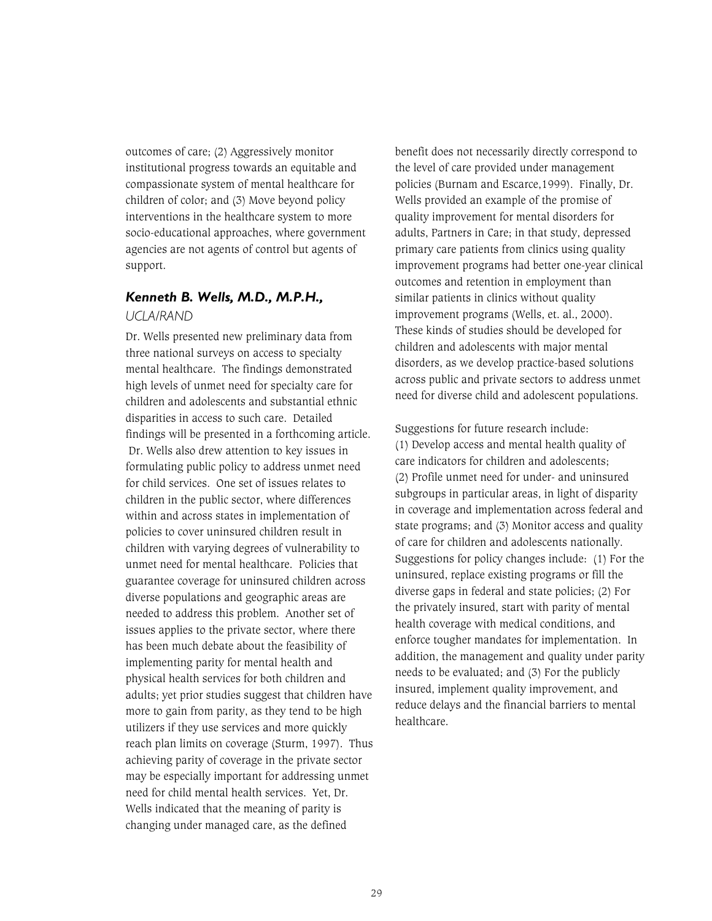outcomes of care; (2) Aggressively monitor institutional progress towards an equitable and compassionate system of mental healthcare for children of color; and (3) Move beyond policy interventions in the healthcare system to more socio-educational approaches, where government agencies are not agents of control but agents of support.

### *Kenneth B. Wells, M.D., M.P.H.,*

*UCLA/RAND*

Dr. Wells presented new preliminary data from three national surveys on access to specialty mental healthcare. The findings demonstrated high levels of unmet need for specialty care for children and adolescents and substantial ethnic disparities in access to such care. Detailed findings will be presented in a forthcoming article. Dr. Wells also drew attention to key issues in formulating public policy to address unmet need for child services. One set of issues relates to children in the public sector, where differences within and across states in implementation of policies to cover uninsured children result in children with varying degrees of vulnerability to unmet need for mental healthcare. Policies that guarantee coverage for uninsured children across diverse populations and geographic areas are needed to address this problem. Another set of issues applies to the private sector, where there has been much debate about the feasibility of implementing parity for mental health and physical health services for both children and adults; yet prior studies suggest that children have more to gain from parity, as they tend to be high utilizers if they use services and more quickly reach plan limits on coverage (Sturm, 1997). Thus achieving parity of coverage in the private sector may be especially important for addressing unmet need for child mental health services. Yet, Dr. Wells indicated that the meaning of parity is changing under managed care, as the defined benefit does not necessarily directly correspond to the level of care provided under management policies (Burnam and Escarce,1999). Finally, Dr. Wells provided an example of the promise of quality improvement for mental disorders for adults, Partners in Care; in that study, depressed primary care patients from clinics using quality improvement programs had better one-year clinical outcomes and retention in employment than similar patients in clinics without quality improvement programs (Wells, et. al., 2000). These kinds of studies should be developed for children and adolescents with major mental disorders, as we develop practice-based solutions across public and private sectors to address unmet need for diverse child and adolescent populations.

Suggestions for future research include:
(1) Develop access and mental health quality of care indicators for children and adolescents;
(2) Profile unmet need for under- and uninsured subgroups in particular areas, in light of disparity in coverage and implementation across federal and state programs; and (3) Monitor access and quality of care for children and adolescents nationally. Suggestions for policy changes include: (1) For the uninsured, replace existing programs or fill the diverse gaps in federal and state policies; (2) For the privately insured, start with parity of mental health coverage with medical conditions, and enforce tougher mandates for implementation. In addition, the management and quality under parity needs to be evaluated; and (3) For the publicly insured, implement quality improvement, and reduce delays and the financial barriers to mental healthcare.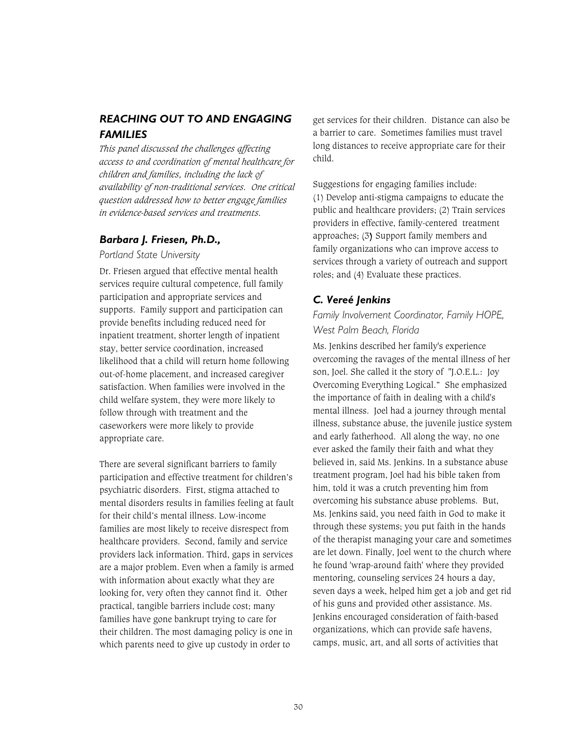## *REACHING OUT TO AND ENGAGING FAMILIES*

*This panel discussed the challenges affecting access to and coordination of mental healthcare for children and families, including the lack of availability of non-traditional services. One critical question addressed how to better engage families in evidence-based services and treatments.*

### *Barbara J. Friesen, Ph.D.,*

*Portland State University*

Dr. Friesen argued that effective mental health services require cultural competence, full family participation and appropriate services and supports. Family support and participation can provide benefits including reduced need for inpatient treatment, shorter length of inpatient stay, better service coordination, increased likelihood that a child will return home following out-of-home placement, and increased caregiver satisfaction. When families were involved in the child welfare system, they were more likely to follow through with treatment and the caseworkers were more likely to provide appropriate care.

There are several significant barriers to family participation and effective treatment for children's psychiatric disorders. First, stigma attached to mental disorders results in families feeling at fault for their child's mental illness. Low-income families are most likely to receive disrespect from healthcare providers. Second, family and service providers lack information. Third, gaps in services are a major problem. Even when a family is armed with information about exactly what they are looking for, very often they cannot find it. Other practical, tangible barriers include cost; many families have gone bankrupt trying to care for their children. The most damaging policy is one in which parents need to give up custody in order to get services for their children. Distance can also be a barrier to care. Sometimes families must travel long distances to receive appropriate care for their child.

Suggestions for engaging families include: (1) Develop anti-stigma campaigns to educate the public and healthcare providers; (2) Train services providers in effective, family-centered treatment approaches; (3) Support family members and family organizations who can improve access to services through a variety of outreach and support roles; and (4) Evaluate these practices.

### *C. Vereé Jenkins*

*Family Involvement Coordinator, Family HOPE, West Palm Beach, Florida*

Ms. Jenkins described her family's experience overcoming the ravages of the mental illness of her son, Joel. She called it the story of "J.O.E.L.: Joy Overcoming Everything Logical." She emphasized the importance of faith in dealing with a child's mental illness. Joel had a journey through mental illness, substance abuse, the juvenile justice system and early fatherhood. All along the way, no one ever asked the family their faith and what they believed in, said Ms. Jenkins. In a substance abuse treatment program, Joel had his bible taken from him, told it was a crutch preventing him from overcoming his substance abuse problems. But, Ms. Jenkins said, you need faith in God to make it through these systems; you put faith in the hands of the therapist managing your care and sometimes are let down. Finally, Joel went to the church where he found 'wrap-around faith' where they provided mentoring, counseling services 24 hours a day, seven days a week, helped him get a job and get rid of his guns and provided other assistance. Ms. Jenkins encouraged consideration of faith-based organizations, which can provide safe havens, camps, music, art, and all sorts of activities that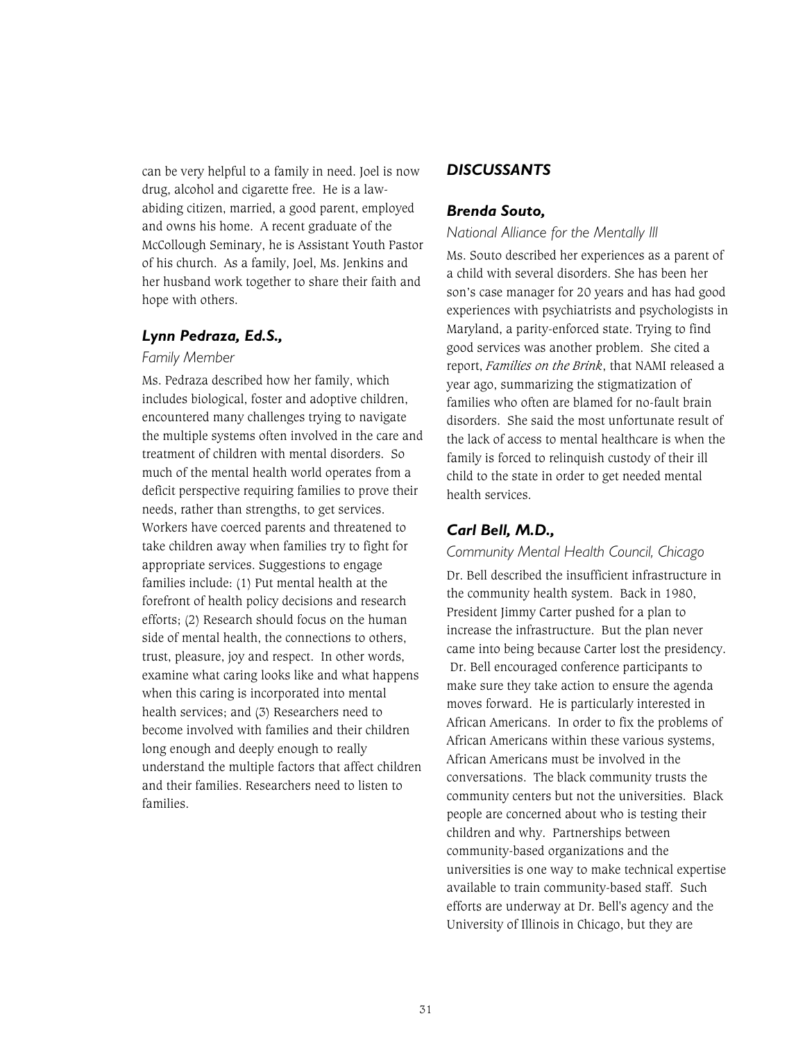can be very helpful to a family in need. Joel is now drug, alcohol and cigarette free. He is a law-abiding citizen, married, a good parent, employed and owns his home. A recent graduate of the McCollough Seminary, he is Assistant Youth Pastor of his church. As a family, Joel, Ms. Jenkins and her husband work together to share their faith and hope with others.

### *Lynn Pedraza, Ed.S.,*

*Family Member*

Ms. Pedraza described how her family, which includes biological, foster and adoptive children, encountered many challenges trying to navigate the multiple systems often involved in the care and treatment of children with mental disorders. So much of the mental health world operates from a deficit perspective requiring families to prove their needs, rather than strengths, to get services. Workers have coerced parents and threatened to take children away when families try to fight for appropriate services. Suggestions to engage families include: (1) Put mental health at the forefront of health policy decisions and research efforts; (2) Research should focus on the human side of mental health, the connections to others, trust, pleasure, joy and respect. In other words, examine what caring looks like and what happens when this caring is incorporated into mental health services; and (3) Researchers need to become involved with families and their children long enough and deeply enough to really understand the multiple factors that affect children and their families. Researchers need to listen to families.

## *DISCUSSANTS*

### *Brenda Souto,*

*National Alliance for the Mentally Ill*

Ms. Souto described her experiences as a parent of a child with several disorders. She has been her son's case manager for 20 years and has had good experiences with psychiatrists and psychologists in Maryland, a parity-enforced state. Trying to find good services was another problem. She cited a report, *Families on the Brink*, that NAMI released a year ago, summarizing the stigmatization of families who often are blamed for no-fault brain disorders. She said the most unfortunate result of the lack of access to mental healthcare is when the family is forced to relinquish custody of their ill child to the state in order to get needed mental health services.

### *Carl Bell, M.D.,*

*Community Mental Health Council, Chicago*

Dr. Bell described the insufficient infrastructure in the community health system. Back in 1980, President Jimmy Carter pushed for a plan to increase the infrastructure. But the plan never came into being because Carter lost the presidency. Dr. Bell encouraged conference participants to make sure they take action to ensure the agenda moves forward. He is particularly interested in African Americans. In order to fix the problems of African Americans within these various systems, African Americans must be involved in the conversations. The black community trusts the community centers but not the universities. Black people are concerned about who is testing their children and why. Partnerships between community-based organizations and the universities is one way to make technical expertise available to train community-based staff. Such efforts are underway at Dr. Bell's agency and the University of Illinois in Chicago, but they are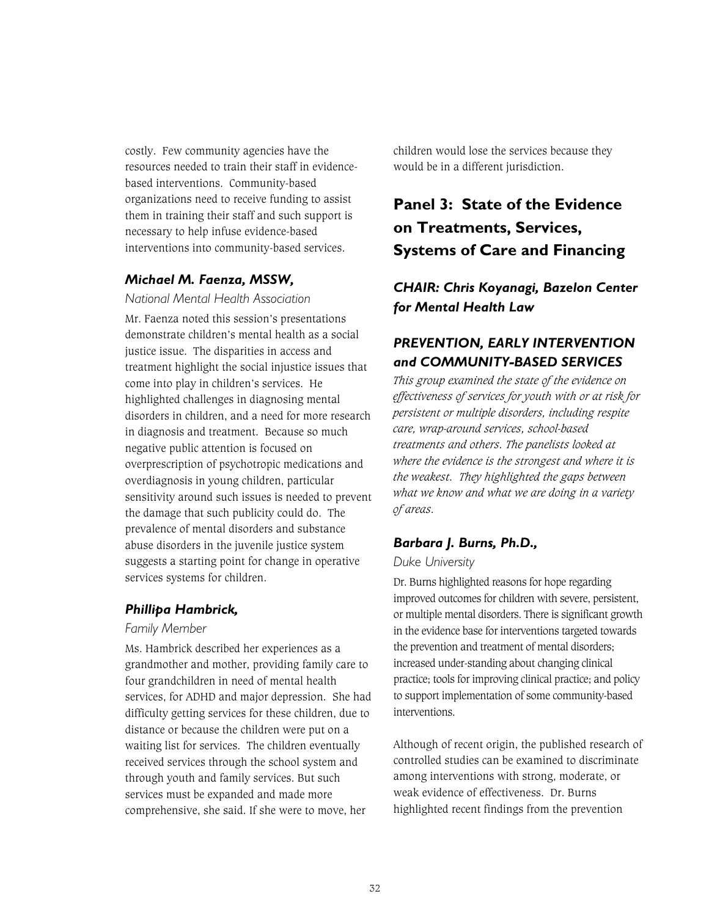costly. Few community agencies have the resources needed to train their staff in evidence-based interventions. Community-based organizations need to receive funding to assist them in training their staff and such support is necessary to help infuse evidence-based interventions into community-based services.

### *Michael M. Faenza, MSSW,*

*National Mental Health Association*

Mr. Faenza noted this session's presentations demonstrate children's mental health as a social justice issue. The disparities in access and treatment highlight the social injustice issues that come into play in children's services. He highlighted challenges in diagnosing mental disorders in children, and a need for more research in diagnosis and treatment. Because so much negative public attention is focused on overprescription of psychotropic medications and overdiagnosis in young children, particular sensitivity around such issues is needed to prevent the damage that such publicity could do. The prevalence of mental disorders and substance abuse disorders in the juvenile justice system suggests a starting point for change in operative services systems for children.

### *Phillipa Hambrick,*

*Family Member*

Ms. Hambrick described her experiences as a grandmother and mother, providing family care to four grandchildren in need of mental health services, for ADHD and major depression. She had difficulty getting services for these children, due to distance or because the children were put on a waiting list for services. The children eventually received services through the school system and through youth and family services. But such services must be expanded and made more comprehensive, she said. If she were to move, her children would lose the services because they would be in a different jurisdiction.

## Panel 3: State of the Evidence on Treatments, Services, Systems of Care and Financing

### *CHAIR: Chris Koyanagi, Bazelon Center for Mental Health Law*

### *PREVENTION, EARLY INTERVENTION and COMMUNITY-BASED SERVICES*

*This group examined the state of the evidence on effectiveness of services for youth with or at risk for persistent or multiple disorders, including respite care, wrap-around services, school-based treatments and others. The panelists looked at where the evidence is the strongest and where it is the weakest. They highlighted the gaps between what we know and what we are doing in a variety of areas.*

### *Barbara J. Burns, Ph.D.,*

*Duke University*

Dr. Burns highlighted reasons for hope regarding improved outcomes for children with severe, persistent, or multiple mental disorders. There is significant growth in the evidence base for interventions targeted towards the prevention and treatment of mental disorders; increased under-standing about changing clinical practice; tools for improving clinical practice; and policy to support implementation of some community-based interventions.

Although of recent origin, the published research of controlled studies can be examined to discriminate among interventions with strong, moderate, or weak evidence of effectiveness. Dr. Burns highlighted recent findings from the prevention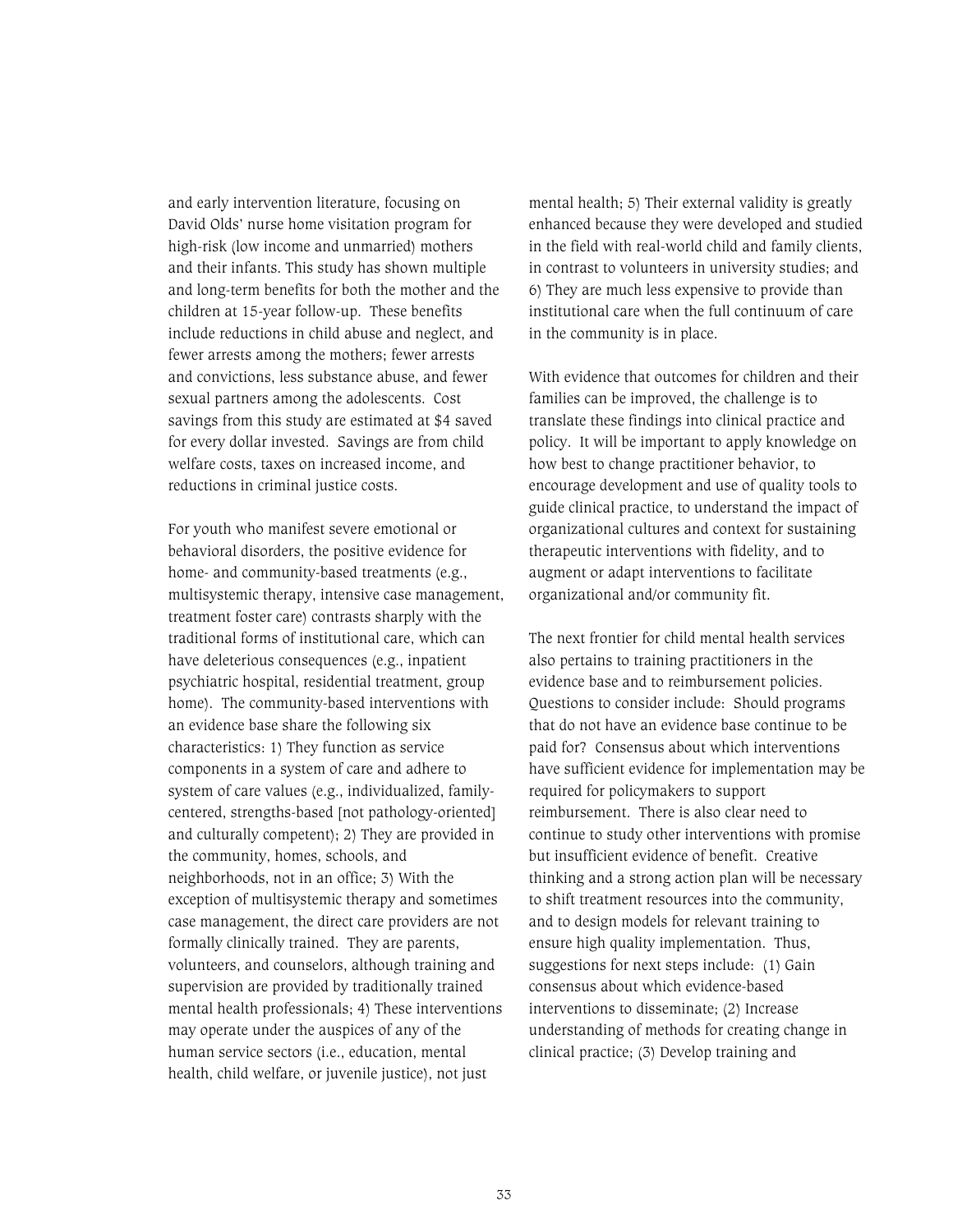and early intervention literature, focusing on David Olds' nurse home visitation program for high-risk (low income and unmarried) mothers and their infants. This study has shown multiple and long-term benefits for both the mother and the children at 15-year follow-up. These benefits include reductions in child abuse and neglect, and fewer arrests among the mothers; fewer arrests and convictions, less substance abuse, and fewer sexual partners among the adolescents. Cost savings from this study are estimated at $4 saved for every dollar invested. Savings are from child welfare costs, taxes on increased income, and reductions in criminal justice costs.

For youth who manifest severe emotional or behavioral disorders, the positive evidence for home- and community-based treatments (e.g., multisystemic therapy, intensive case management, treatment foster care) contrasts sharply with the traditional forms of institutional care, which can have deleterious consequences (e.g., inpatient psychiatric hospital, residential treatment, group home). The community-based interventions with an evidence base share the following six characteristics: 1) They function as service components in a system of care and adhere to system of care values (e.g., individualized, family-centered, strengths-based [not pathology-oriented] and culturally competent); 2) They are provided in the community, homes, schools, and neighborhoods, not in an office; 3) With the exception of multisystemic therapy and sometimes case management, the direct care providers are not formally clinically trained. They are parents, volunteers, and counselors, although training and supervision are provided by traditionally trained mental health professionals; 4) These interventions may operate under the auspices of any of the human service sectors (i.e., education, mental health, child welfare, or juvenile justice), not just mental health; 5) Their external validity is greatly enhanced because they were developed and studied in the field with real-world child and family clients, in contrast to volunteers in university studies; and 6) They are much less expensive to provide than institutional care when the full continuum of care in the community is in place.

With evidence that outcomes for children and their families can be improved, the challenge is to translate these findings into clinical practice and policy. It will be important to apply knowledge on how best to change practitioner behavior, to encourage development and use of quality tools to guide clinical practice, to understand the impact of organizational cultures and context for sustaining therapeutic interventions with fidelity, and to augment or adapt interventions to facilitate organizational and/or community fit.

The next frontier for child mental health services also pertains to training practitioners in the evidence base and to reimbursement policies. Questions to consider include: Should programs that do not have an evidence base continue to be paid for? Consensus about which interventions have sufficient evidence for implementation may be required for policymakers to support reimbursement. There is also clear need to continue to study other interventions with promise but insufficient evidence of benefit. Creative thinking and a strong action plan will be necessary to shift treatment resources into the community, and to design models for relevant training to ensure high quality implementation. Thus, suggestions for next steps include: (1) Gain consensus about which evidence-based interventions to disseminate; (2) Increase understanding of methods for creating change in clinical practice; (3) Develop training and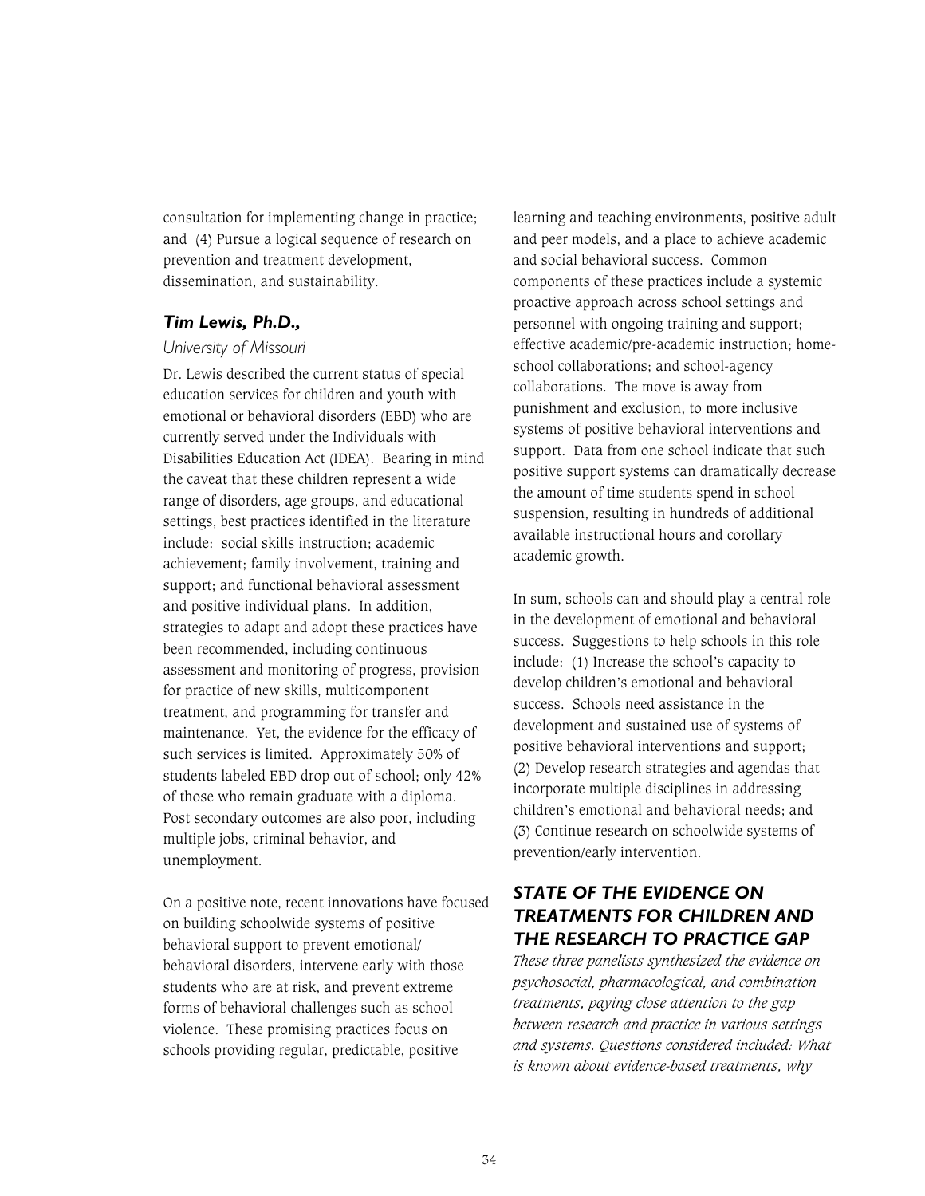consultation for implementing change in practice; and (4) Pursue a logical sequence of research on prevention and treatment development, dissemination, and sustainability.

### *Tim Lewis, Ph.D.,*

*University of Missouri*

Dr. Lewis described the current status of special education services for children and youth with emotional or behavioral disorders (EBD) who are currently served under the Individuals with Disabilities Education Act (IDEA). Bearing in mind the caveat that these children represent a wide range of disorders, age groups, and educational settings, best practices identified in the literature include: social skills instruction; academic achievement; family involvement, training and support; and functional behavioral assessment and positive individual plans. In addition, strategies to adapt and adopt these practices have been recommended, including continuous assessment and monitoring of progress, provision for practice of new skills, multicomponent treatment, and programming for transfer and maintenance. Yet, the evidence for the efficacy of such services is limited. Approximately 50% of students labeled EBD drop out of school; only 42% of those who remain graduate with a diploma. Post secondary outcomes are also poor, including multiple jobs, criminal behavior, and unemployment.

On a positive note, recent innovations have focused on building schoolwide systems of positive behavioral support to prevent emotional/behavioral disorders, intervene early with those students who are at risk, and prevent extreme forms of behavioral challenges such as school violence. These promising practices focus on schools providing regular, predictable, positive learning and teaching environments, positive adult and peer models, and a place to achieve academic and social behavioral success. Common components of these practices include a systemic proactive approach across school settings and personnel with ongoing training and support; effective academic/pre-academic instruction; home-school collaborations; and school-agency collaborations. The move is away from punishment and exclusion, to more inclusive systems of positive behavioral interventions and support. Data from one school indicate that such positive support systems can dramatically decrease the amount of time students spend in school suspension, resulting in hundreds of additional available instructional hours and corollary academic growth.

In sum, schools can and should play a central role in the development of emotional and behavioral success. Suggestions to help schools in this role include: (1) Increase the school's capacity to develop children's emotional and behavioral success. Schools need assistance in the development and sustained use of systems of positive behavioral interventions and support; (2) Develop research strategies and agendas that incorporate multiple disciplines in addressing children's emotional and behavioral needs; and (3) Continue research on schoolwide systems of prevention/early intervention.

## *STATE OF THE EVIDENCE ON TREATMENTS FOR CHILDREN AND THE RESEARCH TO PRACTICE GAP*

*These three panelists synthesized the evidence on psychosocial, pharmacological, and combination treatments, paying close attention to the gap between research and practice in various settings and systems. Questions considered included: What is known about evidence-based treatments, why*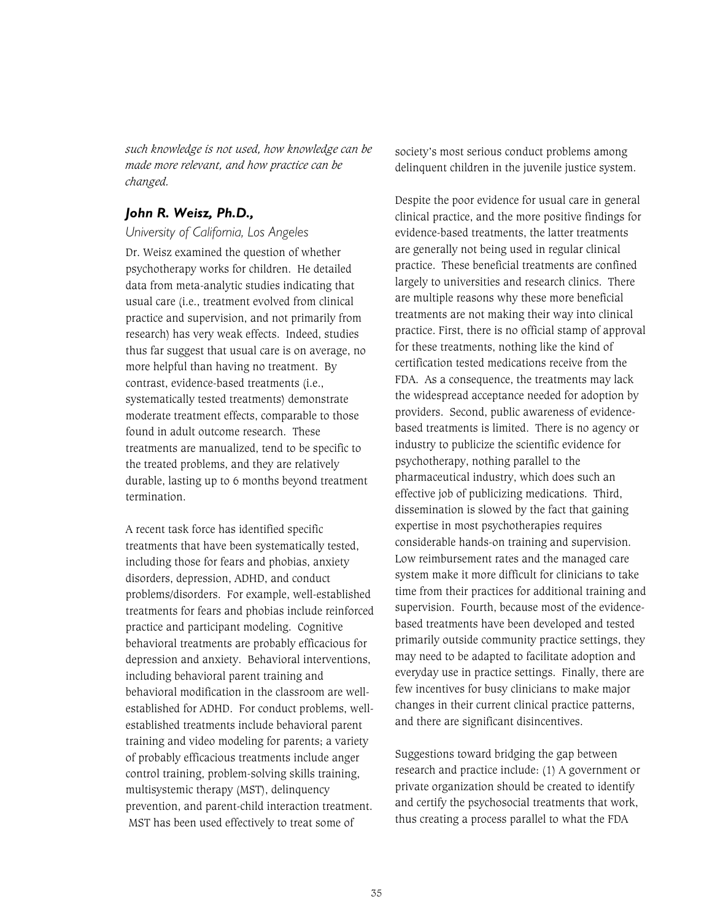*such knowledge is not used, how knowledge can be made more relevant, and how practice can be changed.*

### ***John R. Weisz, Ph.D.,***

*University of California, Los Angeles*

Dr. Weisz examined the question of whether psychotherapy works for children. He detailed data from meta-analytic studies indicating that usual care (i.e., treatment evolved from clinical practice and supervision, and not primarily from research) has very weak effects. Indeed, studies thus far suggest that usual care is on average, no more helpful than having no treatment. By contrast, evidence-based treatments (i.e., systematically tested treatments) demonstrate moderate treatment effects, comparable to those found in adult outcome research. These treatments are manualized, tend to be specific to the treated problems, and they are relatively durable, lasting up to 6 months beyond treatment termination.

A recent task force has identified specific treatments that have been systematically tested, including those for fears and phobias, anxiety disorders, depression, ADHD, and conduct problems/disorders. For example, well-established treatments for fears and phobias include reinforced practice and participant modeling. Cognitive behavioral treatments are probably efficacious for depression and anxiety. Behavioral interventions, including behavioral parent training and behavioral modification in the classroom are well-established for ADHD. For conduct problems, well-established treatments include behavioral parent training and video modeling for parents; a variety of probably efficacious treatments include anger control training, problem-solving skills training, multisystemic therapy (MST), delinquency prevention, and parent-child interaction treatment. MST has been used effectively to treat some of society's most serious conduct problems among delinquent children in the juvenile justice system.

Despite the poor evidence for usual care in general clinical practice, and the more positive findings for evidence-based treatments, the latter treatments are generally not being used in regular clinical practice. These beneficial treatments are confined largely to universities and research clinics. There are multiple reasons why these more beneficial treatments are not making their way into clinical practice. First, there is no official stamp of approval for these treatments, nothing like the kind of certification tested medications receive from the FDA. As a consequence, the treatments may lack the widespread acceptance needed for adoption by providers. Second, public awareness of evidence-based treatments is limited. There is no agency or industry to publicize the scientific evidence for psychotherapy, nothing parallel to the pharmaceutical industry, which does such an effective job of publicizing medications. Third, dissemination is slowed by the fact that gaining expertise in most psychotherapies requires considerable hands-on training and supervision. Low reimbursement rates and the managed care system make it more difficult for clinicians to take time from their practices for additional training and supervision. Fourth, because most of the evidence-based treatments have been developed and tested primarily outside community practice settings, they may need to be adapted to facilitate adoption and everyday use in practice settings. Finally, there are few incentives for busy clinicians to make major changes in their current clinical practice patterns, and there are significant disincentives.

Suggestions toward bridging the gap between research and practice include: (1) A government or private organization should be created to identify and certify the psychosocial treatments that work, thus creating a process parallel to what the FDA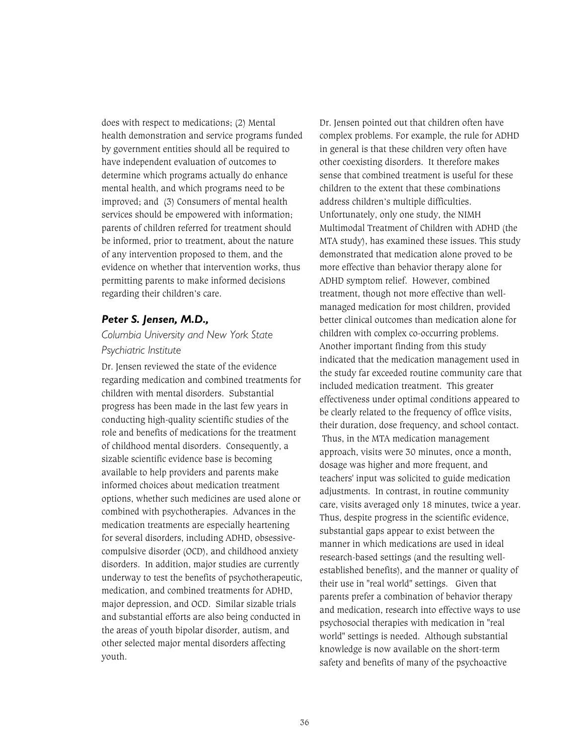does with respect to medications; (2) Mental health demonstration and service programs funded by government entities should all be required to have independent evaluation of outcomes to determine which programs actually do enhance mental health, and which programs need to be improved; and (3) Consumers of mental health services should be empowered with information; parents of children referred for treatment should be informed, prior to treatment, about the nature of any intervention proposed to them, and the evidence on whether that intervention works, thus permitting parents to make informed decisions regarding their children's care.

### *Peter S. Jensen, M.D.,*

*Columbia University and New York State Psychiatric Institute*

Dr. Jensen reviewed the state of the evidence regarding medication and combined treatments for children with mental disorders. Substantial progress has been made in the last few years in conducting high-quality scientific studies of the role and benefits of medications for the treatment of childhood mental disorders. Consequently, a sizable scientific evidence base is becoming available to help providers and parents make informed choices about medication treatment options, whether such medicines are used alone or combined with psychotherapies. Advances in the medication treatments are especially heartening for several disorders, including ADHD, obsessive-compulsive disorder (OCD), and childhood anxiety disorders. In addition, major studies are currently underway to test the benefits of psychotherapeutic, medication, and combined treatments for ADHD, major depression, and OCD. Similar sizable trials and substantial efforts are also being conducted in the areas of youth bipolar disorder, autism, and other selected major mental disorders affecting youth.

Dr. Jensen pointed out that children often have complex problems. For example, the rule for ADHD in general is that these children very often have other coexisting disorders. It therefore makes sense that combined treatment is useful for these children to the extent that these combinations address children's multiple difficulties. Unfortunately, only one study, the NIMH Multimodal Treatment of Children with ADHD (the MTA study), has examined these issues. This study demonstrated that medication alone proved to be more effective than behavior therapy alone for ADHD symptom relief. However, combined treatment, though not more effective than well-managed medication for most children, provided better clinical outcomes than medication alone for children with complex co-occurring problems. Another important finding from this study indicated that the medication management used in the study far exceeded routine community care that included medication treatment. This greater effectiveness under optimal conditions appeared to be clearly related to the frequency of office visits, their duration, dose frequency, and school contact. Thus, in the MTA medication management approach, visits were 30 minutes, once a month, dosage was higher and more frequent, and teachers' input was solicited to guide medication adjustments. In contrast, in routine community care, visits averaged only 18 minutes, twice a year. Thus, despite progress in the scientific evidence, substantial gaps appear to exist between the manner in which medications are used in ideal research-based settings (and the resulting well-established benefits), and the manner or quality of their use in "real world" settings. Given that parents prefer a combination of behavior therapy and medication, research into effective ways to use psychosocial therapies with medication in "real world" settings is needed. Although substantial knowledge is now available on the short-term safety and benefits of many of the psychoactive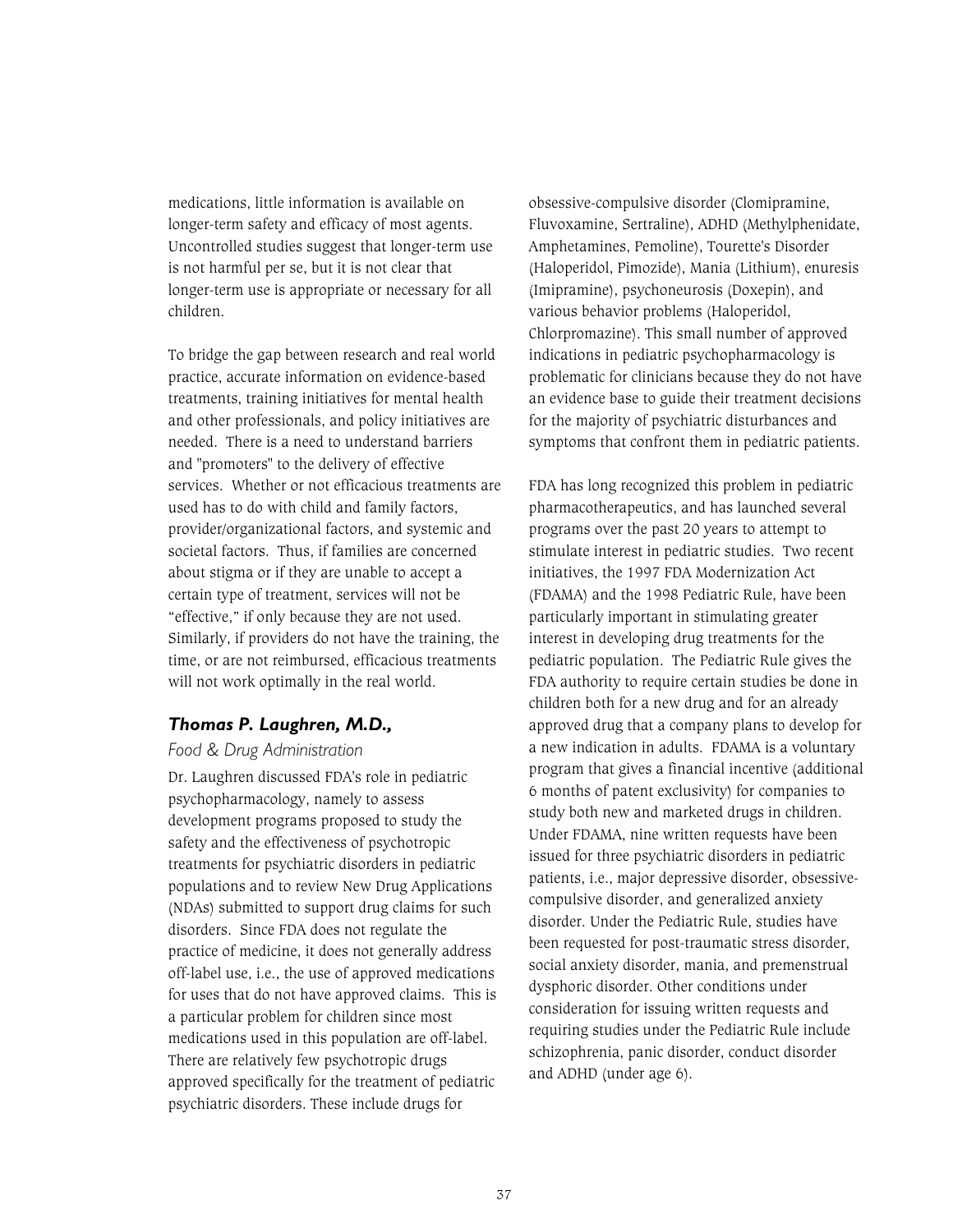medications, little information is available on longer-term safety and efficacy of most agents. Uncontrolled studies suggest that longer-term use is not harmful per se, but it is not clear that longer-term use is appropriate or necessary for all children.

To bridge the gap between research and real world practice, accurate information on evidence-based treatments, training initiatives for mental health and other professionals, and policy initiatives are needed. There is a need to understand barriers and "promoters" to the delivery of effective services. Whether or not efficacious treatments are used has to do with child and family factors, provider/organizational factors, and systemic and societal factors. Thus, if families are concerned about stigma or if they are unable to accept a certain type of treatment, services will not be "effective," if only because they are not used. Similarly, if providers do not have the training, the time, or are not reimbursed, efficacious treatments will not work optimally in the real world.

### *Thomas P. Laughren, M.D.,*

*Food & Drug Administration*

Dr. Laughren discussed FDA's role in pediatric psychopharmacology, namely to assess development programs proposed to study the safety and the effectiveness of psychotropic treatments for psychiatric disorders in pediatric populations and to review New Drug Applications (NDAs) submitted to support drug claims for such disorders. Since FDA does not regulate the practice of medicine, it does not generally address off-label use, i.e., the use of approved medications for uses that do not have approved claims. This is a particular problem for children since most medications used in this population are off-label. There are relatively few psychotropic drugs approved specifically for the treatment of pediatric psychiatric disorders. These include drugs for obsessive-compulsive disorder (Clomipramine, Fluvoxamine, Sertraline), ADHD (Methylphenidate, Amphetamines, Pemoline), Tourette's Disorder (Haloperidol, Pimozide), Mania (Lithium), enuresis (Imipramine), psychoneurosis (Doxepin), and various behavior problems (Haloperidol, Chlorpromazine). This small number of approved indications in pediatric psychopharmacology is problematic for clinicians because they do not have an evidence base to guide their treatment decisions for the majority of psychiatric disturbances and symptoms that confront them in pediatric patients.

FDA has long recognized this problem in pediatric pharmacotherapeutics, and has launched several programs over the past 20 years to attempt to stimulate interest in pediatric studies. Two recent initiatives, the 1997 FDA Modernization Act (FDAMA) and the 1998 Pediatric Rule, have been particularly important in stimulating greater interest in developing drug treatments for the pediatric population. The Pediatric Rule gives the FDA authority to require certain studies be done in children both for a new drug and for an already approved drug that a company plans to develop for a new indication in adults. FDAMA is a voluntary program that gives a financial incentive (additional 6 months of patent exclusivity) for companies to study both new and marketed drugs in children. Under FDAMA, nine written requests have been issued for three psychiatric disorders in pediatric patients, i.e., major depressive disorder, obsessive-compulsive disorder, and generalized anxiety disorder. Under the Pediatric Rule, studies have been requested for post-traumatic stress disorder, social anxiety disorder, mania, and premenstrual dysphoric disorder. Other conditions under consideration for issuing written requests and requiring studies under the Pediatric Rule include schizophrenia, panic disorder, conduct disorder and ADHD (under age 6).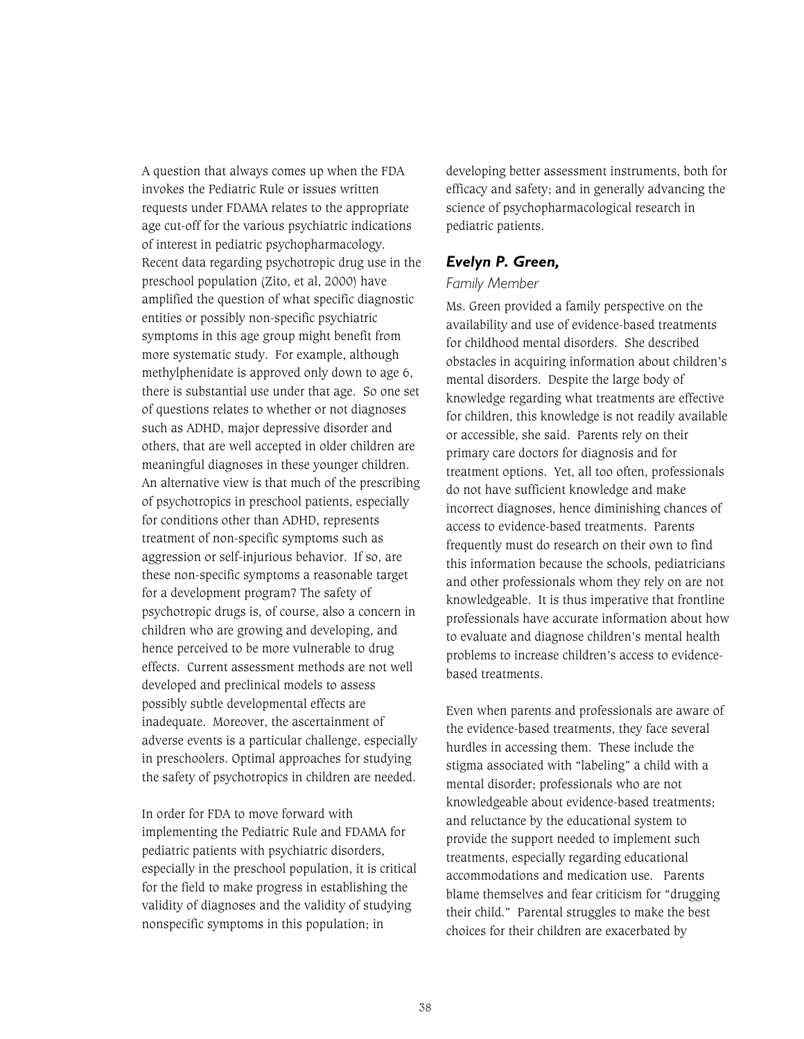A question that always comes up when the FDA invokes the Pediatric Rule or issues written requests under FDAMA relates to the appropriate age cut-off for the various psychiatric indications of interest in pediatric psychopharmacology. Recent data regarding psychotropic drug use in the preschool population (Zito, et al, 2000) have amplified the question of what specific diagnostic entities or possibly non-specific psychiatric symptoms in this age group might benefit from more systematic study. For example, although methylphenidate is approved only down to age 6, there is substantial use under that age. So one set of questions relates to whether or not diagnoses such as ADHD, major depressive disorder and others, that are well accepted in older children are meaningful diagnoses in these younger children. An alternative view is that much of the prescribing of psychotropics in preschool patients, especially for conditions other than ADHD, represents treatment of non-specific symptoms such as aggression or self-injurious behavior. If so, are these non-specific symptoms a reasonable target for a development program? The safety of psychotropic drugs is, of course, also a concern in children who are growing and developing, and hence perceived to be more vulnerable to drug effects. Current assessment methods are not well developed and preclinical models to assess possibly subtle developmental effects are inadequate. Moreover, the ascertainment of adverse events is a particular challenge, especially in preschoolers. Optimal approaches for studying the safety of psychotropics in children are needed.

In order for FDA to move forward with implementing the Pediatric Rule and FDAMA for pediatric patients with psychiatric disorders, especially in the preschool population, it is critical for the field to make progress in establishing the validity of diagnoses and the validity of studying nonspecific symptoms in this population; in developing better assessment instruments, both for efficacy and safety; and in generally advancing the science of psychopharmacological research in pediatric patients.

### *Evelyn P. Green,*

*Family Member*

Ms. Green provided a family perspective on the availability and use of evidence-based treatments for childhood mental disorders. She described obstacles in acquiring information about children's mental disorders. Despite the large body of knowledge regarding what treatments are effective for children, this knowledge is not readily available or accessible, she said. Parents rely on their primary care doctors for diagnosis and for treatment options. Yet, all too often, professionals do not have sufficient knowledge and make incorrect diagnoses, hence diminishing chances of access to evidence-based treatments. Parents frequently must do research on their own to find this information because the schools, pediatricians and other professionals whom they rely on are not knowledgeable. It is thus imperative that frontline professionals have accurate information about how to evaluate and diagnose children's mental health problems to increase children's access to evidence-based treatments.

Even when parents and professionals are aware of the evidence-based treatments, they face several hurdles in accessing them. These include the stigma associated with "labeling" a child with a mental disorder; professionals who are not knowledgeable about evidence-based treatments; and reluctance by the educational system to provide the support needed to implement such treatments, especially regarding educational accommodations and medication use. Parents blame themselves and fear criticism for "drugging their child." Parental struggles to make the best choices for their children are exacerbated by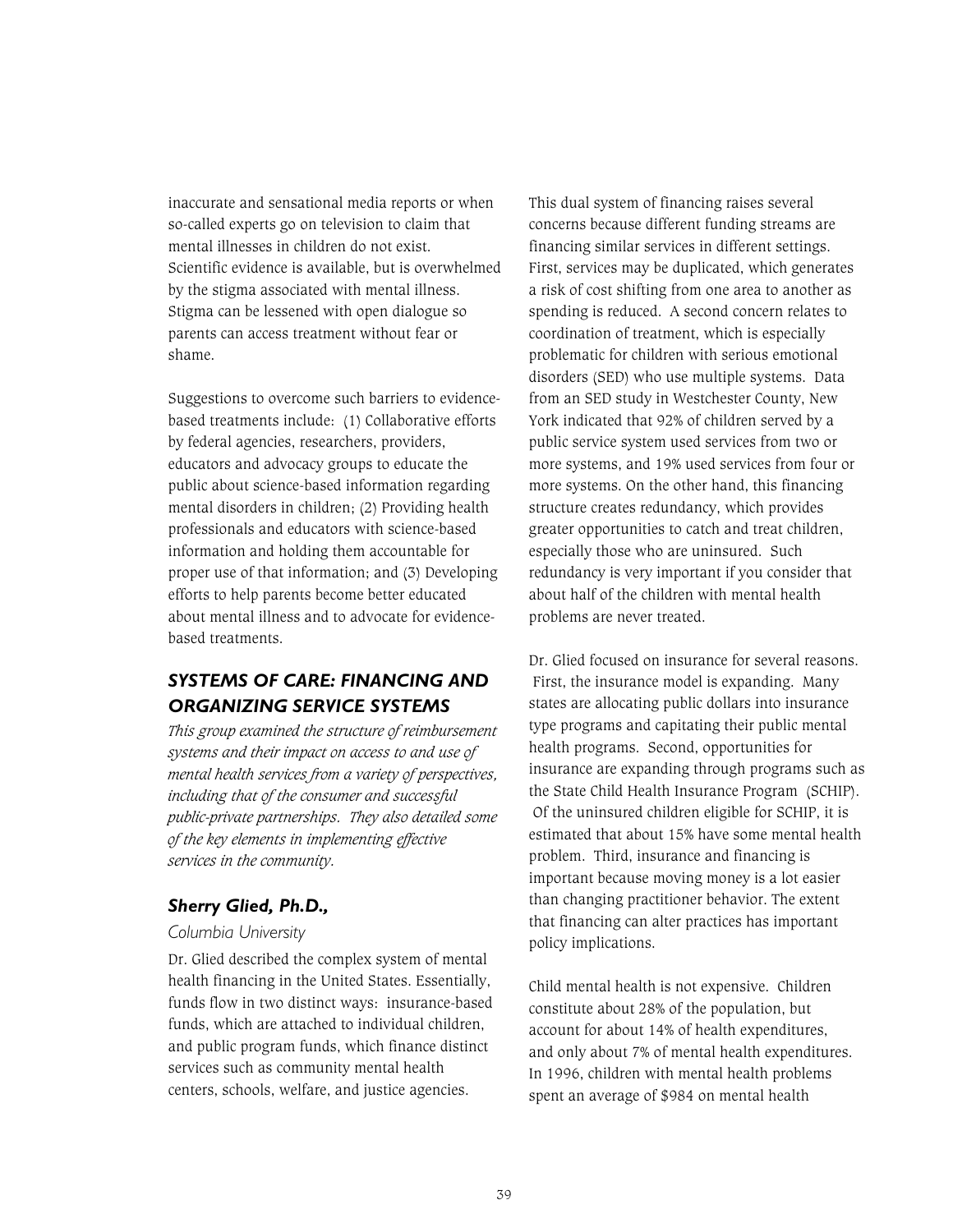inaccurate and sensational media reports or when so-called experts go on television to claim that mental illnesses in children do not exist. Scientific evidence is available, but is overwhelmed by the stigma associated with mental illness. Stigma can be lessened with open dialogue so parents can access treatment without fear or shame.

Suggestions to overcome such barriers to evidence-based treatments include: (1) Collaborative efforts by federal agencies, researchers, providers, educators and advocacy groups to educate the public about science-based information regarding mental disorders in children; (2) Providing health professionals and educators with science-based information and holding them accountable for proper use of that information; and (3) Developing efforts to help parents become better educated about mental illness and to advocate for evidence-based treatments.

## SYSTEMS OF CARE: FINANCING AND ORGANIZING SERVICE SYSTEMS

*This group examined the structure of reimbursement systems and their impact on access to and use of mental health services from a variety of perspectives, including that of the consumer and successful public-private partnerships. They also detailed some of the key elements in implementing effective services in the community.*

### *Sherry Glied, Ph.D.,*

*Columbia University*

Dr. Glied described the complex system of mental health financing in the United States. Essentially, funds flow in two distinct ways: insurance-based funds, which are attached to individual children, and public program funds, which finance distinct services such as community mental health centers, schools, welfare, and justice agencies. This dual system of financing raises several concerns because different funding streams are financing similar services in different settings. First, services may be duplicated, which generates a risk of cost shifting from one area to another as spending is reduced. A second concern relates to coordination of treatment, which is especially problematic for children with serious emotional disorders (SED) who use multiple systems. Data from an SED study in Westchester County, New York indicated that 92% of children served by a public service system used services from two or more systems, and 19% used services from four or more systems. On the other hand, this financing structure creates redundancy, which provides greater opportunities to catch and treat children, especially those who are uninsured. Such redundancy is very important if you consider that about half of the children with mental health problems are never treated.

Dr. Glied focused on insurance for several reasons. First, the insurance model is expanding. Many states are allocating public dollars into insurance type programs and capitating their public mental health programs. Second, opportunities for insurance are expanding through programs such as the State Child Health Insurance Program (SCHIP). Of the uninsured children eligible for SCHIP, it is estimated that about 15% have some mental health problem. Third, insurance and financing is important because moving money is a lot easier than changing practitioner behavior. The extent that financing can alter practices has important policy implications.

Child mental health is not expensive. Children constitute about 28% of the population, but account for about 14% of health expenditures, and only about 7% of mental health expenditures. In 1996, children with mental health problems spent an average of $984 on mental health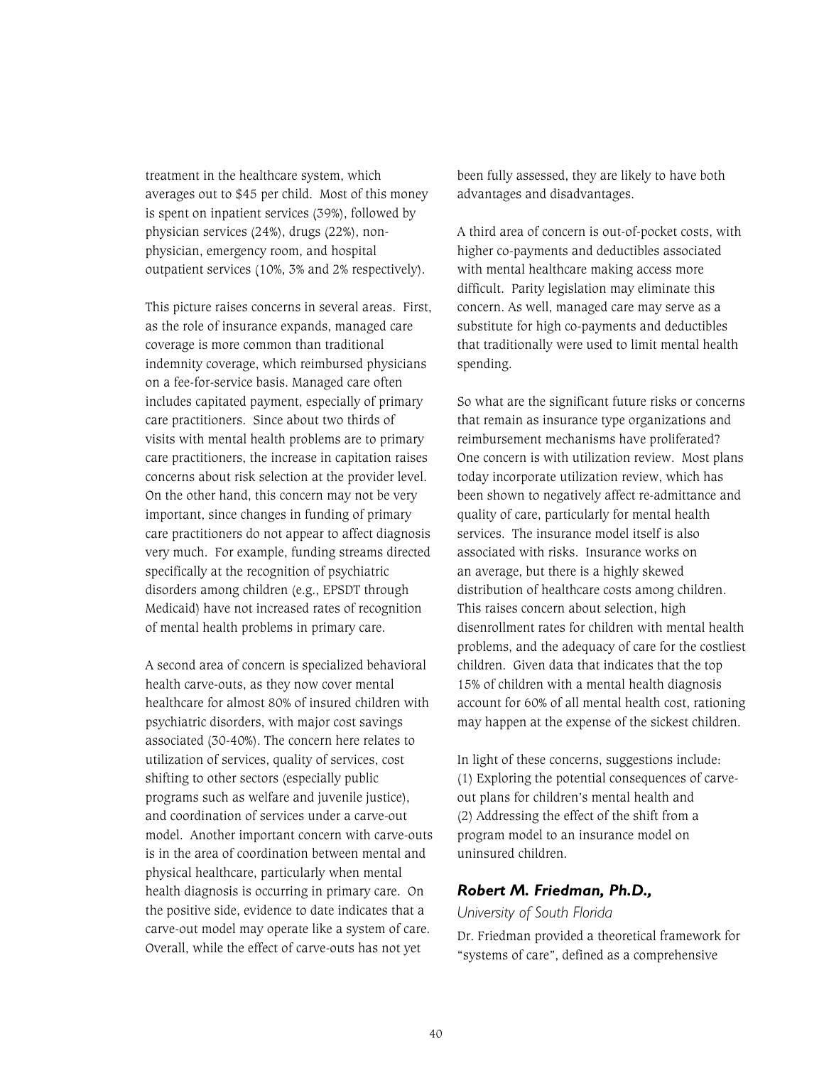treatment in the healthcare system, which averages out to $45 per child. Most of this money is spent on inpatient services (39%), followed by physician services (24%), drugs (22%), non-physician, emergency room, and hospital outpatient services (10%, 3% and 2% respectively).

This picture raises concerns in several areas. First, as the role of insurance expands, managed care coverage is more common than traditional indemnity coverage, which reimbursed physicians on a fee-for-service basis. Managed care often includes capitated payment, especially of primary care practitioners. Since about two thirds of visits with mental health problems are to primary care practitioners, the increase in capitation raises concerns about risk selection at the provider level. On the other hand, this concern may not be very important, since changes in funding of primary care practitioners do not appear to affect diagnosis very much. For example, funding streams directed specifically at the recognition of psychiatric disorders among children (e.g., EPSDT through Medicaid) have not increased rates of recognition of mental health problems in primary care.

A second area of concern is specialized behavioral health carve-outs, as they now cover mental healthcare for almost 80% of insured children with psychiatric disorders, with major cost savings associated (30-40%). The concern here relates to utilization of services, quality of services, cost shifting to other sectors (especially public programs such as welfare and juvenile justice), and coordination of services under a carve-out model. Another important concern with carve-outs is in the area of coordination between mental and physical healthcare, particularly when mental health diagnosis is occurring in primary care. On the positive side, evidence to date indicates that a carve-out model may operate like a system of care. Overall, while the effect of carve-outs has not yet been fully assessed, they are likely to have both advantages and disadvantages.

A third area of concern is out-of-pocket costs, with higher co-payments and deductibles associated with mental healthcare making access more difficult. Parity legislation may eliminate this concern. As well, managed care may serve as a substitute for high co-payments and deductibles that traditionally were used to limit mental health spending.

So what are the significant future risks or concerns that remain as insurance type organizations and reimbursement mechanisms have proliferated? One concern is with utilization review. Most plans today incorporate utilization review, which has been shown to negatively affect re-admittance and quality of care, particularly for mental health services. The insurance model itself is also associated with risks. Insurance works on an average, but there is a highly skewed distribution of healthcare costs among children. This raises concern about selection, high disenrollment rates for children with mental health problems, and the adequacy of care for the costliest children. Given data that indicates that the top 15% of children with a mental health diagnosis account for 60% of all mental health cost, rationing may happen at the expense of the sickest children.

In light of these concerns, suggestions include:
(1) Exploring the potential consequences of carve-out plans for children's mental health and
(2) Addressing the effect of the shift from a program model to an insurance model on uninsured children.

### *Robert M. Friedman, Ph.D.,*

*University of South Florida*

Dr. Friedman provided a theoretical framework for "systems of care", defined as a comprehensive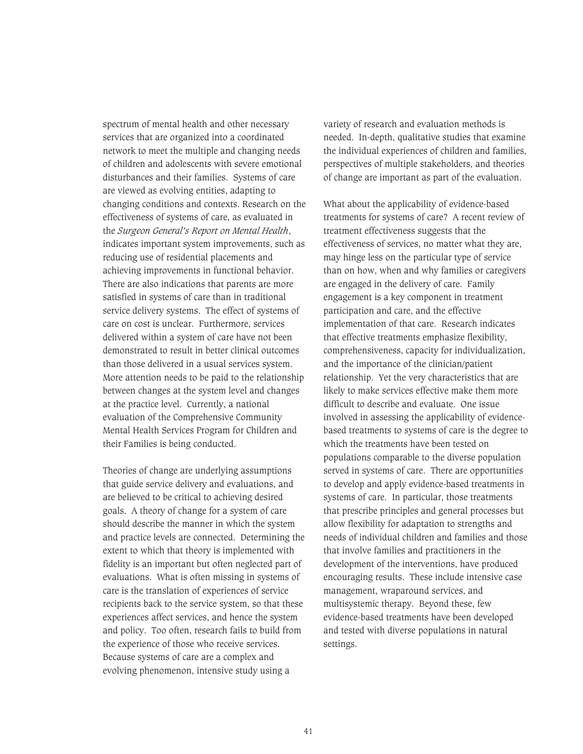spectrum of mental health and other necessary services that are organized into a coordinated network to meet the multiple and changing needs of children and adolescents with severe emotional disturbances and their families. Systems of care are viewed as evolving entities, adapting to changing conditions and contexts. Research on the effectiveness of systems of care, as evaluated in the *Surgeon General's Report on Mental Health*, indicates important system improvements, such as reducing use of residential placements and achieving improvements in functional behavior. There are also indications that parents are more satisfied in systems of care than in traditional service delivery systems. The effect of systems of care on cost is unclear. Furthermore, services delivered within a system of care have not been demonstrated to result in better clinical outcomes than those delivered in a usual services system. More attention needs to be paid to the relationship between changes at the system level and changes at the practice level. Currently, a national evaluation of the Comprehensive Community Mental Health Services Program for Children and their Families is being conducted.

Theories of change are underlying assumptions that guide service delivery and evaluations, and are believed to be critical to achieving desired goals. A theory of change for a system of care should describe the manner in which the system and practice levels are connected. Determining the extent to which that theory is implemented with fidelity is an important but often neglected part of evaluations. What is often missing in systems of care is the translation of experiences of service recipients back to the service system, so that these experiences affect services, and hence the system and policy. Too often, research fails to build from the experience of those who receive services. Because systems of care are a complex and evolving phenomenon, intensive study using a variety of research and evaluation methods is needed. In-depth, qualitative studies that examine the individual experiences of children and families, perspectives of multiple stakeholders, and theories of change are important as part of the evaluation.

What about the applicability of evidence-based treatments for systems of care? A recent review of treatment effectiveness suggests that the effectiveness of services, no matter what they are, may hinge less on the particular type of service than on how, when and why families or caregivers are engaged in the delivery of care. Family engagement is a key component in treatment participation and care, and the effective implementation of that care. Research indicates that effective treatments emphasize flexibility, comprehensiveness, capacity for individualization, and the importance of the clinician/patient relationship. Yet the very characteristics that are likely to make services effective make them more difficult to describe and evaluate. One issue involved in assessing the applicability of evidence-based treatments to systems of care is the degree to which the treatments have been tested on populations comparable to the diverse population served in systems of care. There are opportunities to develop and apply evidence-based treatments in systems of care. In particular, those treatments that prescribe principles and general processes but allow flexibility for adaptation to strengths and needs of individual children and families and those that involve families and practitioners in the development of the interventions, have produced encouraging results. These include intensive case management, wraparound services, and multisystemic therapy. Beyond these, few evidence-based treatments have been developed and tested with diverse populations in natural settings.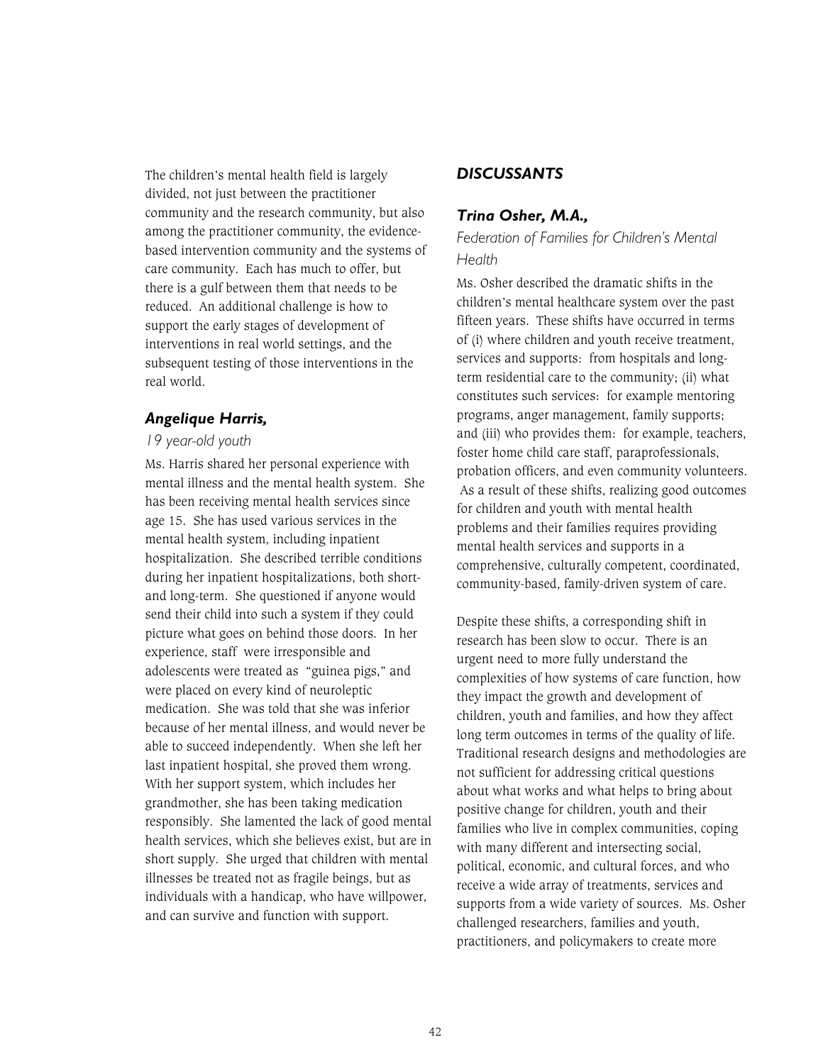The children's mental health field is largely divided, not just between the practitioner community and the research community, but also among the practitioner community, the evidence-based intervention community and the systems of care community. Each has much to offer, but there is a gulf between them that needs to be reduced. An additional challenge is how to support the early stages of development of interventions in real world settings, and the subsequent testing of those interventions in the real world.

### *Angelique Harris,*

*19 year-old youth*

Ms. Harris shared her personal experience with mental illness and the mental health system. She has been receiving mental health services since age 15. She has used various services in the mental health system, including inpatient hospitalization. She described terrible conditions during her inpatient hospitalizations, both short- and long-term. She questioned if anyone would send their child into such a system if they could picture what goes on behind those doors. In her experience, staff were irresponsible and adolescents were treated as "guinea pigs," and were placed on every kind of neuroleptic medication. She was told that she was inferior because of her mental illness, and would never be able to succeed independently. When she left her last inpatient hospital, she proved them wrong. With her support system, which includes her grandmother, she has been taking medication responsibly. She lamented the lack of good mental health services, which she believes exist, but are in short supply. She urged that children with mental illnesses be treated not as fragile beings, but as individuals with a handicap, who have willpower, and can survive and function with support.

## *DISCUSSANTS*

### *Trina Osher, M.A.,*

*Federation of Families for Children's Mental Health*

Ms. Osher described the dramatic shifts in the children's mental healthcare system over the past fifteen years. These shifts have occurred in terms of (i) where children and youth receive treatment, services and supports: from hospitals and long-term residential care to the community; (ii) what constitutes such services: for example mentoring programs, anger management, family supports; and (iii) who provides them: for example, teachers, foster home child care staff, paraprofessionals, probation officers, and even community volunteers. As a result of these shifts, realizing good outcomes for children and youth with mental health problems and their families requires providing mental health services and supports in a comprehensive, culturally competent, coordinated, community-based, family-driven system of care.

Despite these shifts, a corresponding shift in research has been slow to occur. There is an urgent need to more fully understand the complexities of how systems of care function, how they impact the growth and development of children, youth and families, and how they affect long term outcomes in terms of the quality of life. Traditional research designs and methodologies are not sufficient for addressing critical questions about what works and what helps to bring about positive change for children, youth and their families who live in complex communities, coping with many different and intersecting social, political, economic, and cultural forces, and who receive a wide array of treatments, services and supports from a wide variety of sources. Ms. Osher challenged researchers, families and youth, practitioners, and policymakers to create more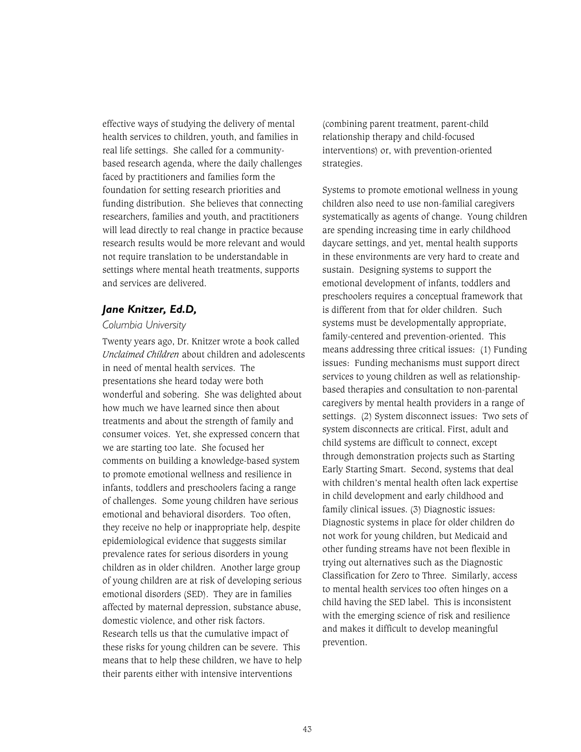effective ways of studying the delivery of mental health services to children, youth, and families in real life settings. She called for a community-based research agenda, where the daily challenges faced by practitioners and families form the foundation for setting research priorities and funding distribution. She believes that connecting researchers, families and youth, and practitioners will lead directly to real change in practice because research results would be more relevant and would not require translation to be understandable in settings where mental heath treatments, supports and services are delivered.

### *Jane Knitzer, Ed.D,*

*Columbia University*

Twenty years ago, Dr. Knitzer wrote a book called *Unclaimed Children* about children and adolescents in need of mental health services. The presentations she heard today were both wonderful and sobering. She was delighted about how much we have learned since then about treatments and about the strength of family and consumer voices. Yet, she expressed concern that we are starting too late. She focused her comments on building a knowledge-based system to promote emotional wellness and resilience in infants, toddlers and preschoolers facing a range of challenges. Some young children have serious emotional and behavioral disorders. Too often, they receive no help or inappropriate help, despite epidemiological evidence that suggests similar prevalence rates for serious disorders in young children as in older children. Another large group of young children are at risk of developing serious emotional disorders (SED). They are in families affected by maternal depression, substance abuse, domestic violence, and other risk factors. Research tells us that the cumulative impact of these risks for young children can be severe. This means that to help these children, we have to help their parents either with intensive interventions (combining parent treatment, parent-child relationship therapy and child-focused interventions) or, with prevention-oriented strategies.

Systems to promote emotional wellness in young children also need to use non-familial caregivers systematically as agents of change. Young children are spending increasing time in early childhood daycare settings, and yet, mental health supports in these environments are very hard to create and sustain. Designing systems to support the emotional development of infants, toddlers and preschoolers requires a conceptual framework that is different from that for older children. Such systems must be developmentally appropriate, family-centered and prevention-oriented. This means addressing three critical issues: (1) Funding issues: Funding mechanisms must support direct services to young children as well as relationship-based therapies and consultation to non-parental caregivers by mental health providers in a range of settings. (2) System disconnect issues: Two sets of system disconnects are critical. First, adult and child systems are difficult to connect, except through demonstration projects such as Starting Early Starting Smart. Second, systems that deal with children's mental health often lack expertise in child development and early childhood and family clinical issues. (3) Diagnostic issues: Diagnostic systems in place for older children do not work for young children, but Medicaid and other funding streams have not been flexible in trying out alternatives such as the Diagnostic Classification for Zero to Three. Similarly, access to mental health services too often hinges on a child having the SED label. This is inconsistent with the emerging science of risk and resilience and makes it difficult to develop meaningful prevention.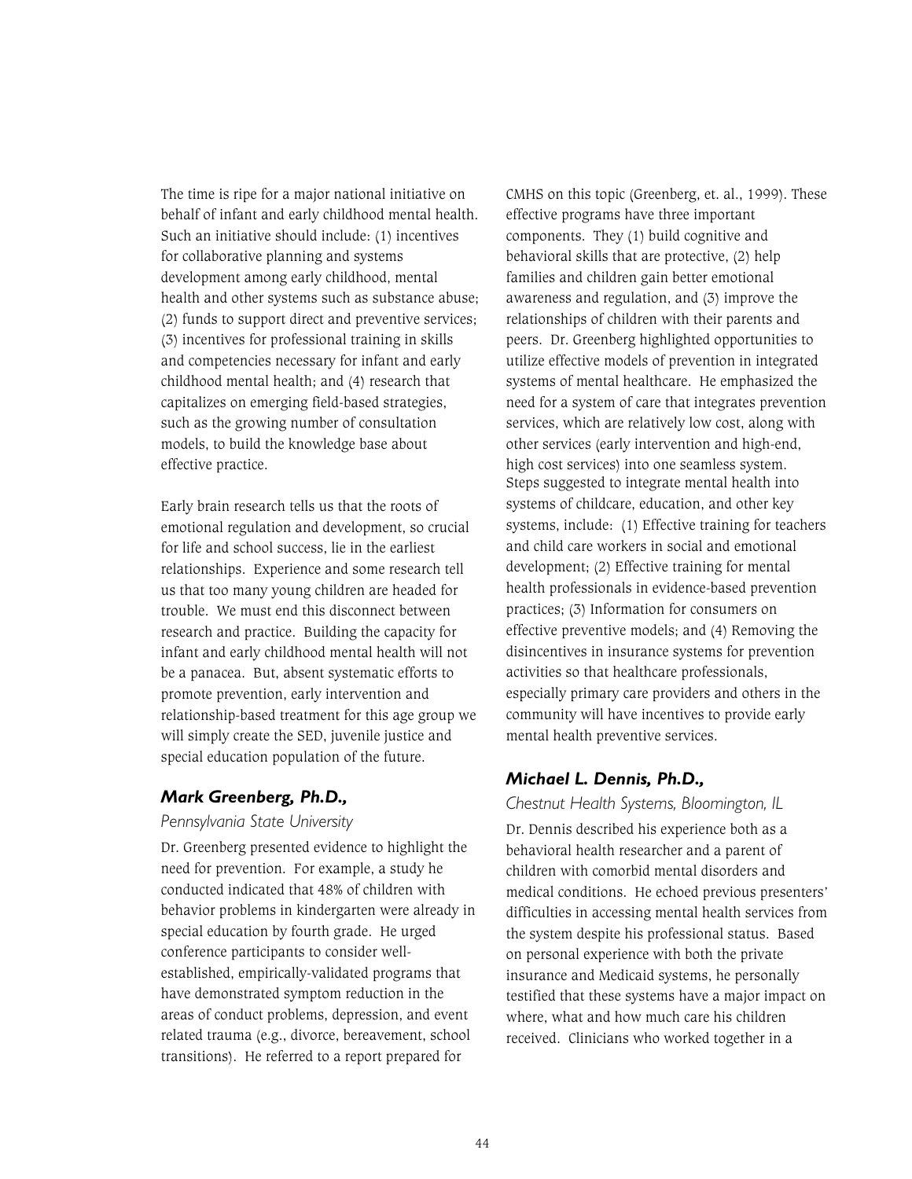The time is ripe for a major national initiative on behalf of infant and early childhood mental health. Such an initiative should include: (1) incentives for collaborative planning and systems development among early childhood, mental health and other systems such as substance abuse; (2) funds to support direct and preventive services; (3) incentives for professional training in skills and competencies necessary for infant and early childhood mental health; and (4) research that capitalizes on emerging field-based strategies, such as the growing number of consultation models, to build the knowledge base about effective practice.

Early brain research tells us that the roots of emotional regulation and development, so crucial for life and school success, lie in the earliest relationships. Experience and some research tell us that too many young children are headed for trouble. We must end this disconnect between research and practice. Building the capacity for infant and early childhood mental health will not be a panacea. But, absent systematic efforts to promote prevention, early intervention and relationship-based treatment for this age group we will simply create the SED, juvenile justice and special education population of the future.

### *Mark Greenberg, Ph.D.,*

*Pennsylvania State University*

Dr. Greenberg presented evidence to highlight the need for prevention. For example, a study he conducted indicated that 48% of children with behavior problems in kindergarten were already in special education by fourth grade. He urged conference participants to consider well-established, empirically-validated programs that have demonstrated symptom reduction in the areas of conduct problems, depression, and event related trauma (e.g., divorce, bereavement, school transitions). He referred to a report prepared for CMHS on this topic (Greenberg, et. al., 1999). These effective programs have three important components. They (1) build cognitive and behavioral skills that are protective, (2) help families and children gain better emotional awareness and regulation, and (3) improve the relationships of children with their parents and peers. Dr. Greenberg highlighted opportunities to utilize effective models of prevention in integrated systems of mental healthcare. He emphasized the need for a system of care that integrates prevention services, which are relatively low cost, along with other services (early intervention and high-end, high cost services) into one seamless system. Steps suggested to integrate mental health into systems of childcare, education, and other key systems, include: (1) Effective training for teachers and child care workers in social and emotional development; (2) Effective training for mental health professionals in evidence-based prevention practices; (3) Information for consumers on effective preventive models; and (4) Removing the disincentives in insurance systems for prevention activities so that healthcare professionals, especially primary care providers and others in the community will have incentives to provide early mental health preventive services.

### *Michael L. Dennis, Ph.D.,*

*Chestnut Health Systems, Bloomington, IL*

Dr. Dennis described his experience both as a behavioral health researcher and a parent of children with comorbid mental disorders and medical conditions. He echoed previous presenters' difficulties in accessing mental health services from the system despite his professional status. Based on personal experience with both the private insurance and Medicaid systems, he personally testified that these systems have a major impact on where, what and how much care his children received. Clinicians who worked together in a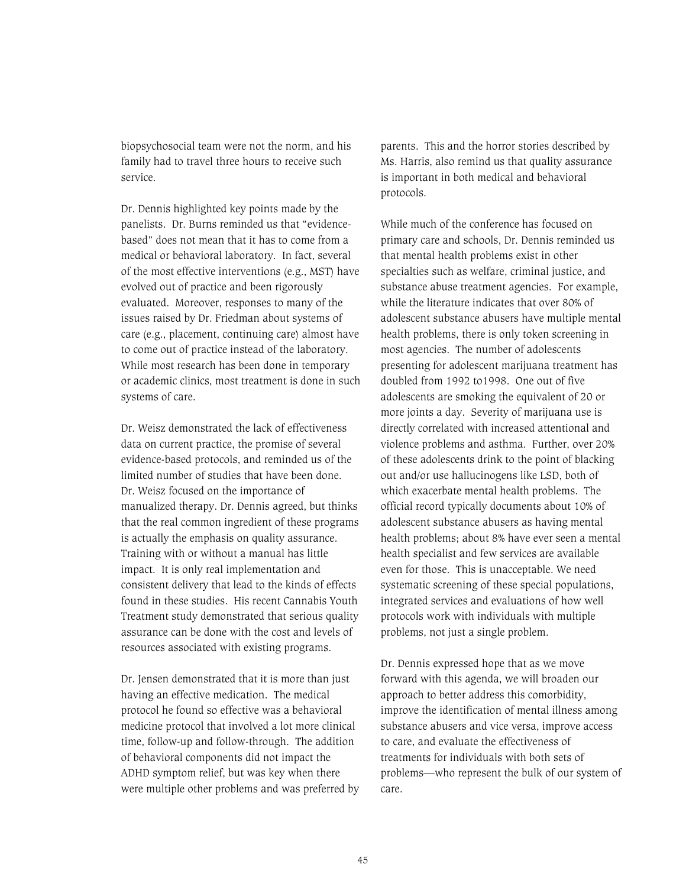biopsychosocial team were not the norm, and his family had to travel three hours to receive such service.

Dr. Dennis highlighted key points made by the panelists. Dr. Burns reminded us that "evidence-based" does not mean that it has to come from a medical or behavioral laboratory. In fact, several of the most effective interventions (e.g., MST) have evolved out of practice and been rigorously evaluated. Moreover, responses to many of the issues raised by Dr. Friedman about systems of care (e.g., placement, continuing care) almost have to come out of practice instead of the laboratory. While most research has been done in temporary or academic clinics, most treatment is done in such systems of care.

Dr. Weisz demonstrated the lack of effectiveness data on current practice, the promise of several evidence-based protocols, and reminded us of the limited number of studies that have been done. Dr. Weisz focused on the importance of manualized therapy. Dr. Dennis agreed, but thinks that the real common ingredient of these programs is actually the emphasis on quality assurance. Training with or without a manual has little impact. It is only real implementation and consistent delivery that lead to the kinds of effects found in these studies. His recent Cannabis Youth Treatment study demonstrated that serious quality assurance can be done with the cost and levels of resources associated with existing programs.

Dr. Jensen demonstrated that it is more than just having an effective medication. The medical protocol he found so effective was a behavioral medicine protocol that involved a lot more clinical time, follow-up and follow-through. The addition of behavioral components did not impact the ADHD symptom relief, but was key when there were multiple other problems and was preferred by parents. This and the horror stories described by Ms. Harris, also remind us that quality assurance is important in both medical and behavioral protocols.

While much of the conference has focused on primary care and schools, Dr. Dennis reminded us that mental health problems exist in other specialties such as welfare, criminal justice, and substance abuse treatment agencies. For example, while the literature indicates that over 80% of adolescent substance abusers have multiple mental health problems, there is only token screening in most agencies. The number of adolescents presenting for adolescent marijuana treatment has doubled from 1992 to1998. One out of five adolescents are smoking the equivalent of 20 or more joints a day. Severity of marijuana use is directly correlated with increased attentional and violence problems and asthma. Further, over 20% of these adolescents drink to the point of blacking out and/or use hallucinogens like LSD, both of which exacerbate mental health problems. The official record typically documents about 10% of adolescent substance abusers as having mental health problems; about 8% have ever seen a mental health specialist and few services are available even for those. This is unacceptable. We need systematic screening of these special populations, integrated services and evaluations of how well protocols work with individuals with multiple problems, not just a single problem.

Dr. Dennis expressed hope that as we move forward with this agenda, we will broaden our approach to better address this comorbidity, improve the identification of mental illness among substance abusers and vice versa, improve access to care, and evaluate the effectiveness of treatments for individuals with both sets of problems—who represent the bulk of our system of care.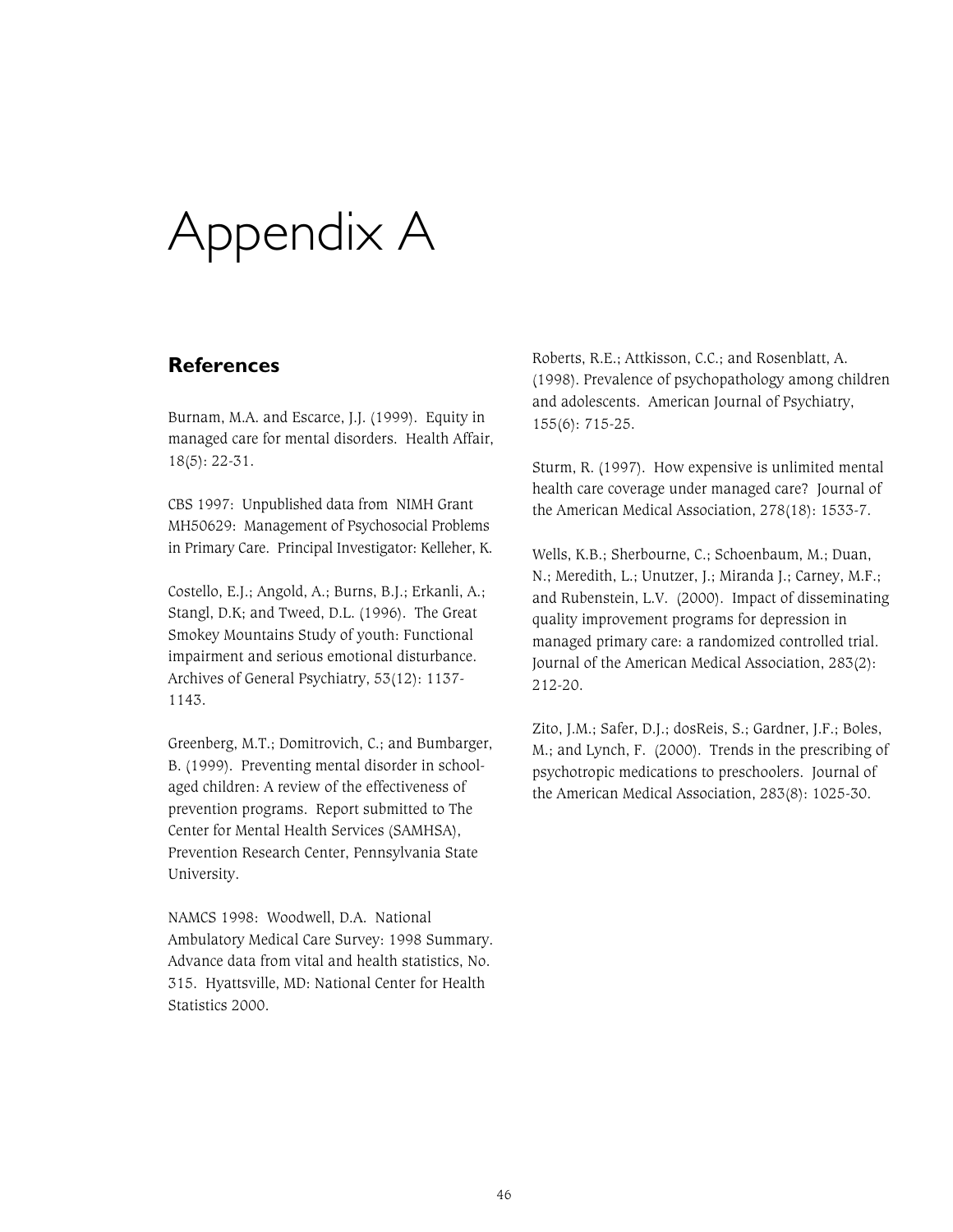# Appendix A

## References

Burnam, M.A. and Escarce, J.J. (1999). Equity in managed care for mental disorders. Health Affair, 18(5): 22-31.

CBS 1997: Unpublished data from NIMH Grant MH50629: Management of Psychosocial Problems in Primary Care. Principal Investigator: Kelleher, K.

Costello, E.J.; Angold, A.; Burns, B.J.; Erkanli, A.; Stangl, D.K; and Tweed, D.L. (1996). The Great Smokey Mountains Study of youth: Functional impairment and serious emotional disturbance. Archives of General Psychiatry, 53(12): 1137-1143.

Greenberg, M.T.; Domitrovich, C.; and Bumbarger, B. (1999). Preventing mental disorder in school-aged children: A review of the effectiveness of prevention programs. Report submitted to The Center for Mental Health Services (SAMHSA), Prevention Research Center, Pennsylvania State University.

NAMCS 1998: Woodwell, D.A. National Ambulatory Medical Care Survey: 1998 Summary. Advance data from vital and health statistics, No. 315. Hyattsville, MD: National Center for Health Statistics 2000.

Roberts, R.E.; Attkisson, C.C.; and Rosenblatt, A. (1998). Prevalence of psychopathology among children and adolescents. American Journal of Psychiatry, 155(6): 715-25.

Sturm, R. (1997). How expensive is unlimited mental health care coverage under managed care? Journal of the American Medical Association, 278(18): 1533-7.

Wells, K.B.; Sherbourne, C.; Schoenbaum, M.; Duan, N.; Meredith, L.; Unutzer, J.; Miranda J.; Carney, M.F.; and Rubenstein, L.V. (2000). Impact of disseminating quality improvement programs for depression in managed primary care: a randomized controlled trial. Journal of the American Medical Association, 283(2): 212-20.

Zito, J.M.; Safer, D.J.; dosReis, S.; Gardner, J.F.; Boles, M.; and Lynch, F. (2000). Trends in the prescribing of psychotropic medications to preschoolers. Journal of the American Medical Association, 283(8): 1025-30.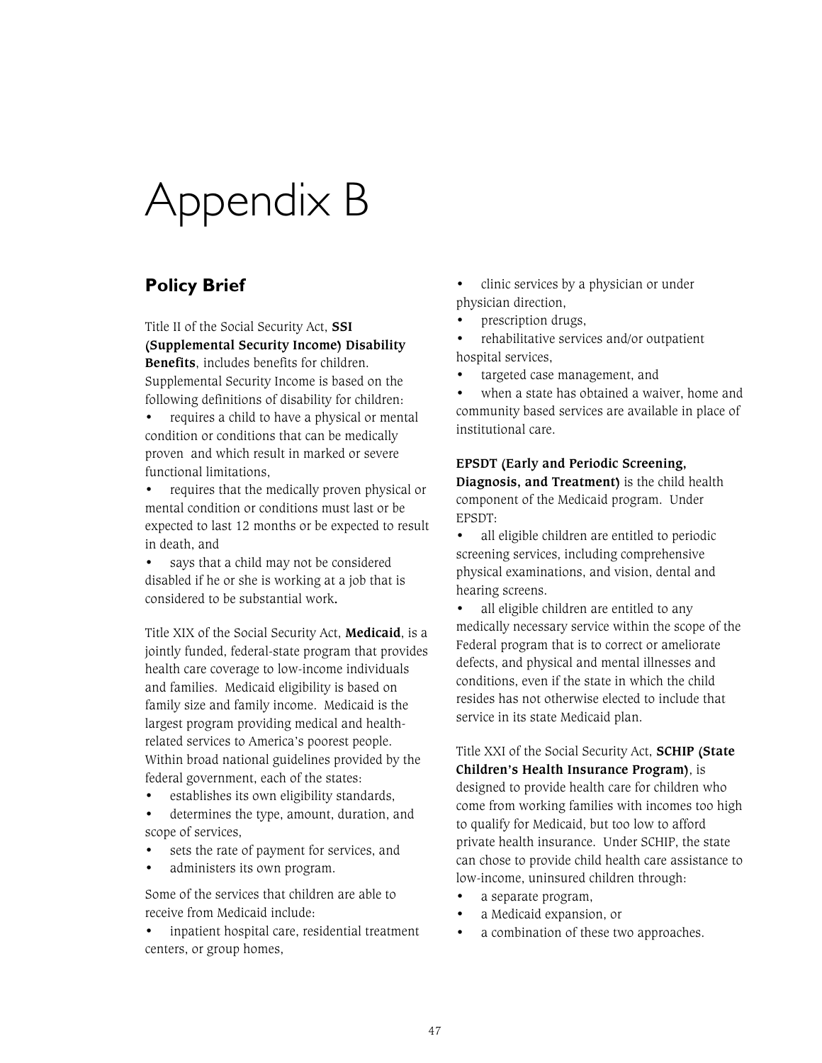# Appendix B

## Policy Brief

Title II of the Social Security Act, **SSI (Supplemental Security Income) Disability Benefits**, includes benefits for children. Supplemental Security Income is based on the following definitions of disability for children:

- requires a child to have a physical or mental condition or conditions that can be medically proven and which result in marked or severe functional limitations,
- requires that the medically proven physical or mental condition or conditions must last or be expected to last 12 months or be expected to result in death, and
- says that a child may not be considered disabled if he or she is working at a job that is considered to be substantial work**.**

Title XIX of the Social Security Act, **Medicaid**, is a jointly funded, federal-state program that provides health care coverage to low-income individuals and families. Medicaid eligibility is based on family size and family income. Medicaid is the largest program providing medical and health-related services to America's poorest people. Within broad national guidelines provided by the federal government, each of the states:

- establishes its own eligibility standards,
- determines the type, amount, duration, and scope of services,
- sets the rate of payment for services, and
- administers its own program.

Some of the services that children are able to receive from Medicaid include:

- inpatient hospital care, residential treatment centers, or group homes,
- clinic services by a physician or under physician direction,
- prescription drugs,
- rehabilitative services and/or outpatient hospital services,
- targeted case management, and
- when a state has obtained a waiver, home and community based services are available in place of institutional care.

**EPSDT (Early and Periodic Screening, Diagnosis, and Treatment)** is the child health component of the Medicaid program. Under EPSDT:

- all eligible children are entitled to periodic screening services, including comprehensive physical examinations, and vision, dental and hearing screens.
- all eligible children are entitled to any medically necessary service within the scope of the Federal program that is to correct or ameliorate defects, and physical and mental illnesses and conditions, even if the state in which the child resides has not otherwise elected to include that service in its state Medicaid plan.

Title XXI of the Social Security Act, **SCHIP (State Children's Health Insurance Program)**, is designed to provide health care for children who come from working families with incomes too high to qualify for Medicaid, but too low to afford private health insurance. Under SCHIP, the state can chose to provide child health care assistance to low-income, uninsured children through:

- a separate program,
- a Medicaid expansion, or
- a combination of these two approaches.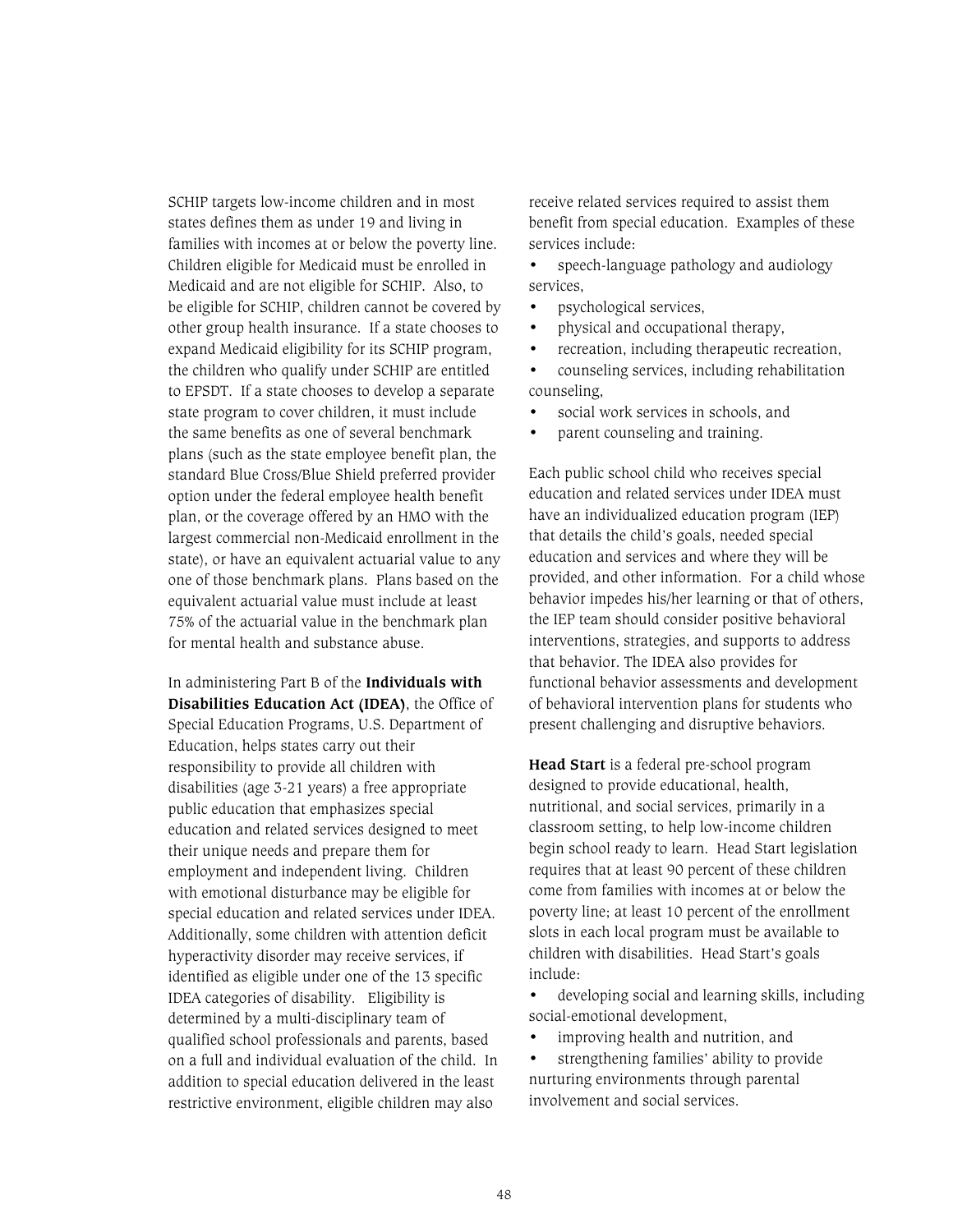SCHIP targets low-income children and in most states defines them as under 19 and living in families with incomes at or below the poverty line. Children eligible for Medicaid must be enrolled in Medicaid and are not eligible for SCHIP. Also, to be eligible for SCHIP, children cannot be covered by other group health insurance. If a state chooses to expand Medicaid eligibility for its SCHIP program, the children who qualify under SCHIP are entitled to EPSDT. If a state chooses to develop a separate state program to cover children, it must include the same benefits as one of several benchmark plans (such as the state employee benefit plan, the standard Blue Cross/Blue Shield preferred provider option under the federal employee health benefit plan, or the coverage offered by an HMO with the largest commercial non-Medicaid enrollment in the state), or have an equivalent actuarial value to any one of those benchmark plans. Plans based on the equivalent actuarial value must include at least 75% of the actuarial value in the benchmark plan for mental health and substance abuse.

In administering Part B of the **Individuals with Disabilities Education Act (IDEA)**, the Office of Special Education Programs, U.S. Department of Education, helps states carry out their responsibility to provide all children with disabilities (age 3-21 years) a free appropriate public education that emphasizes special education and related services designed to meet their unique needs and prepare them for employment and independent living. Children with emotional disturbance may be eligible for special education and related services under IDEA. Additionally, some children with attention deficit hyperactivity disorder may receive services, if identified as eligible under one of the 13 specific IDEA categories of disability. Eligibility is determined by a multi-disciplinary team of qualified school professionals and parents, based on a full and individual evaluation of the child. In addition to special education delivered in the least restrictive environment, eligible children may also receive related services required to assist them benefit from special education. Examples of these services include:

- speech-language pathology and audiology services,
- psychological services,
- physical and occupational therapy,
- recreation, including therapeutic recreation,
- counseling services, including rehabilitation counseling,
- social work services in schools, and
- parent counseling and training.

Each public school child who receives special education and related services under IDEA must have an individualized education program (IEP) that details the child's goals, needed special education and services and where they will be provided, and other information. For a child whose behavior impedes his/her learning or that of others, the IEP team should consider positive behavioral interventions, strategies, and supports to address that behavior. The IDEA also provides for functional behavior assessments and development of behavioral intervention plans for students who present challenging and disruptive behaviors.

**Head Start** is a federal pre-school program designed to provide educational, health, nutritional, and social services, primarily in a classroom setting, to help low-income children begin school ready to learn. Head Start legislation requires that at least 90 percent of these children come from families with incomes at or below the poverty line; at least 10 percent of the enrollment slots in each local program must be available to children with disabilities. Head Start's goals include:

- developing social and learning skills, including social-emotional development,
- improving health and nutrition, and
- strengthening families' ability to provide nurturing environments through parental involvement and social services.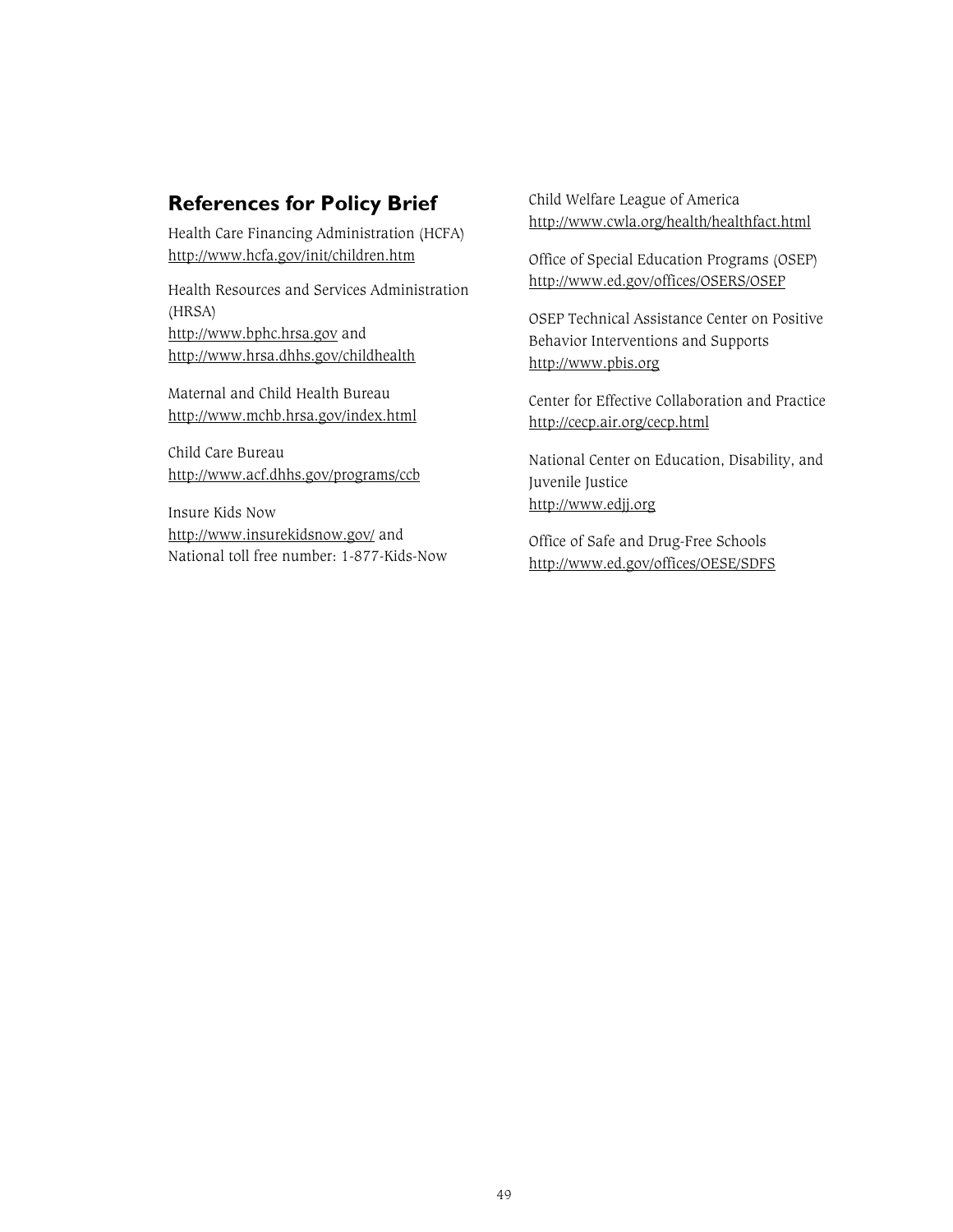## References for Policy Brief

Health Care Financing Administration (HCFA)
http://www.hcfa.gov/init/children.htm

Health Resources and Services Administration (HRSA)
http://www.bphc.hrsa.gov and
http://www.hrsa.dhhs.gov/childhealth

Maternal and Child Health Bureau
http://www.mchb.hrsa.gov/index.html

Child Care Bureau
http://www.acf.dhhs.gov/programs/ccb

Insure Kids Now
http://www.insurekidsnow.gov/ and
National toll free number: 1-877-Kids-Now

Child Welfare League of America
http://www.cwla.org/health/healthfact.html

Office of Special Education Programs (OSEP)
http://www.ed.gov/offices/OSERS/OSEP

OSEP Technical Assistance Center on Positive Behavior Interventions and Supports
http://www.pbis.org

Center for Effective Collaboration and Practice
http://cecp.air.org/cecp.html

National Center on Education, Disability, and Juvenile Justice
http://www.edjj.org

Office of Safe and Drug-Free Schools
http://www.ed.gov/offices/OESE/SDFS